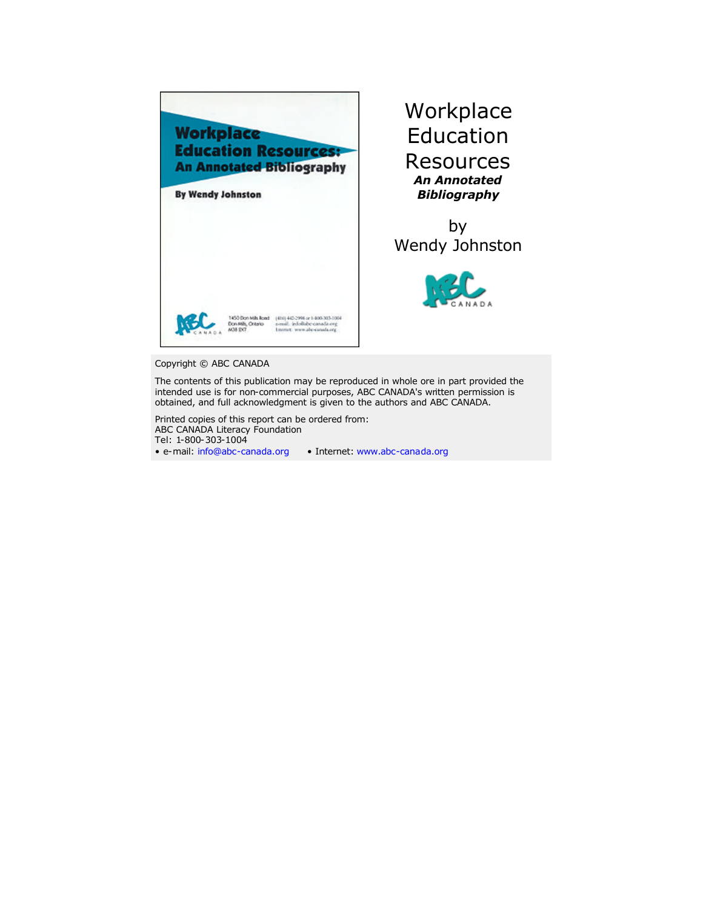# Workplace Education Resources

***An Annotated Bibliography***

by
Wendy Johnston

Copyright © ABC CANADA

The contents of this publication may be reproduced in whole ore in part provided the intended use is for non-commercial purposes, ABC CANADA's written permission is obtained, and full acknowledgment is given to the authors and ABC CANADA.

Printed copies of this report can be ordered from:
ABC CANADA Literacy Foundation
Tel: 1-800-303-1004
• e-mail: info@abc-canada.org • Internet: www.abc-canada.org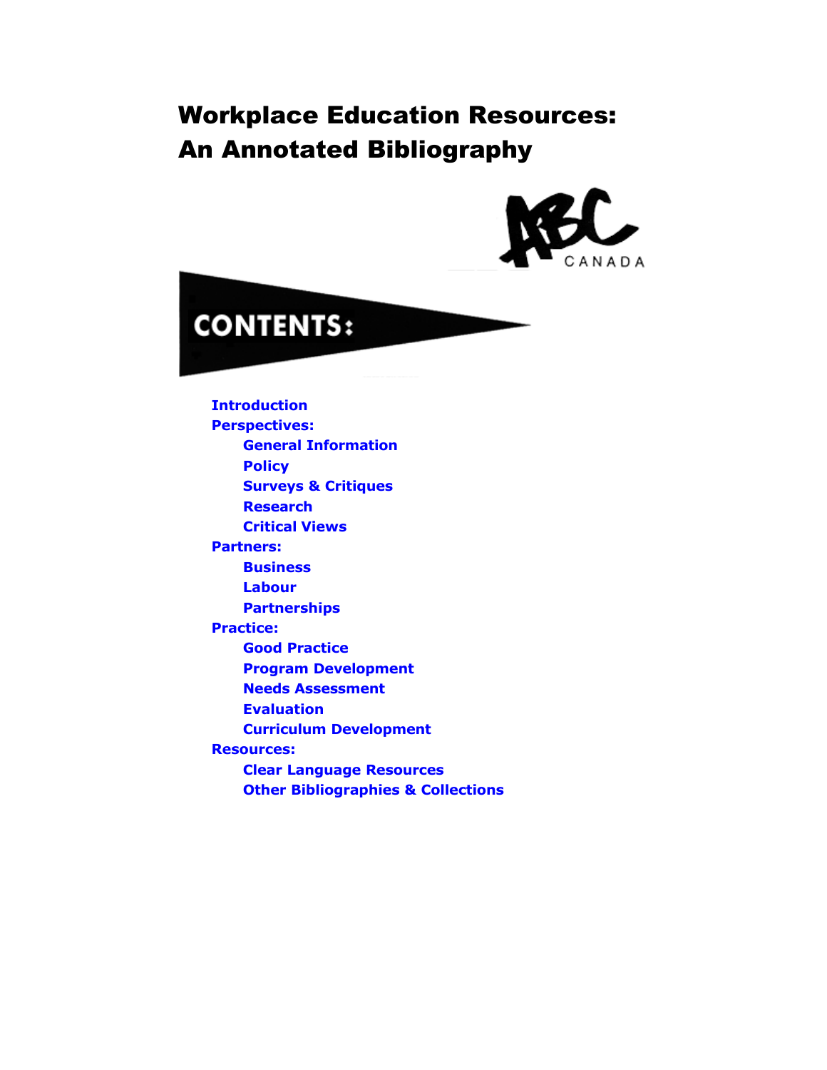# Workplace Education Resources: An Annotated Bibliography

ABC CANADA

## CONTENTS:

- Introduction
- Perspectives:
  - General Information
  - Policy
  - Surveys & Critiques
  - Research
  - Critical Views
- Partners:
  - Business
  - Labour
  - Partnerships
- Practice:
  - Good Practice
  - Program Development
  - Needs Assessment
  - Evaluation
  - Curriculum Development
- Resources:
  - Clear Language Resources
  - Other Bibliographies & Collections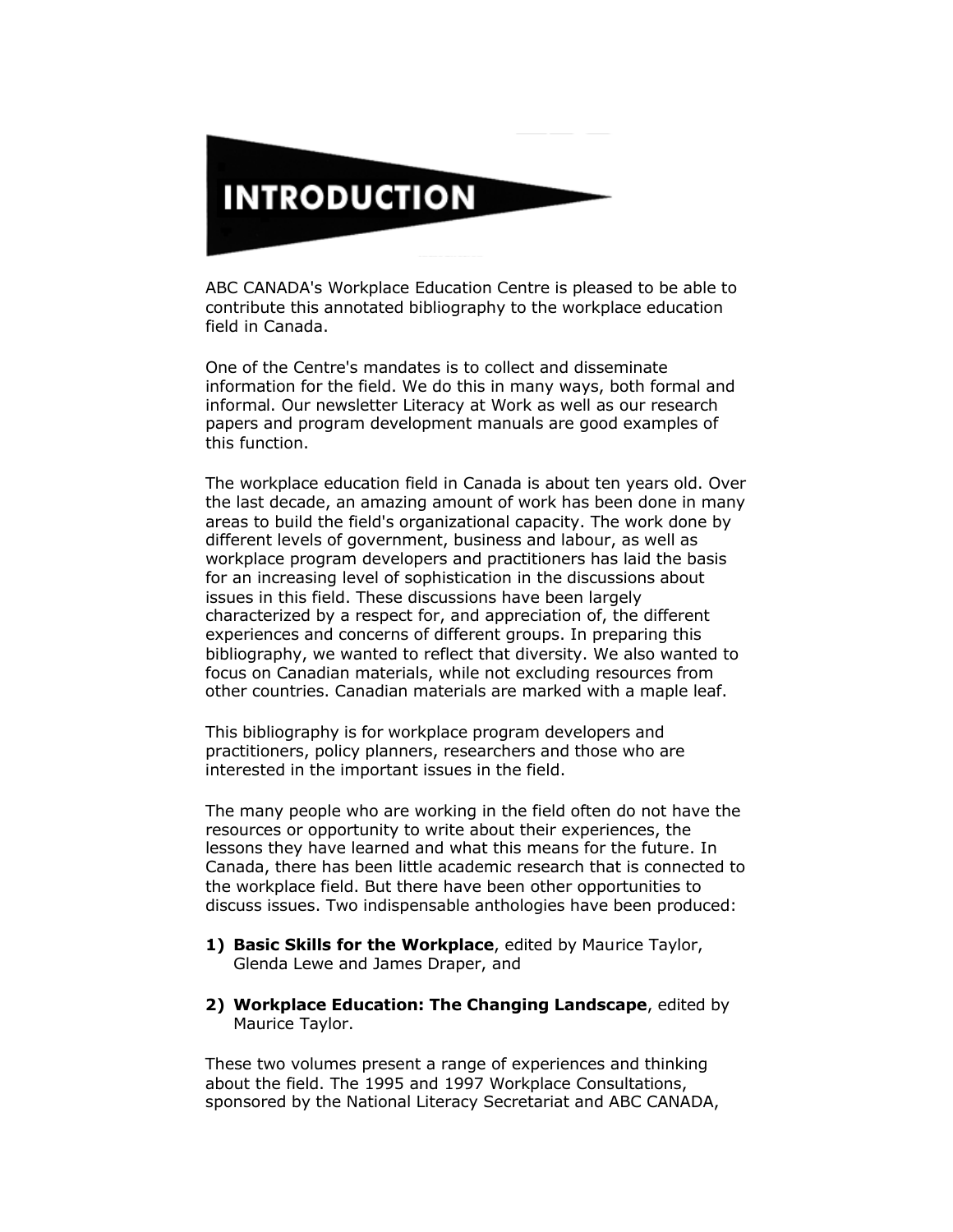# INTRODUCTION

ABC CANADA's Workplace Education Centre is pleased to be able to contribute this annotated bibliography to the workplace education field in Canada.

One of the Centre's mandates is to collect and disseminate information for the field. We do this in many ways, both formal and informal. Our newsletter Literacy at Work as well as our research papers and program development manuals are good examples of this function.

The workplace education field in Canada is about ten years old. Over the last decade, an amazing amount of work has been done in many areas to build the field's organizational capacity. The work done by different levels of government, business and labour, as well as workplace program developers and practitioners has laid the basis for an increasing level of sophistication in the discussions about issues in this field. These discussions have been largely characterized by a respect for, and appreciation of, the different experiences and concerns of different groups. In preparing this bibliography, we wanted to reflect that diversity. We also wanted to focus on Canadian materials, while not excluding resources from other countries. Canadian materials are marked with a maple leaf.

This bibliography is for workplace program developers and practitioners, policy planners, researchers and those who are interested in the important issues in the field.

The many people who are working in the field often do not have the resources or opportunity to write about their experiences, the lessons they have learned and what this means for the future. In Canada, there has been little academic research that is connected to the workplace field. But there have been other opportunities to discuss issues. Two indispensable anthologies have been produced:

1) **Basic Skills for the Workplace**, edited by Maurice Taylor, Glenda Lewe and James Draper, and

2) **Workplace Education: The Changing Landscape**, edited by Maurice Taylor.

These two volumes present a range of experiences and thinking about the field. The 1995 and 1997 Workplace Consultations, sponsored by the National Literacy Secretariat and ABC CANADA,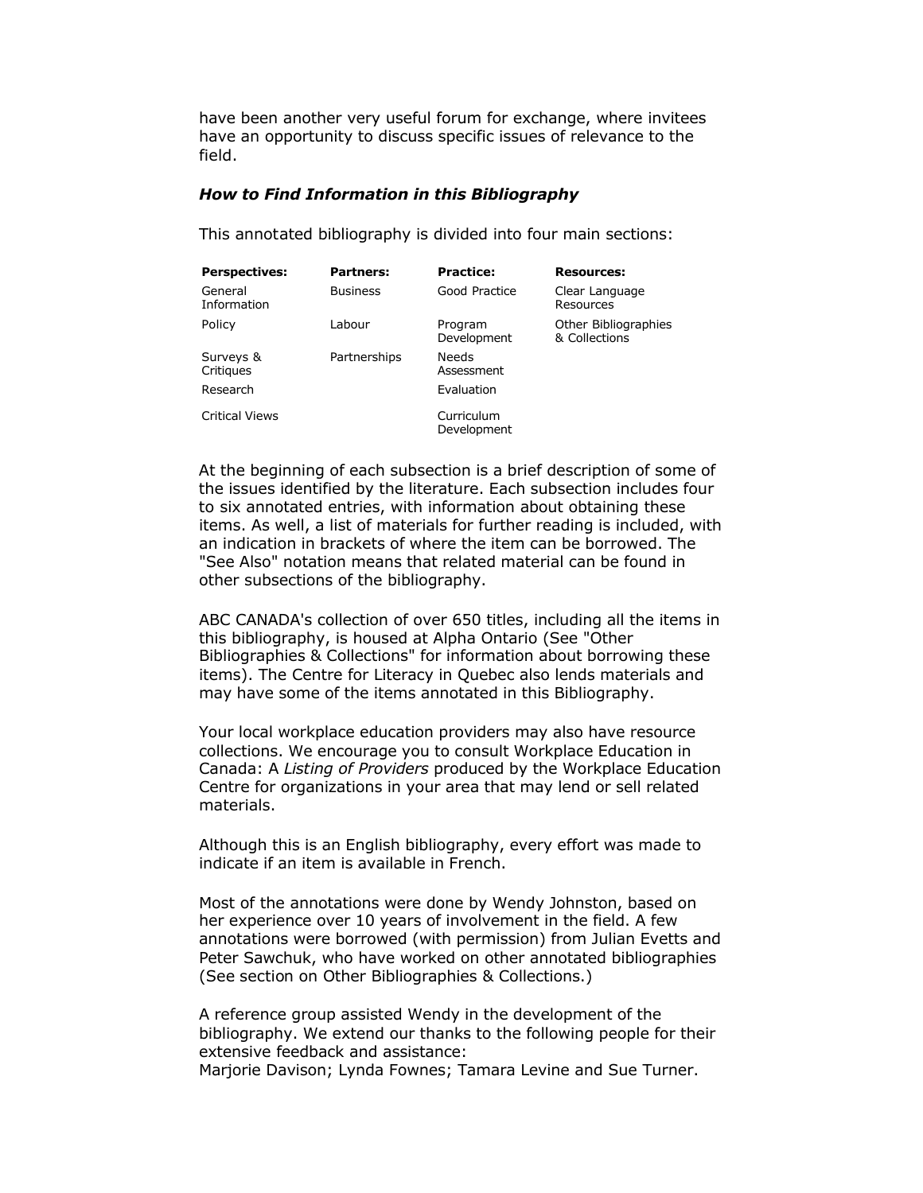have been another very useful forum for exchange, where invitees have an opportunity to discuss specific issues of relevance to the field.

### *How to Find Information in this Bibliography*

This annotated bibliography is divided into four main sections:

| **Perspectives:** | **Partners:** | **Practice:** | **Resources:** |
|---|---|---|---|
| General Information | Business | Good Practice | Clear Language Resources |
| Policy | Labour | Program Development | Other Bibliographies & Collections |
| Surveys & Critiques | Partnerships | Needs Assessment | |
| Research | | Evaluation | |
| Critical Views | | Curriculum Development | |

At the beginning of each subsection is a brief description of some of the issues identified by the literature. Each subsection includes four to six annotated entries, with information about obtaining these items. As well, a list of materials for further reading is included, with an indication in brackets of where the item can be borrowed. The "See Also" notation means that related material can be found in other subsections of the bibliography.

ABC CANADA's collection of over 650 titles, including all the items in this bibliography, is housed at Alpha Ontario (See "Other Bibliographies & Collections" for information about borrowing these items). The Centre for Literacy in Quebec also lends materials and may have some of the items annotated in this Bibliography.

Your local workplace education providers may also have resource collections. We encourage you to consult Workplace Education in Canada: A *Listing of Providers* produced by the Workplace Education Centre for organizations in your area that may lend or sell related materials.

Although this is an English bibliography, every effort was made to indicate if an item is available in French.

Most of the annotations were done by Wendy Johnston, based on her experience over 10 years of involvement in the field. A few annotations were borrowed (with permission) from Julian Evetts and Peter Sawchuk, who have worked on other annotated bibliographies (See section on Other Bibliographies & Collections.)

A reference group assisted Wendy in the development of the bibliography. We extend our thanks to the following people for their extensive feedback and assistance:
Marjorie Davison; Lynda Fownes; Tamara Levine and Sue Turner.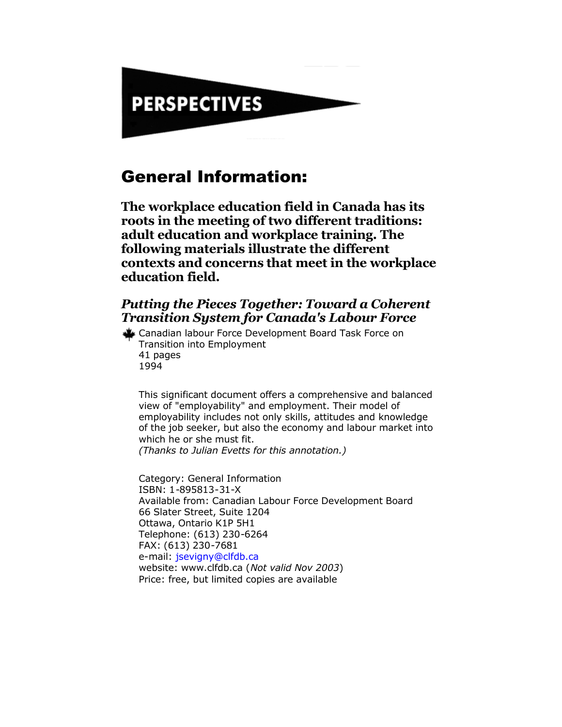# PERSPECTIVES

## General Information:

**The workplace education field in Canada has its roots in the meeting of two different traditions: adult education and workplace training. The following materials illustrate the different contexts and concerns that meet in the workplace education field.**

### *Putting the Pieces Together: Toward a Coherent Transition System for Canada's Labour Force*

Canadian labour Force Development Board Task Force on Transition into Employment
41 pages
1994

This significant document offers a comprehensive and balanced view of "employability" and employment. Their model of employability includes not only skills, attitudes and knowledge of the job seeker, but also the economy and labour market into which he or she must fit.
*(Thanks to Julian Evetts for this annotation.)*

Category: General Information
ISBN: 1-895813-31-X
Available from: Canadian Labour Force Development Board
66 Slater Street, Suite 1204
Ottawa, Ontario K1P 5H1
Telephone: (613) 230-6264
FAX: (613) 230-7681
e-mail: jsevigny@clfdb.ca
website: www.clfdb.ca (*Not valid Nov 2003*)
Price: free, but limited copies are available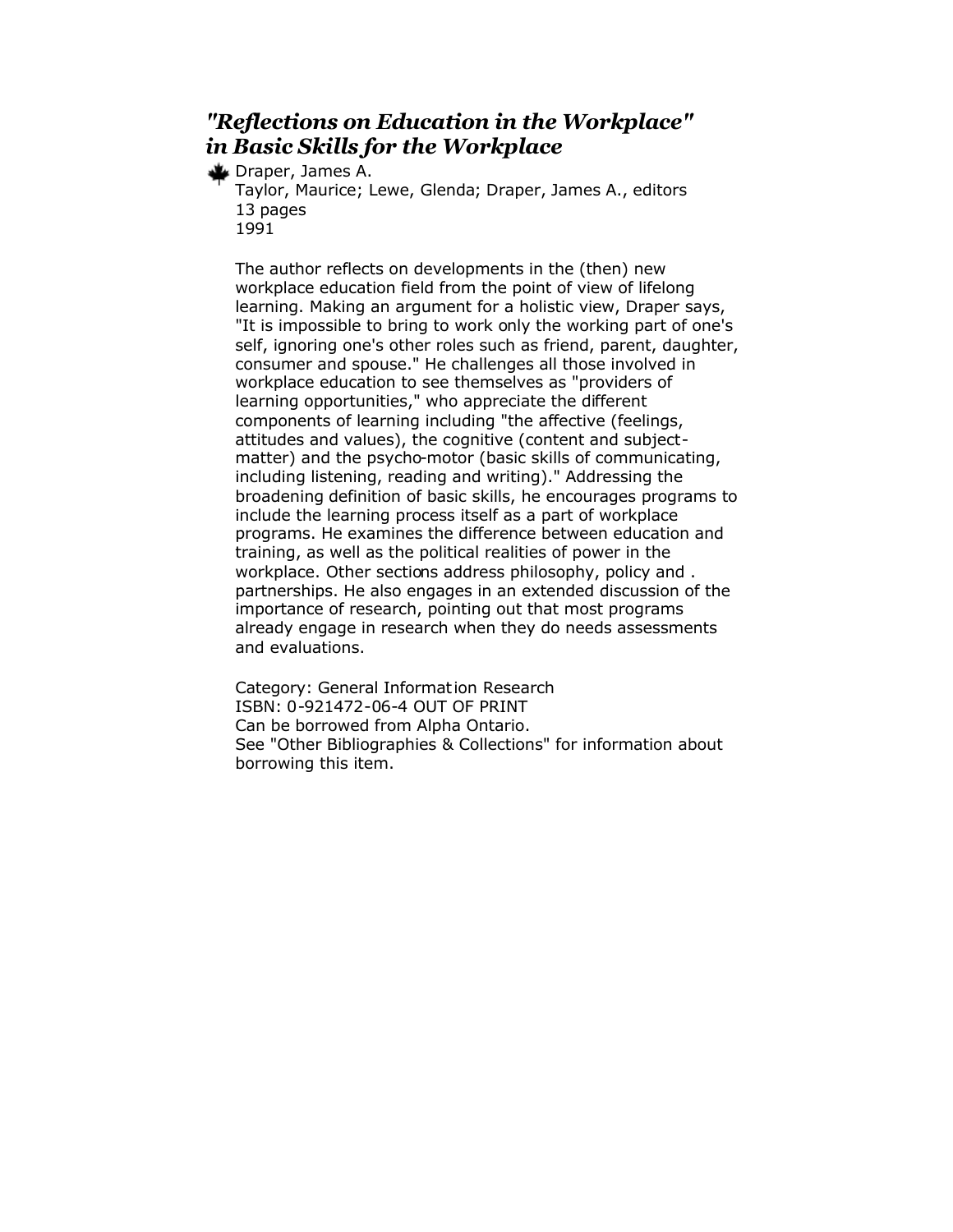## *"Reflections on Education in the Workplace" in Basic Skills for the Workplace*

Draper, James A.
Taylor, Maurice; Lewe, Glenda; Draper, James A., editors
13 pages
1991

The author reflects on developments in the (then) new workplace education field from the point of view of lifelong learning. Making an argument for a holistic view, Draper says, "It is impossible to bring to work only the working part of one's self, ignoring one's other roles such as friend, parent, daughter, consumer and spouse." He challenges all those involved in workplace education to see themselves as "providers of learning opportunities," who appreciate the different components of learning including "the affective (feelings, attitudes and values), the cognitive (content and subject-matter) and the psycho-motor (basic skills of communicating, including listening, reading and writing)." Addressing the broadening definition of basic skills, he encourages programs to include the learning process itself as a part of workplace programs. He examines the difference between education and training, as well as the political realities of power in the workplace. Other sections address philosophy, policy and . partnerships. He also engages in an extended discussion of the importance of research, pointing out that most programs already engage in research when they do needs assessments and evaluations.

Category: General Information Research
ISBN: 0-921472-06-4 OUT OF PRINT
Can be borrowed from Alpha Ontario.
See "Other Bibliographies & Collections" for information about borrowing this item.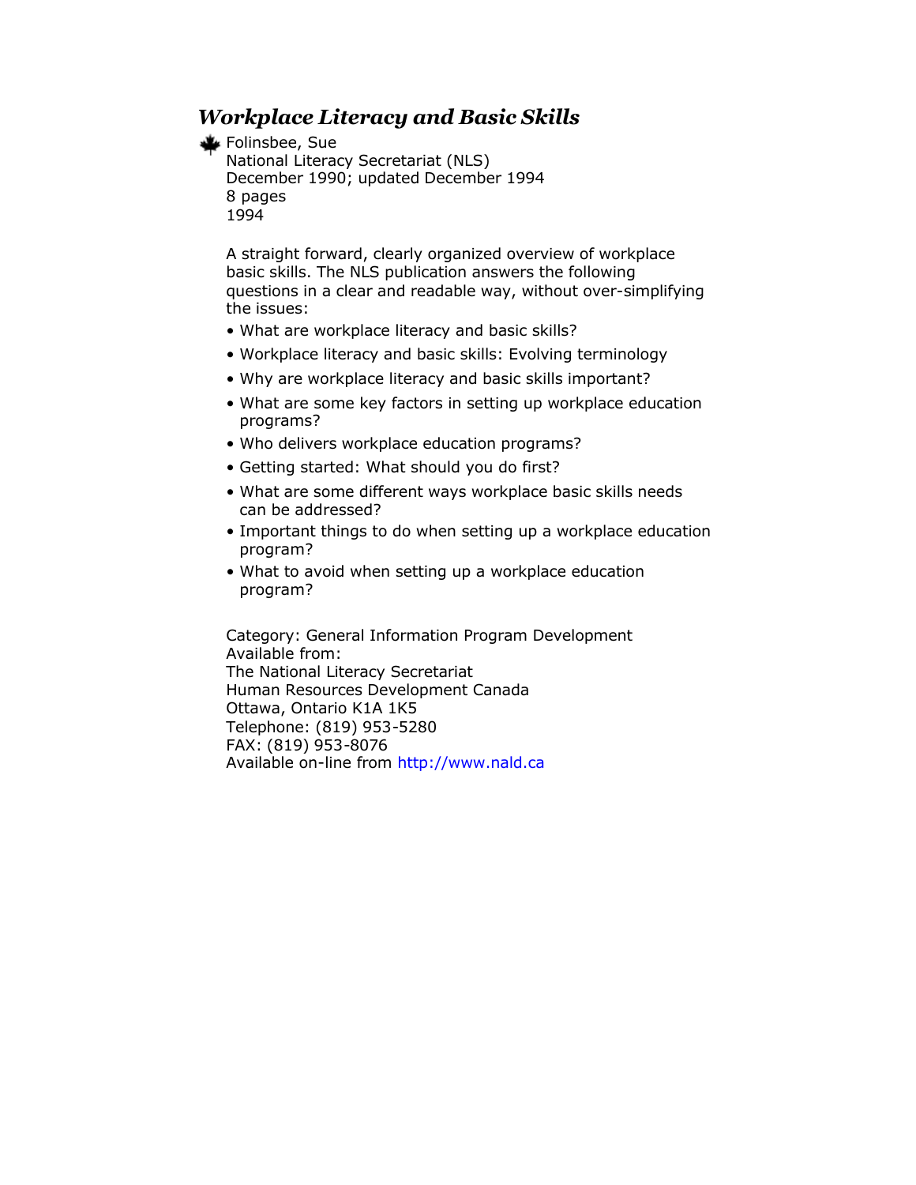### *Workplace Literacy and Basic Skills*

Folinsbee, Sue
National Literacy Secretariat (NLS)
December 1990; updated December 1994
8 pages
1994

A straight forward, clearly organized overview of workplace basic skills. The NLS publication answers the following questions in a clear and readable way, without over-simplifying the issues:

- What are workplace literacy and basic skills?
- Workplace literacy and basic skills: Evolving terminology
- Why are workplace literacy and basic skills important?
- What are some key factors in setting up workplace education programs?
- Who delivers workplace education programs?
- Getting started: What should you do first?
- What are some different ways workplace basic skills needs can be addressed?
- Important things to do when setting up a workplace education program?
- What to avoid when setting up a workplace education program?

Category: General Information Program Development
Available from:
The National Literacy Secretariat
Human Resources Development Canada
Ottawa, Ontario K1A 1K5
Telephone: (819) 953-5280
FAX: (819) 953-8076
Available on-line from http://www.nald.ca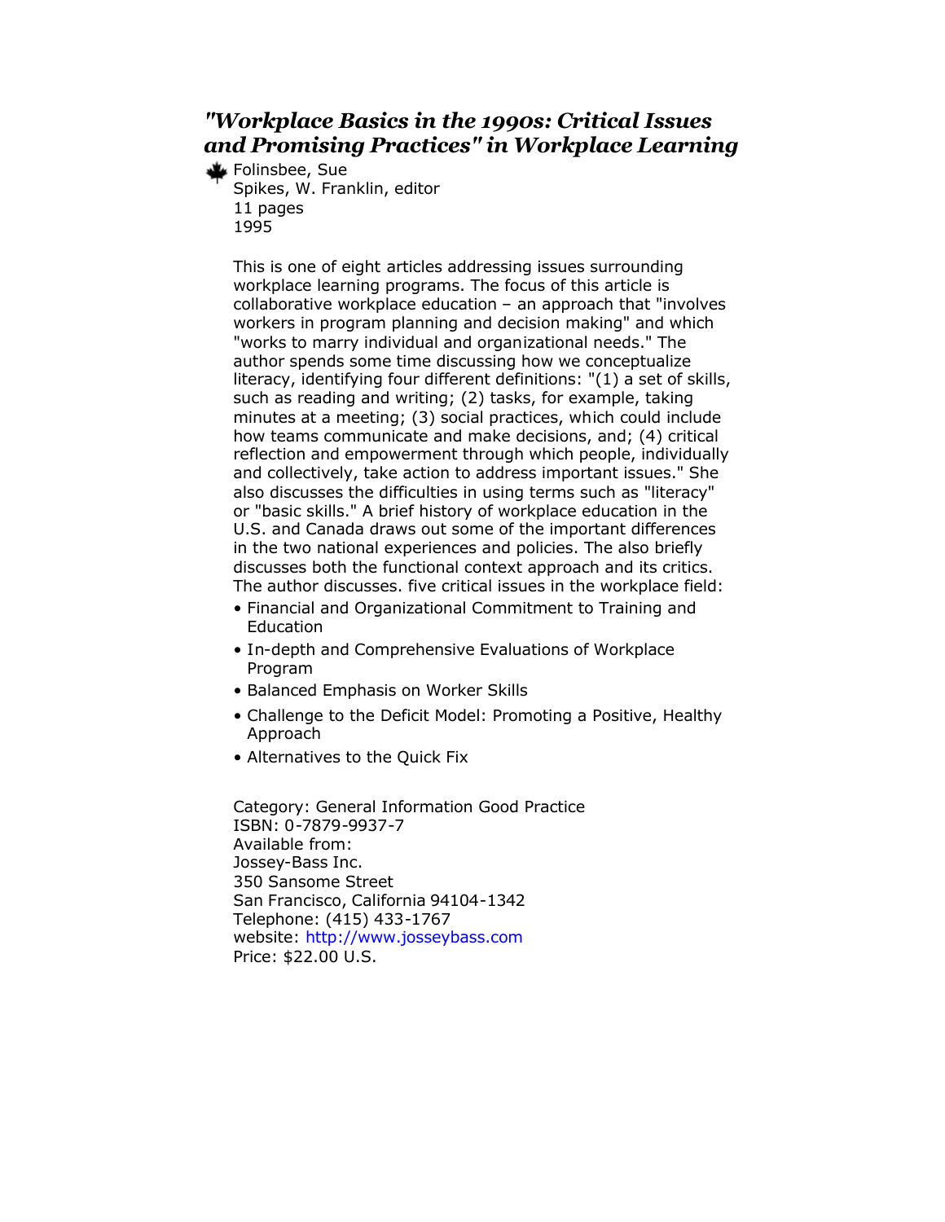## *"Workplace Basics in the 1990s: Critical Issues and Promising Practices" in Workplace Learning*

Folinsbee, Sue
Spikes, W. Franklin, editor
11 pages
1995

This is one of eight articles addressing issues surrounding workplace learning programs. The focus of this article is collaborative workplace education – an approach that "involves workers in program planning and decision making" and which "works to marry individual and organizational needs." The author spends some time discussing how we conceptualize literacy, identifying four different definitions: "(1) a set of skills, such as reading and writing; (2) tasks, for example, taking minutes at a meeting; (3) social practices, which could include how teams communicate and make decisions, and; (4) critical reflection and empowerment through which people, individually and collectively, take action to address important issues." She also discusses the difficulties in using terms such as "literacy" or "basic skills." A brief history of workplace education in the U.S. and Canada draws out some of the important differences in the two national experiences and policies. The also briefly discusses both the functional context approach and its critics. The author discusses. five critical issues in the workplace field:

- Financial and Organizational Commitment to Training and Education
- In-depth and Comprehensive Evaluations of Workplace Program
- Balanced Emphasis on Worker Skills
- Challenge to the Deficit Model: Promoting a Positive, Healthy Approach
- Alternatives to the Quick Fix

Category: General Information Good Practice
ISBN: 0-7879-9937-7
Available from:
Jossey-Bass Inc.
350 Sansome Street
San Francisco, California 94104-1342
Telephone: (415) 433-1767
website: http://www.josseybass.com
Price: $22.00 U.S.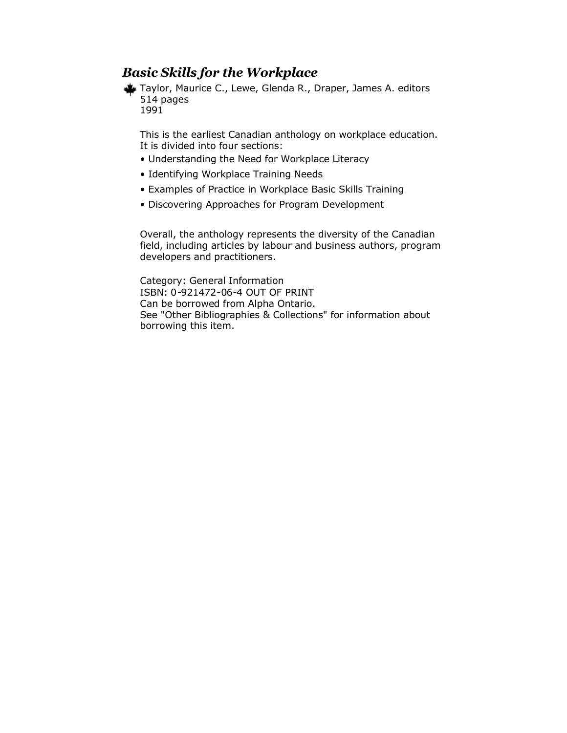## *Basic Skills for the Workplace*

Taylor, Maurice C., Lewe, Glenda R., Draper, James A. editors
514 pages
1991

This is the earliest Canadian anthology on workplace education. It is divided into four sections:

- Understanding the Need for Workplace Literacy
- Identifying Workplace Training Needs
- Examples of Practice in Workplace Basic Skills Training
- Discovering Approaches for Program Development

Overall, the anthology represents the diversity of the Canadian field, including articles by labour and business authors, program developers and practitioners.

Category: General Information
ISBN: 0-921472-06-4 OUT OF PRINT
Can be borrowed from Alpha Ontario.
See "Other Bibliographies & Collections" for information about borrowing this item.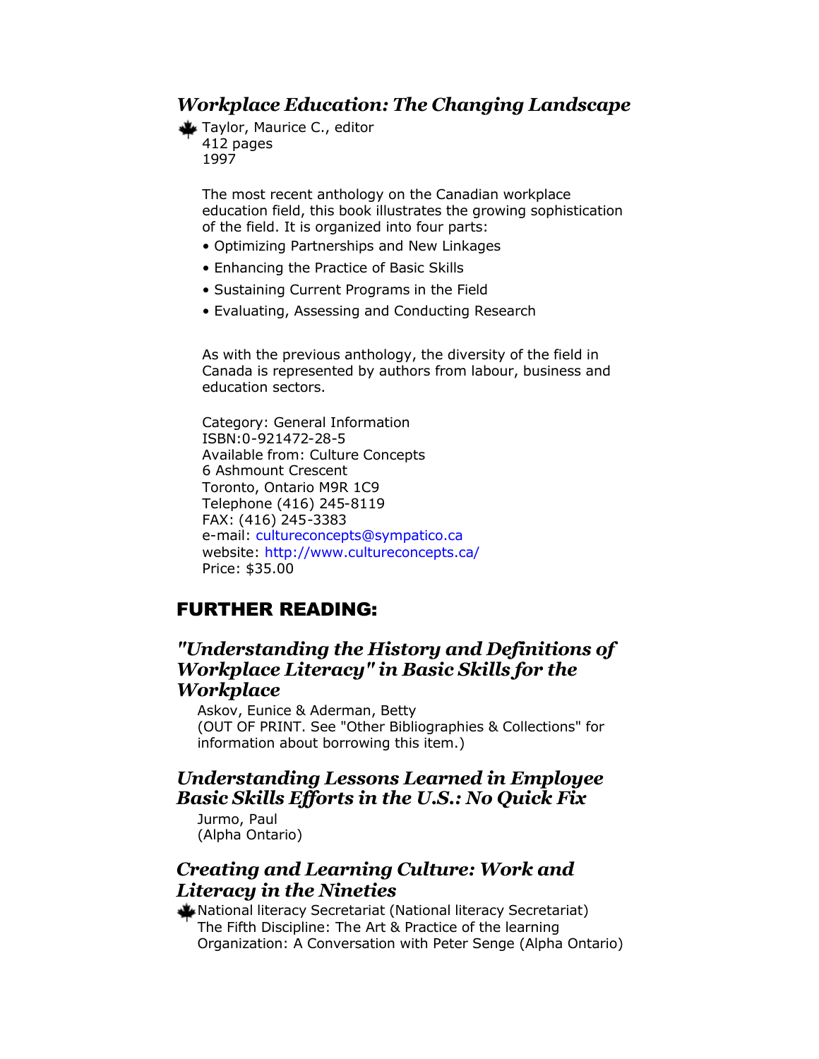### *Workplace Education: The Changing Landscape*

Taylor, Maurice C., editor
412 pages
1997

The most recent anthology on the Canadian workplace education field, this book illustrates the growing sophistication of the field. It is organized into four parts:

- Optimizing Partnerships and New Linkages
- Enhancing the Practice of Basic Skills
- Sustaining Current Programs in the Field
- Evaluating, Assessing and Conducting Research

As with the previous anthology, the diversity of the field in Canada is represented by authors from labour, business and education sectors.

Category: General Information
ISBN:0-921472-28-5
Available from: Culture Concepts
6 Ashmount Crescent
Toronto, Ontario M9R 1C9
Telephone (416) 245-8119
FAX: (416) 245-3383
e-mail: cultureconcepts@sympatico.ca
website: http://www.cultureconcepts.ca/
Price: $35.00

## FURTHER READING:

### *"Understanding the History and Definitions of Workplace Literacy" in Basic Skills for the Workplace*

Askov, Eunice & Aderman, Betty
(OUT OF PRINT. See "Other Bibliographies & Collections" for information about borrowing this item.)

### *Understanding Lessons Learned in Employee Basic Skills Efforts in the U.S.: No Quick Fix*

Jurmo, Paul
(Alpha Ontario)

### *Creating and Learning Culture: Work and Literacy in the Nineties*

National literacy Secretariat (National literacy Secretariat)
The Fifth Discipline: The Art & Practice of the learning Organization: A Conversation with Peter Senge (Alpha Ontario)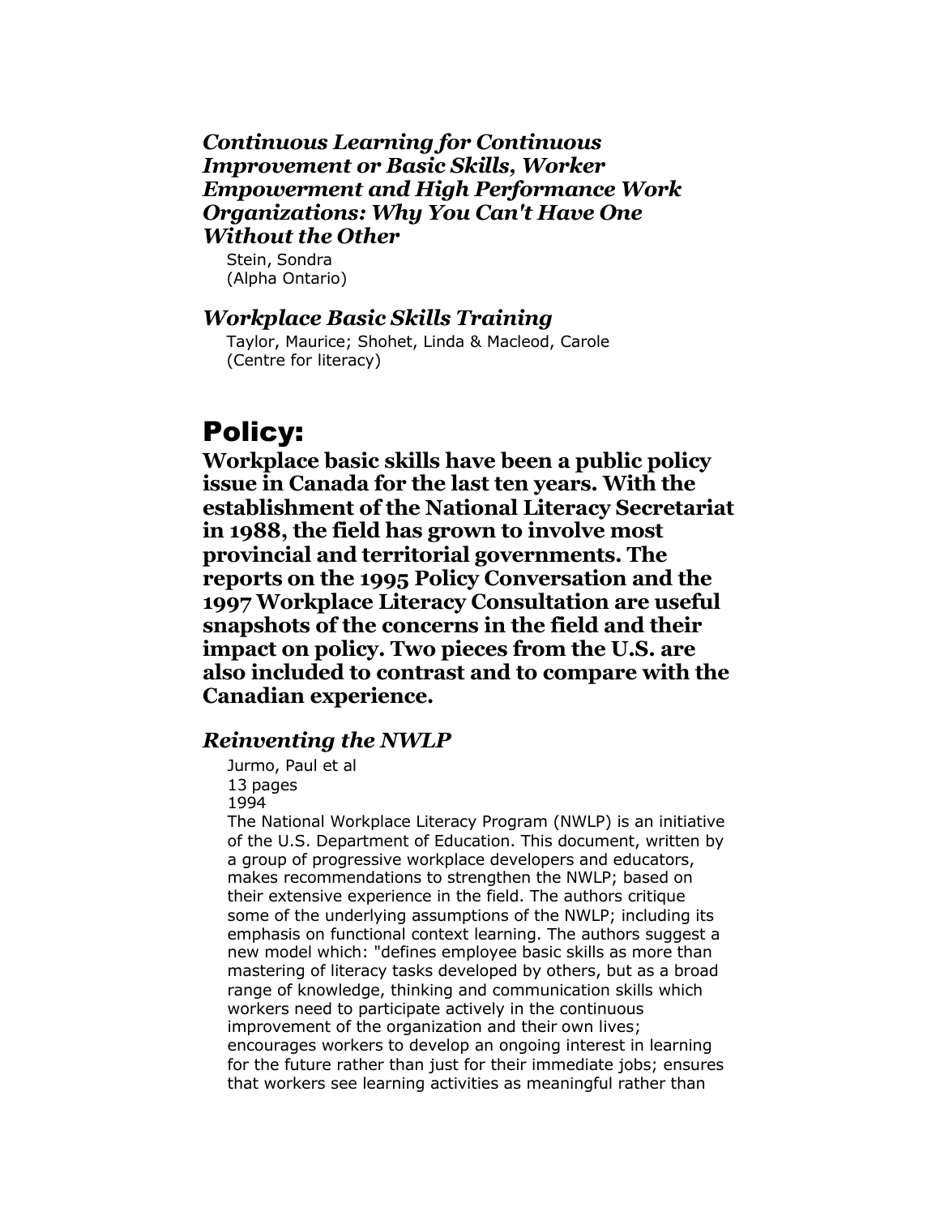### *Continuous Learning for Continuous Improvement or Basic Skills, Worker Empowerment and High Performance Work Organizations: Why You Can't Have One Without the Other*

Stein, Sondra
(Alpha Ontario)

### *Workplace Basic Skills Training*

Taylor, Maurice; Shohet, Linda & Macleod, Carole
(Centre for literacy)

## Policy:

**Workplace basic skills have been a public policy issue in Canada for the last ten years. With the establishment of the National Literacy Secretariat in 1988, the field has grown to involve most provincial and territorial governments. The reports on the 1995 Policy Conversation and the 1997 Workplace Literacy Consultation are useful snapshots of the concerns in the field and their impact on policy. Two pieces from the U.S. are also included to contrast and to compare with the Canadian experience.**

### *Reinventing the NWLP*

Jurmo, Paul et al
13 pages
1994

The National Workplace Literacy Program (NWLP) is an initiative of the U.S. Department of Education. This document, written by a group of progressive workplace developers and educators, makes recommendations to strengthen the NWLP; based on their extensive experience in the field. The authors critique some of the underlying assumptions of the NWLP; including its emphasis on functional context learning. The authors suggest a new model which: "defines employee basic skills as more than mastering of literacy tasks developed by others, but as a broad range of knowledge, thinking and communication skills which workers need to participate actively in the continuous improvement of the organization and their own lives; encourages workers to develop an ongoing interest in learning for the future rather than just for their immediate jobs; ensures that workers see learning activities as meaningful rather than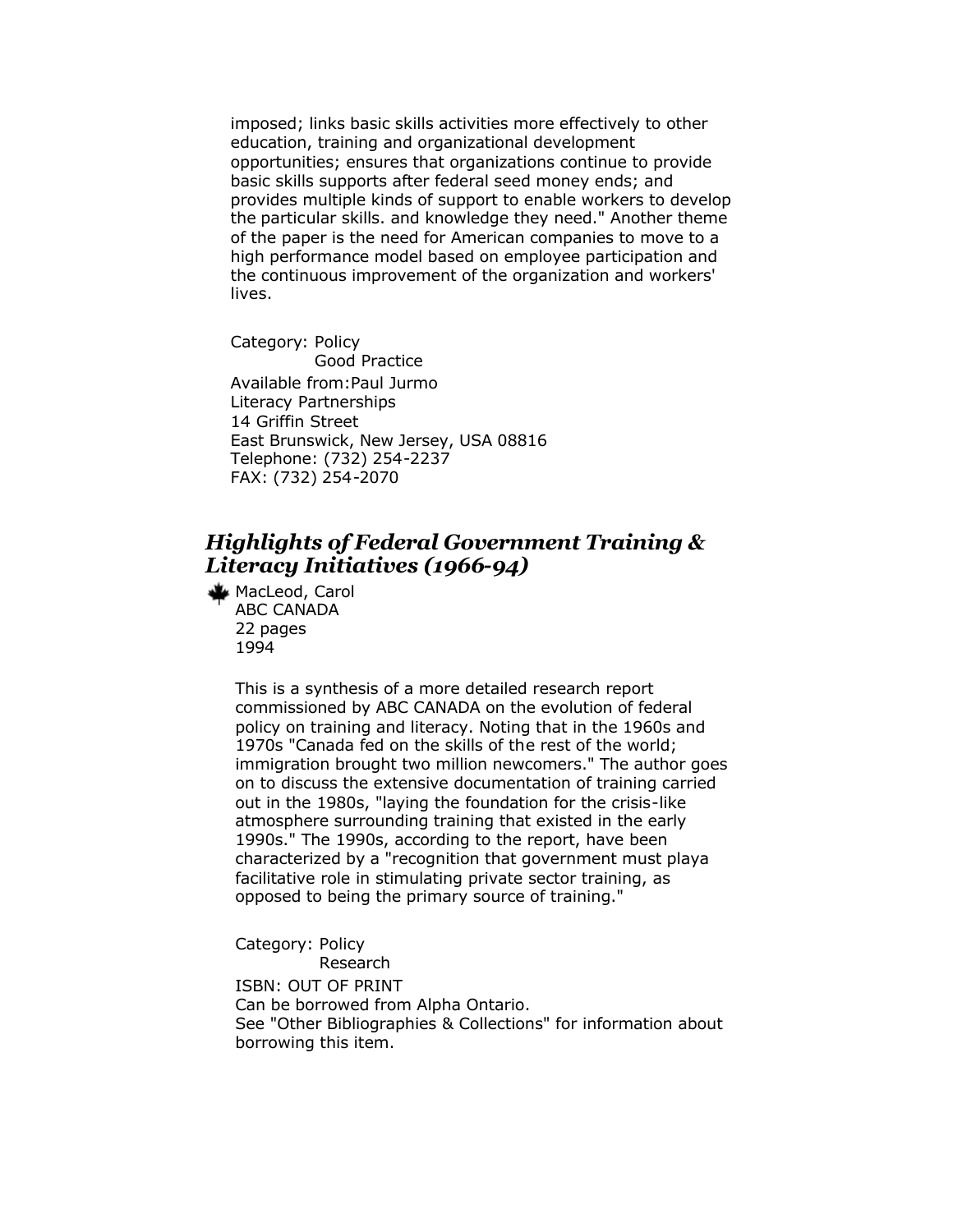imposed; links basic skills activities more effectively to other education, training and organizational development opportunities; ensures that organizations continue to provide basic skills supports after federal seed money ends; and provides multiple kinds of support to enable workers to develop the particular skills. and knowledge they need." Another theme of the paper is the need for American companies to move to a high performance model based on employee participation and the continuous improvement of the organization and workers' lives.

Category: Policy
Good Practice

Available from: Paul Jurmo
Literacy Partnerships
14 Griffin Street
East Brunswick, New Jersey, USA 08816
Telephone: (732) 254-2237
FAX: (732) 254-2070

## *Highlights of Federal Government Training & Literacy Initiatives (1966-94)*

MacLeod, Carol
ABC CANADA
22 pages
1994

This is a synthesis of a more detailed research report commissioned by ABC CANADA on the evolution of federal policy on training and literacy. Noting that in the 1960s and 1970s "Canada fed on the skills of the rest of the world; immigration brought two million newcomers." The author goes on to discuss the extensive documentation of training carried out in the 1980s, "laying the foundation for the crisis-like atmosphere surrounding training that existed in the early 1990s." The 1990s, according to the report, have been characterized by a "recognition that government must playa facilitative role in stimulating private sector training, as opposed to being the primary source of training."

Category: Policy
Research

ISBN: OUT OF PRINT
Can be borrowed from Alpha Ontario.
See "Other Bibliographies & Collections" for information about borrowing this item.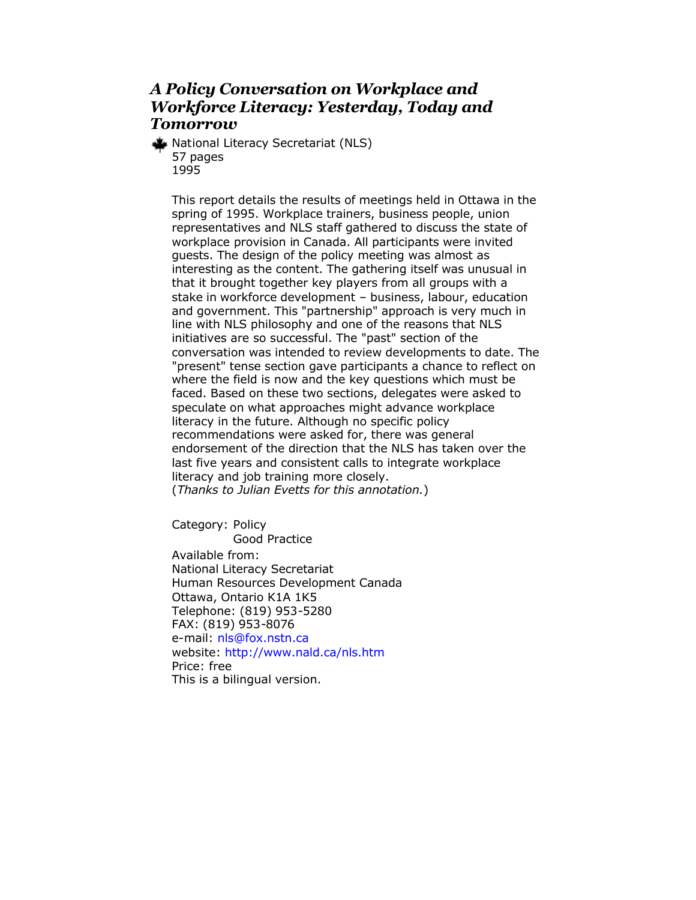### *A Policy Conversation on Workplace and Workforce Literacy: Yesterday, Today and Tomorrow*

National Literacy Secretariat (NLS)
57 pages
1995

This report details the results of meetings held in Ottawa in the spring of 1995. Workplace trainers, business people, union representatives and NLS staff gathered to discuss the state of workplace provision in Canada. All participants were invited guests. The design of the policy meeting was almost as interesting as the content. The gathering itself was unusual in that it brought together key players from all groups with a stake in workforce development – business, labour, education and government. This "partnership" approach is very much in line with NLS philosophy and one of the reasons that NLS initiatives are so successful. The "past" section of the conversation was intended to review developments to date. The "present" tense section gave participants a chance to reflect on where the field is now and the key questions which must be faced. Based on these two sections, delegates were asked to speculate on what approaches might advance workplace literacy in the future. Although no specific policy recommendations were asked for, there was general endorsement of the direction that the NLS has taken over the last five years and consistent calls to integrate workplace literacy and job training more closely.
(*Thanks to Julian Evetts for this annotation.*)

Category: Policy
Good Practice

Available from:
National Literacy Secretariat
Human Resources Development Canada
Ottawa, Ontario K1A 1K5
Telephone: (819) 953-5280
FAX: (819) 953-8076
e-mail: nls@fox.nstn.ca
website: http://www.nald.ca/nls.htm
Price: free
This is a bilingual version.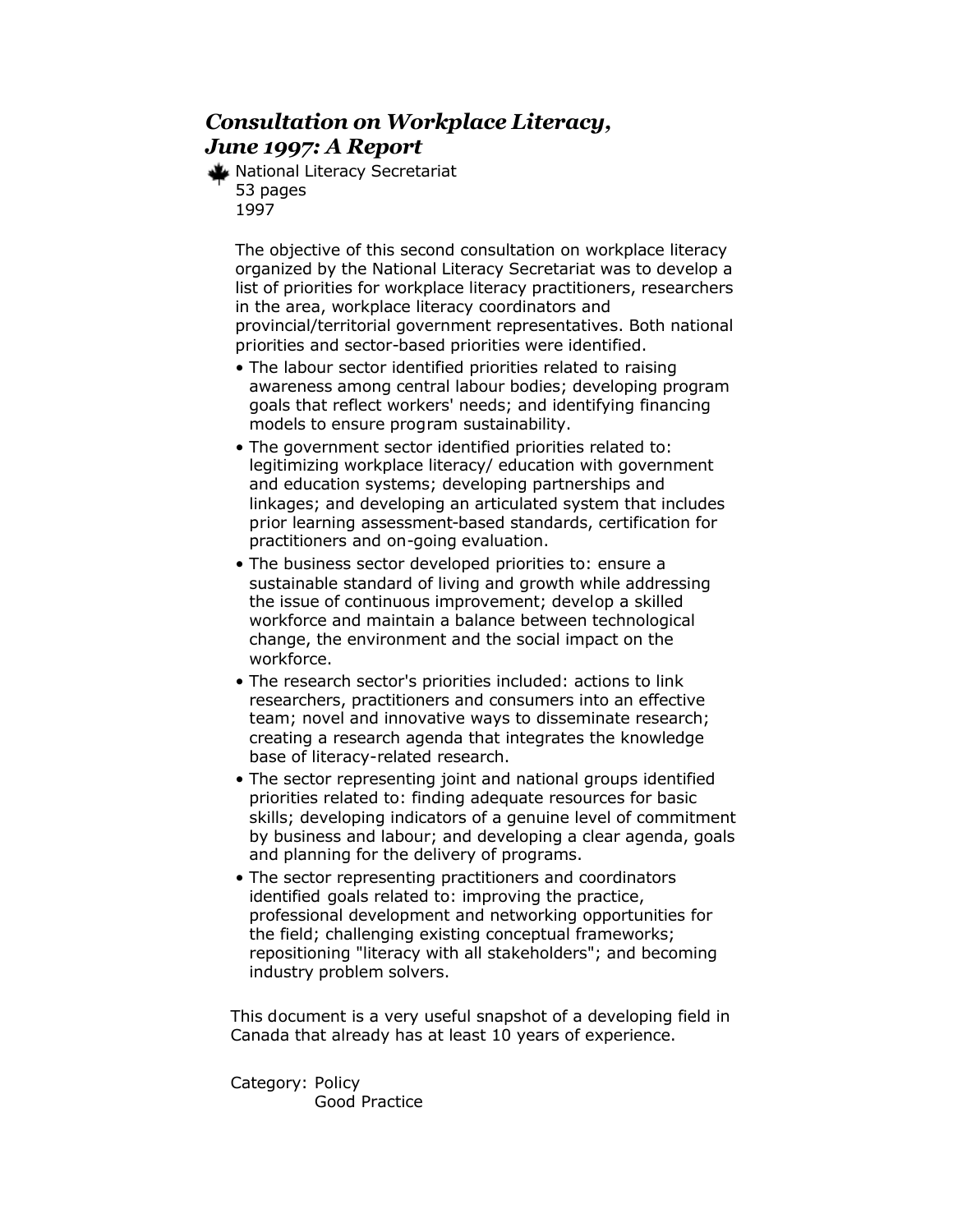## *Consultation on Workplace Literacy, June 1997: A Report*

National Literacy Secretariat
53 pages
1997

The objective of this second consultation on workplace literacy organized by the National Literacy Secretariat was to develop a list of priorities for workplace literacy practitioners, researchers in the area, workplace literacy coordinators and provincial/territorial government representatives. Both national priorities and sector-based priorities were identified.

- The labour sector identified priorities related to raising awareness among central labour bodies; developing program goals that reflect workers' needs; and identifying financing models to ensure program sustainability.
- The government sector identified priorities related to: legitimizing workplace literacy/ education with government and education systems; developing partnerships and linkages; and developing an articulated system that includes prior learning assessment-based standards, certification for practitioners and on-going evaluation.
- The business sector developed priorities to: ensure a sustainable standard of living and growth while addressing the issue of continuous improvement; develop a skilled workforce and maintain a balance between technological change, the environment and the social impact on the workforce.
- The research sector's priorities included: actions to link researchers, practitioners and consumers into an effective team; novel and innovative ways to disseminate research; creating a research agenda that integrates the knowledge base of literacy-related research.
- The sector representing joint and national groups identified priorities related to: finding adequate resources for basic skills; developing indicators of a genuine level of commitment by business and labour; and developing a clear agenda, goals and planning for the delivery of programs.
- The sector representing practitioners and coordinators identified goals related to: improving the practice, professional development and networking opportunities for the field; challenging existing conceptual frameworks; repositioning "literacy with all stakeholders"; and becoming industry problem solvers.

This document is a very useful snapshot of a developing field in Canada that already has at least 10 years of experience.

Category: Policy
Good Practice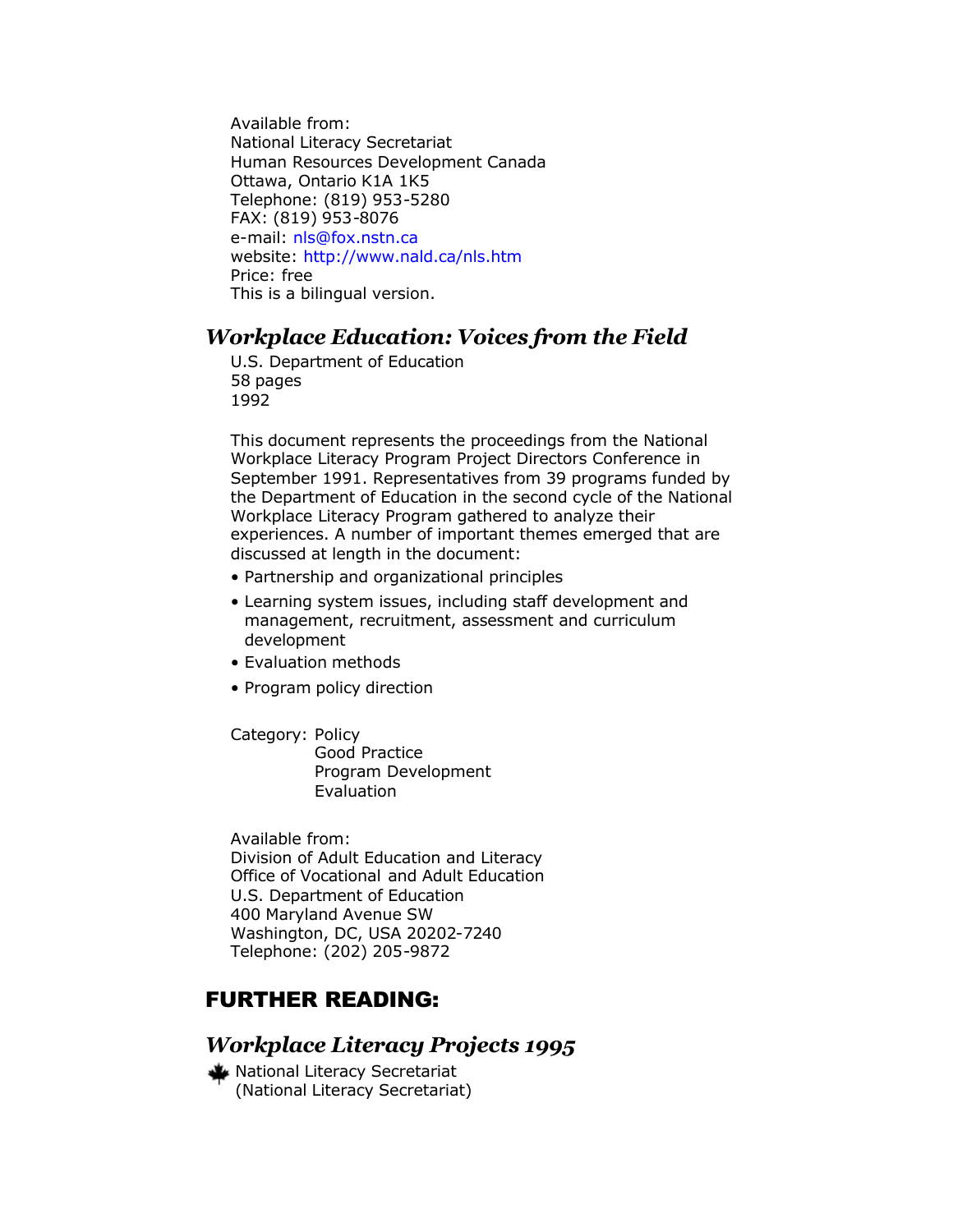Available from:
National Literacy Secretariat
Human Resources Development Canada
Ottawa, Ontario K1A 1K5
Telephone: (819) 953-5280
FAX: (819) 953-8076
e-mail: nls@fox.nstn.ca
website: http://www.nald.ca/nls.htm
Price: free
This is a bilingual version.

## *Workplace Education: Voices from the Field*

U.S. Department of Education
58 pages
1992

This document represents the proceedings from the National Workplace Literacy Program Project Directors Conference in September 1991. Representatives from 39 programs funded by the Department of Education in the second cycle of the National Workplace Literacy Program gathered to analyze their experiences. A number of important themes emerged that are discussed at length in the document:

- Partnership and organizational principles
- Learning system issues, including staff development and management, recruitment, assessment and curriculum development
- Evaluation methods
- Program policy direction

Category: Policy
Good Practice
Program Development
Evaluation

Available from:
Division of Adult Education and Literacy
Office of Vocational and Adult Education
U.S. Department of Education
400 Maryland Avenue SW
Washington, DC, USA 20202-7240
Telephone: (202) 205-9872

# FURTHER READING:

## *Workplace Literacy Projects 1995*

National Literacy Secretariat
(National Literacy Secretariat)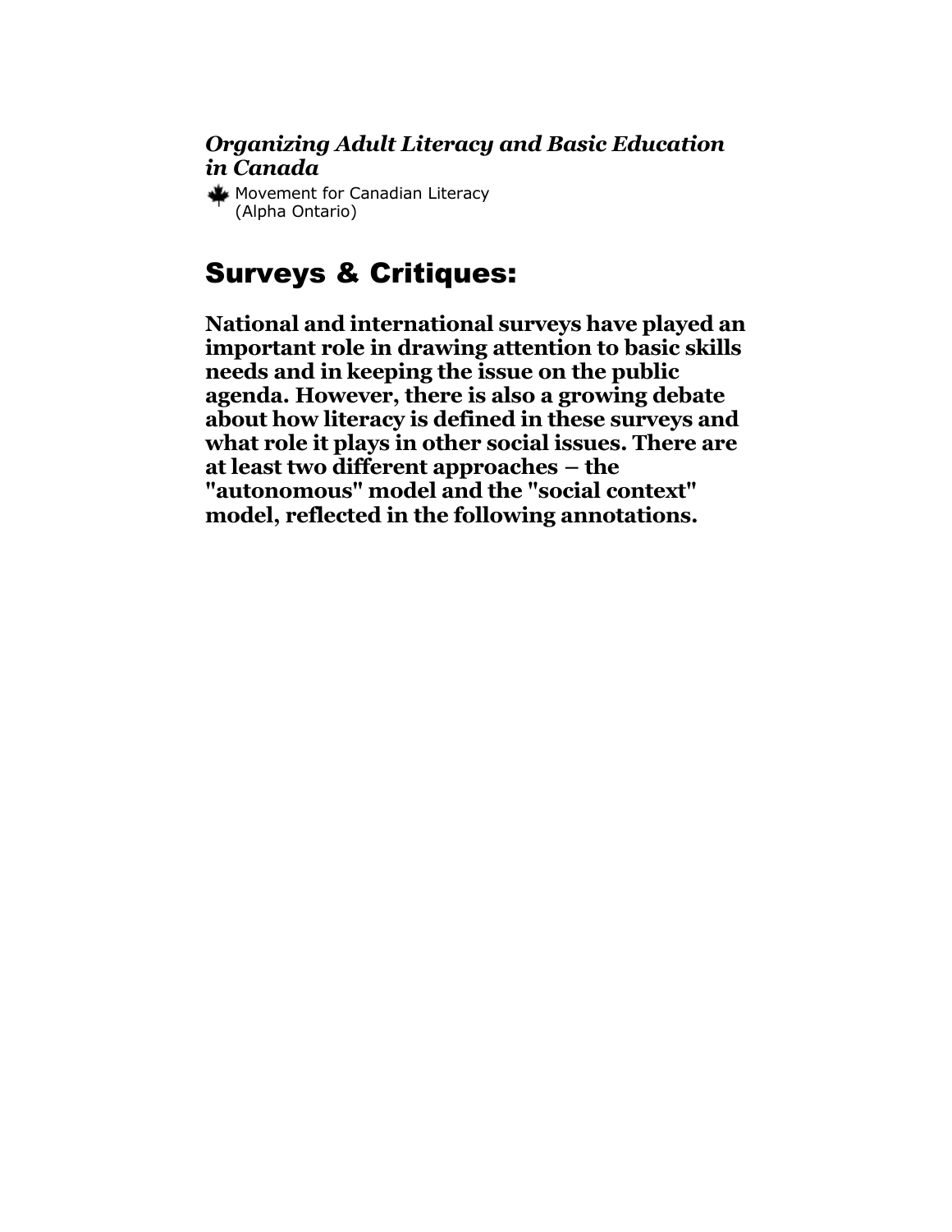***Organizing Adult Literacy and Basic Education in Canada***

Movement for Canadian Literacy
(Alpha Ontario)

# Surveys & Critiques:

**National and international surveys have played an important role in drawing attention to basic skills needs and in keeping the issue on the public agenda. However, there is also a growing debate about how literacy is defined in these surveys and what role it plays in other social issues. There are at least two different approaches – the "autonomous" model and the "social context" model, reflected in the following annotations.**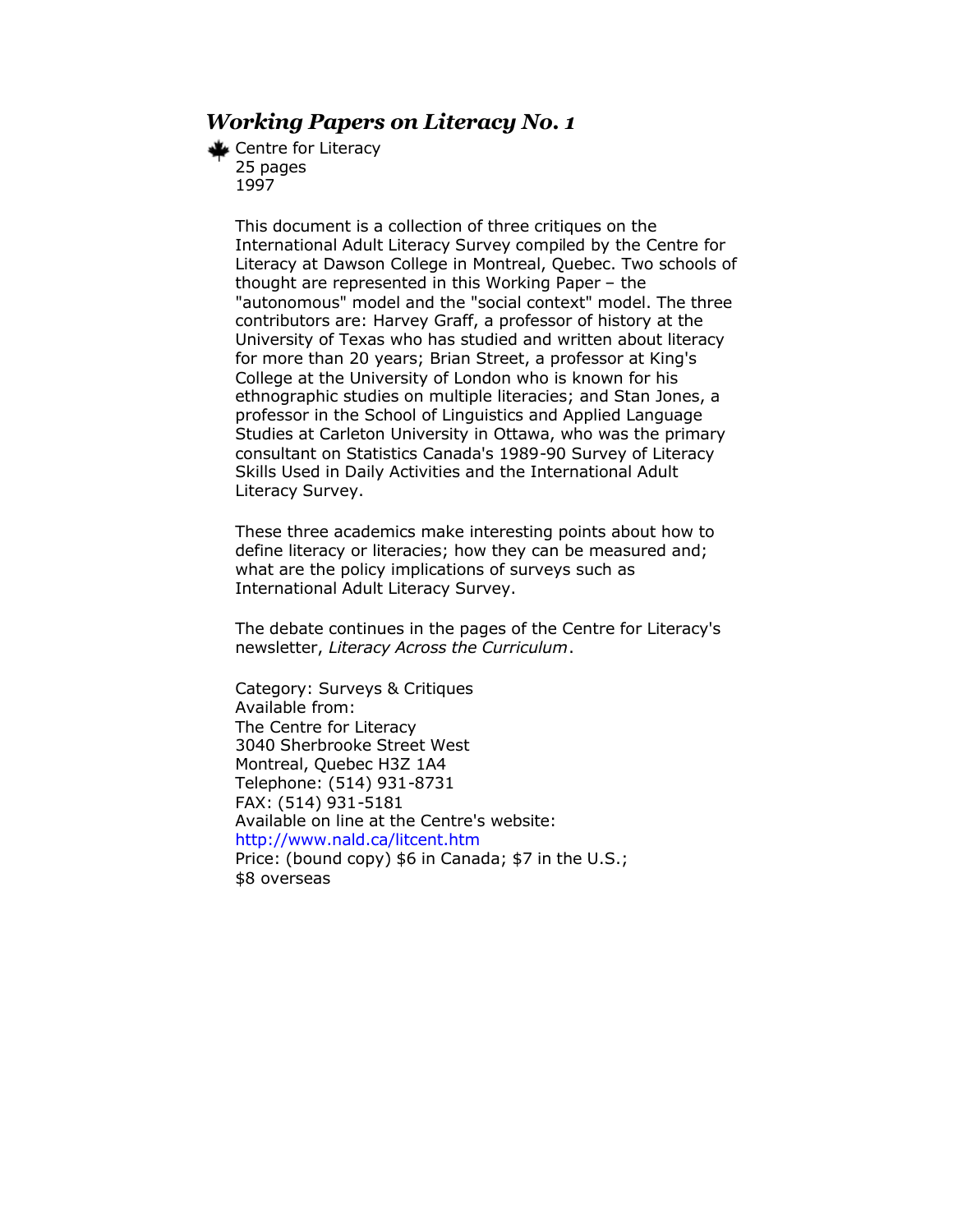## *Working Papers on Literacy No. 1*

Centre for Literacy
25 pages
1997

This document is a collection of three critiques on the International Adult Literacy Survey compiled by the Centre for Literacy at Dawson College in Montreal, Quebec. Two schools of thought are represented in this Working Paper – the "autonomous" model and the "social context" model. The three contributors are: Harvey Graff, a professor of history at the University of Texas who has studied and written about literacy for more than 20 years; Brian Street, a professor at King's College at the University of London who is known for his ethnographic studies on multiple literacies; and Stan Jones, a professor in the School of Linguistics and Applied Language Studies at Carleton University in Ottawa, who was the primary consultant on Statistics Canada's 1989-90 Survey of Literacy Skills Used in Daily Activities and the International Adult Literacy Survey.

These three academics make interesting points about how to define literacy or literacies; how they can be measured and; what are the policy implications of surveys such as International Adult Literacy Survey.

The debate continues in the pages of the Centre for Literacy's newsletter, *Literacy Across the Curriculum*.

Category: Surveys & Critiques
Available from:
The Centre for Literacy
3040 Sherbrooke Street West
Montreal, Quebec H3Z 1A4
Telephone: (514) 931-8731
FAX: (514) 931-5181
Available on line at the Centre's website:
http://www.nald.ca/litcent.htm
Price: (bound copy) $6 in Canada; $7 in the U.S.; $8 overseas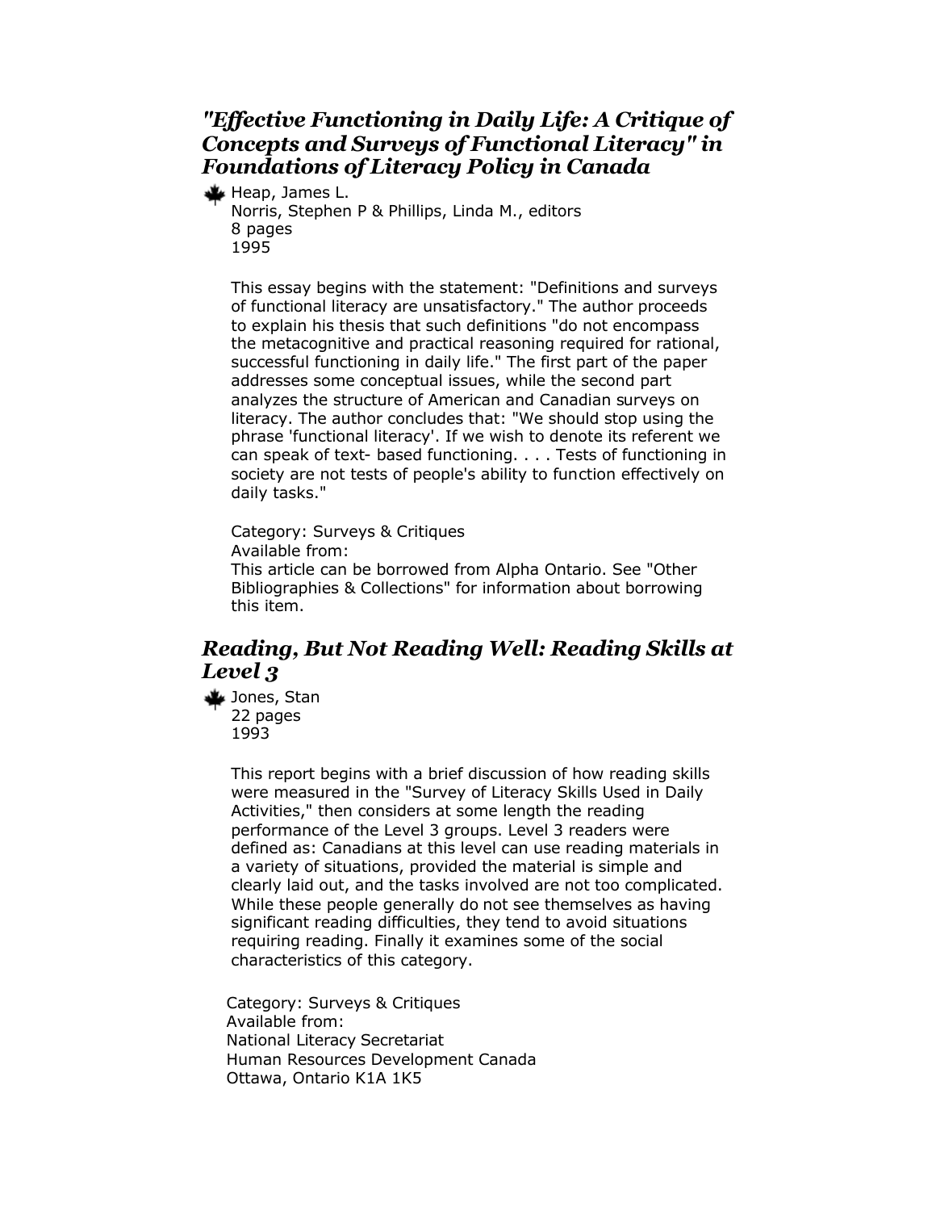### *"Effective Functioning in Daily Life: A Critique of Concepts and Surveys of Functional Literacy" in Foundations of Literacy Policy in Canada*

Heap, James L.
Norris, Stephen P & Phillips, Linda M., editors
8 pages
1995

This essay begins with the statement: "Definitions and surveys of functional literacy are unsatisfactory." The author proceeds to explain his thesis that such definitions "do not encompass the metacognitive and practical reasoning required for rational, successful functioning in daily life." The first part of the paper addresses some conceptual issues, while the second part analyzes the structure of American and Canadian surveys on literacy. The author concludes that: "We should stop using the phrase 'functional literacy'. If we wish to denote its referent we can speak of text- based functioning. . . . Tests of functioning in society are not tests of people's ability to function effectively on daily tasks."

Category: Surveys & Critiques
Available from:
This article can be borrowed from Alpha Ontario. See "Other Bibliographies & Collections" for information about borrowing this item.

### *Reading, But Not Reading Well: Reading Skills at Level 3*

Jones, Stan
22 pages
1993

This report begins with a brief discussion of how reading skills were measured in the "Survey of Literacy Skills Used in Daily Activities," then considers at some length the reading performance of the Level 3 groups. Level 3 readers were defined as: Canadians at this level can use reading materials in a variety of situations, provided the material is simple and clearly laid out, and the tasks involved are not too complicated. While these people generally do not see themselves as having significant reading difficulties, they tend to avoid situations requiring reading. Finally it examines some of the social characteristics of this category.

Category: Surveys & Critiques
Available from:
National Literacy Secretariat
Human Resources Development Canada
Ottawa, Ontario K1A 1K5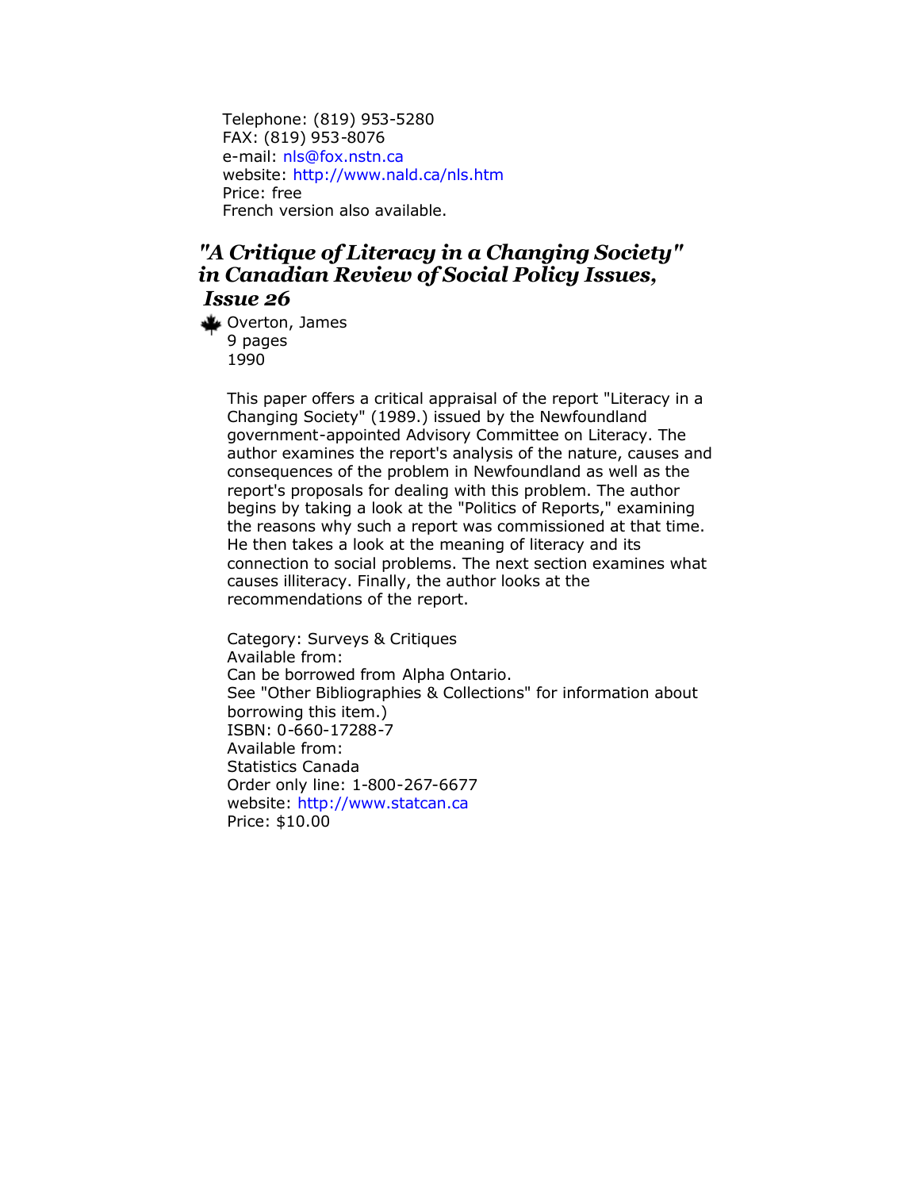Telephone: (819) 953-5280
FAX: (819) 953-8076
e-mail: nls@fox.nstn.ca
website: http://www.nald.ca/nls.htm
Price: free
French version also available.

### *"A Critique of Literacy in a Changing Society" in Canadian Review of Social Policy Issues, Issue 26*

Overton, James
9 pages
1990

This paper offers a critical appraisal of the report "Literacy in a Changing Society" (1989.) issued by the Newfoundland government-appointed Advisory Committee on Literacy. The author examines the report's analysis of the nature, causes and consequences of the problem in Newfoundland as well as the report's proposals for dealing with this problem. The author begins by taking a look at the "Politics of Reports," examining the reasons why such a report was commissioned at that time. He then takes a look at the meaning of literacy and its connection to social problems. The next section examines what causes illiteracy. Finally, the author looks at the recommendations of the report.

Category: Surveys & Critiques
Available from:
Can be borrowed from Alpha Ontario.
See "Other Bibliographies & Collections" for information about borrowing this item.)
ISBN: 0-660-17288-7
Available from:
Statistics Canada
Order only line: 1-800-267-6677
website: http://www.statcan.ca
Price: $10.00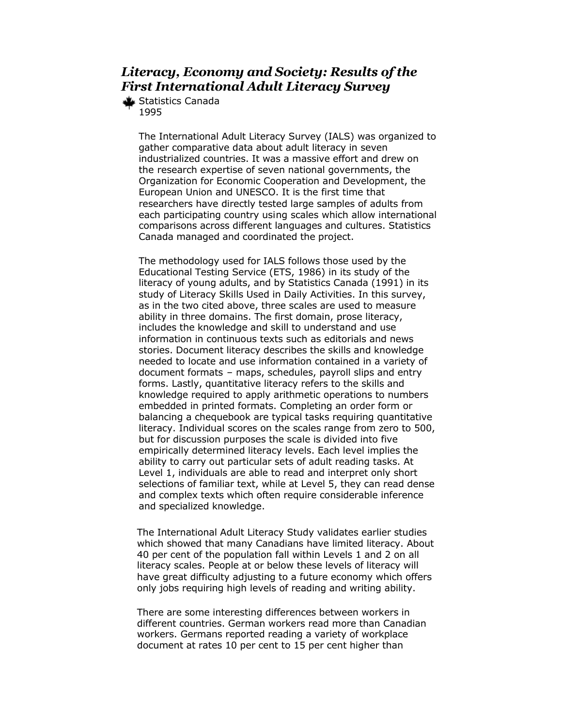### *Literacy, Economy and Society: Results of the First International Adult Literacy Survey*

Statistics Canada
1995

The International Adult Literacy Survey (IALS) was organized to gather comparative data about adult literacy in seven industrialized countries. It was a massive effort and drew on the research expertise of seven national governments, the Organization for Economic Cooperation and Development, the European Union and UNESCO. It is the first time that researchers have directly tested large samples of adults from each participating country using scales which allow international comparisons across different languages and cultures. Statistics Canada managed and coordinated the project.

The methodology used for IALS follows those used by the Educational Testing Service (ETS, 1986) in its study of the literacy of young adults, and by Statistics Canada (1991) in its study of Literacy Skills Used in Daily Activities. In this survey, as in the two cited above, three scales are used to measure ability in three domains. The first domain, prose literacy, includes the knowledge and skill to understand and use information in continuous texts such as editorials and news stories. Document literacy describes the skills and knowledge needed to locate and use information contained in a variety of document formats – maps, schedules, payroll slips and entry forms. Lastly, quantitative literacy refers to the skills and knowledge required to apply arithmetic operations to numbers embedded in printed formats. Completing an order form or balancing a chequebook are typical tasks requiring quantitative literacy. Individual scores on the scales range from zero to 500, but for discussion purposes the scale is divided into five empirically determined literacy levels. Each level implies the ability to carry out particular sets of adult reading tasks. At Level 1, individuals are able to read and interpret only short selections of familiar text, while at Level 5, they can read dense and complex texts which often require considerable inference and specialized knowledge.

The International Adult Literacy Study validates earlier studies which showed that many Canadians have limited literacy. About 40 per cent of the population fall within Levels 1 and 2 on all literacy scales. People at or below these levels of literacy will have great difficulty adjusting to a future economy which offers only jobs requiring high levels of reading and writing ability.

There are some interesting differences between workers in different countries. German workers read more than Canadian workers. Germans reported reading a variety of workplace document at rates 10 per cent to 15 per cent higher than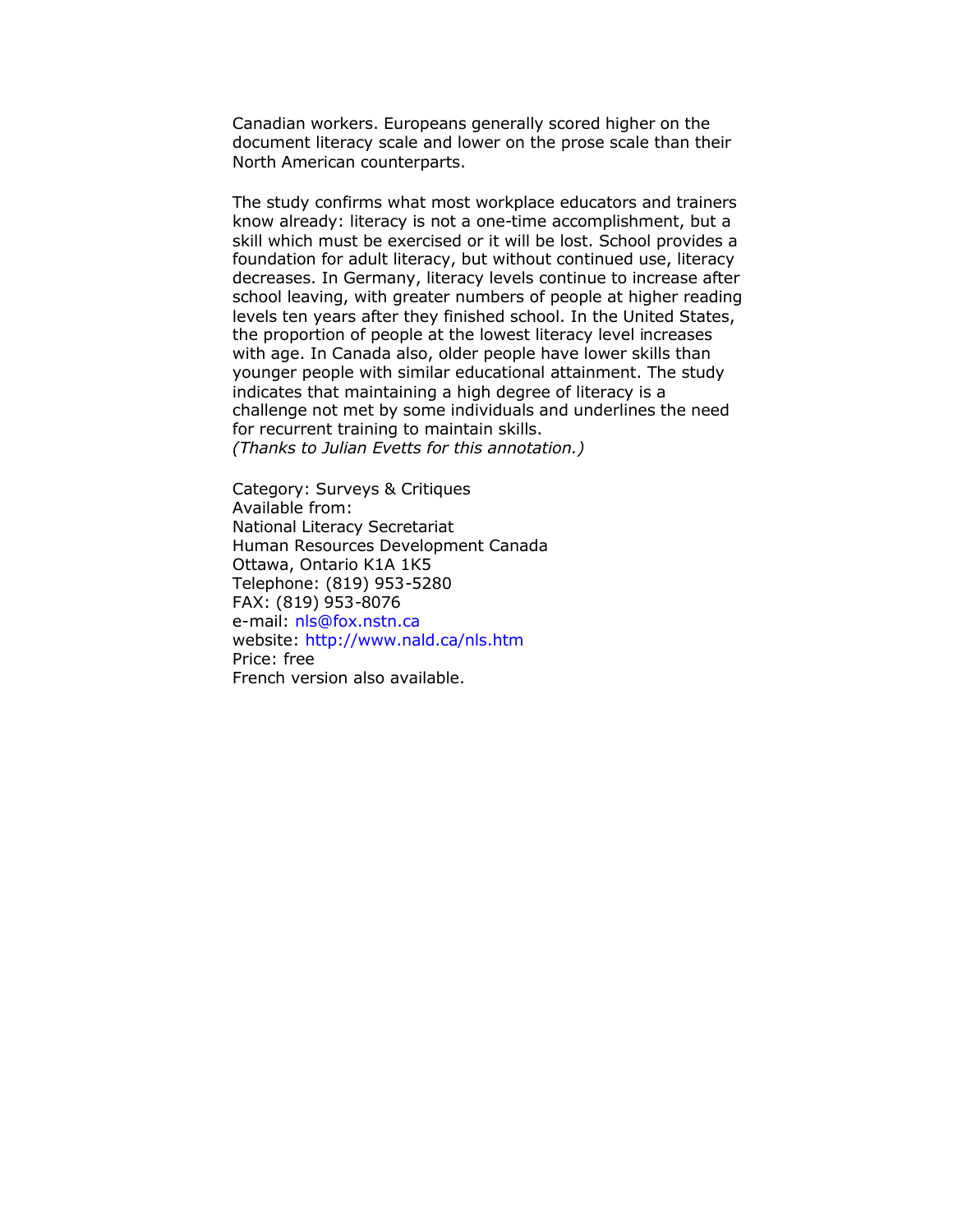Canadian workers. Europeans generally scored higher on the document literacy scale and lower on the prose scale than their North American counterparts.

The study confirms what most workplace educators and trainers know already: literacy is not a one-time accomplishment, but a skill which must be exercised or it will be lost. School provides a foundation for adult literacy, but without continued use, literacy decreases. In Germany, literacy levels continue to increase after school leaving, with greater numbers of people at higher reading levels ten years after they finished school. In the United States, the proportion of people at the lowest literacy level increases with age. In Canada also, older people have lower skills than younger people with similar educational attainment. The study indicates that maintaining a high degree of literacy is a challenge not met by some individuals and underlines the need for recurrent training to maintain skills.
*(Thanks to Julian Evetts for this annotation.)*

Category: Surveys & Critiques
Available from:
National Literacy Secretariat
Human Resources Development Canada
Ottawa, Ontario K1A 1K5
Telephone: (819) 953-5280
FAX: (819) 953-8076
e-mail: nls@fox.nstn.ca
website: http://www.nald.ca/nls.htm
Price: free
French version also available.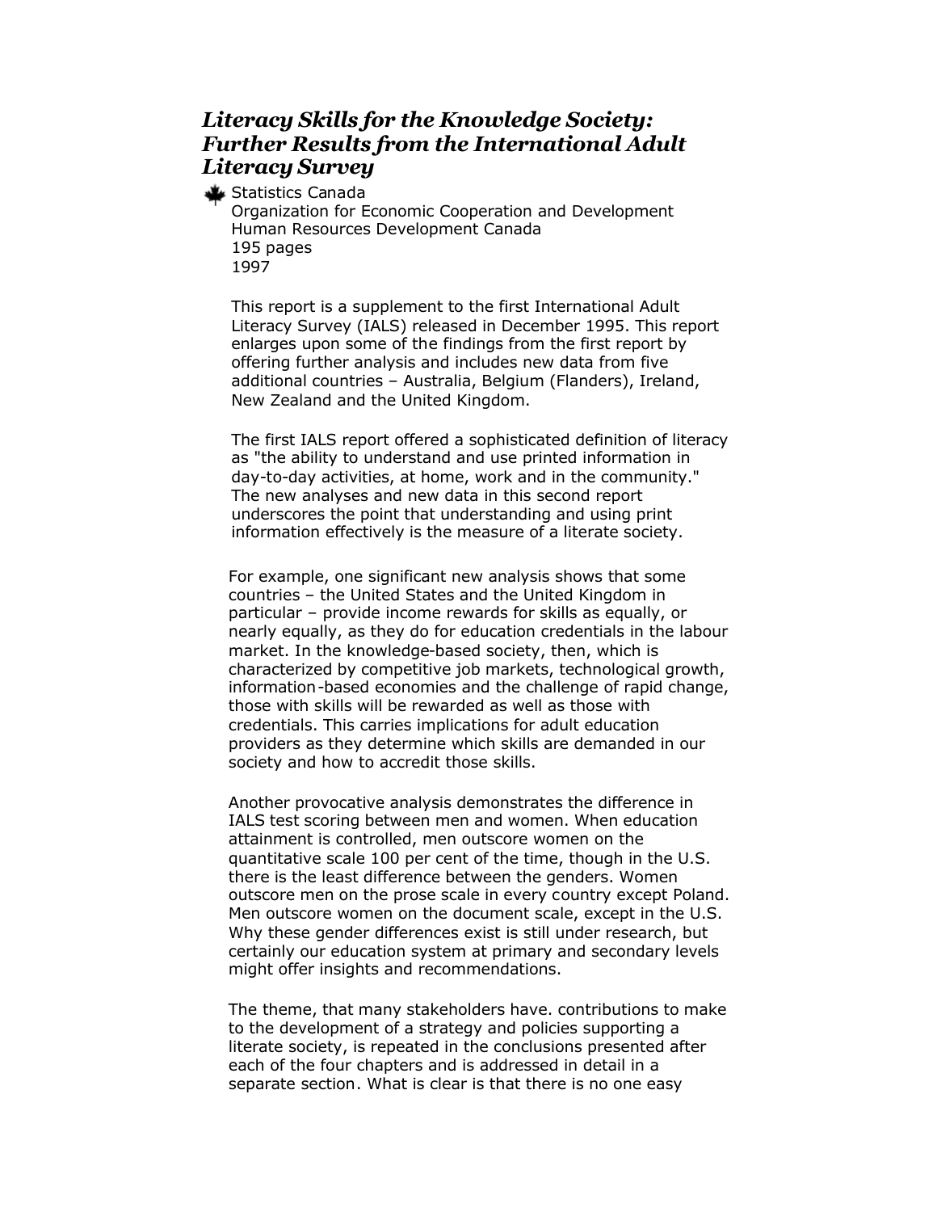## *Literacy Skills for the Knowledge Society: Further Results from the International Adult Literacy Survey*

Statistics Canada
Organization for Economic Cooperation and Development
Human Resources Development Canada
195 pages
1997

This report is a supplement to the first International Adult Literacy Survey (IALS) released in December 1995. This report enlarges upon some of the findings from the first report by offering further analysis and includes new data from five additional countries – Australia, Belgium (Flanders), Ireland, New Zealand and the United Kingdom.

The first IALS report offered a sophisticated definition of literacy as "the ability to understand and use printed information in day-to-day activities, at home, work and in the community." The new analyses and new data in this second report underscores the point that understanding and using print information effectively is the measure of a literate society.

For example, one significant new analysis shows that some countries – the United States and the United Kingdom in particular – provide income rewards for skills as equally, or nearly equally, as they do for education credentials in the labour market. In the knowledge-based society, then, which is characterized by competitive job markets, technological growth, information-based economies and the challenge of rapid change, those with skills will be rewarded as well as those with credentials. This carries implications for adult education providers as they determine which skills are demanded in our society and how to accredit those skills.

Another provocative analysis demonstrates the difference in IALS test scoring between men and women. When education attainment is controlled, men outscore women on the quantitative scale 100 per cent of the time, though in the U.S. there is the least difference between the genders. Women outscore men on the prose scale in every country except Poland. Men outscore women on the document scale, except in the U.S. Why these gender differences exist is still under research, but certainly our education system at primary and secondary levels might offer insights and recommendations.

The theme, that many stakeholders have. contributions to make to the development of a strategy and policies supporting a literate society, is repeated in the conclusions presented after each of the four chapters and is addressed in detail in a separate section. What is clear is that there is no one easy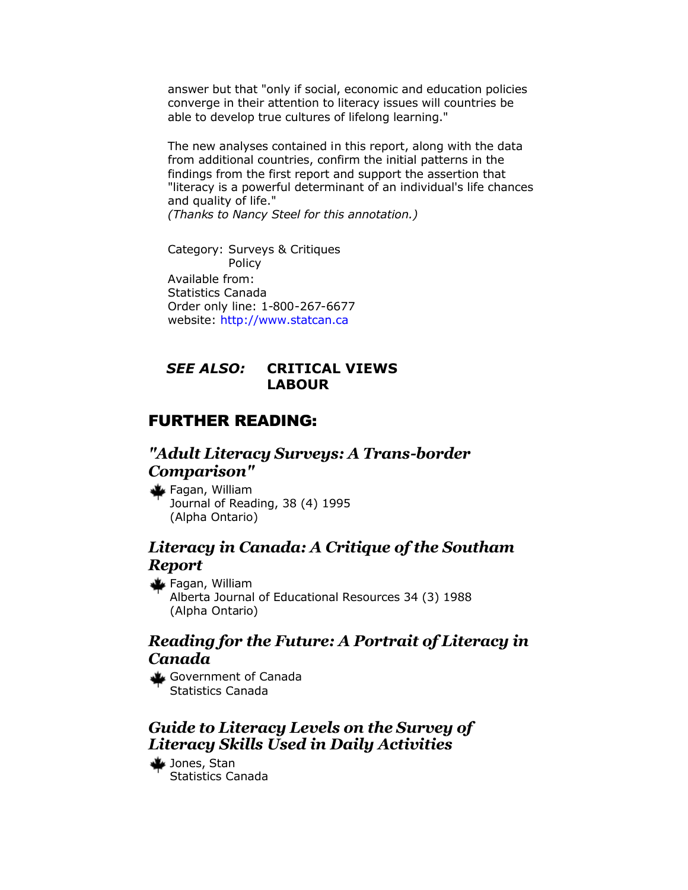answer but that "only if social, economic and education policies converge in their attention to literacy issues will countries be able to develop true cultures of lifelong learning."

The new analyses contained in this report, along with the data from additional countries, confirm the initial patterns in the findings from the first report and support the assertion that "literacy is a powerful determinant of an individual's life chances and quality of life."
*(Thanks to Nancy Steel for this annotation.)*

Category: Surveys & Critiques
Policy
Available from:
Statistics Canada
Order only line: 1-800-267-6677
website: http://www.statcan.ca

***SEE ALSO:*** **CRITICAL VIEWS**
**LABOUR**

## FURTHER READING:

### *"Adult Literacy Surveys: A Trans-border Comparison"*

Fagan, William
Journal of Reading, 38 (4) 1995
(Alpha Ontario)

### *Literacy in Canada: A Critique of the Southam Report*

Fagan, William
Alberta Journal of Educational Resources 34 (3) 1988
(Alpha Ontario)

### *Reading for the Future: A Portrait of Literacy in Canada*

Government of Canada
Statistics Canada

### *Guide to Literacy Levels on the Survey of Literacy Skills Used in Daily Activities*

Jones, Stan
Statistics Canada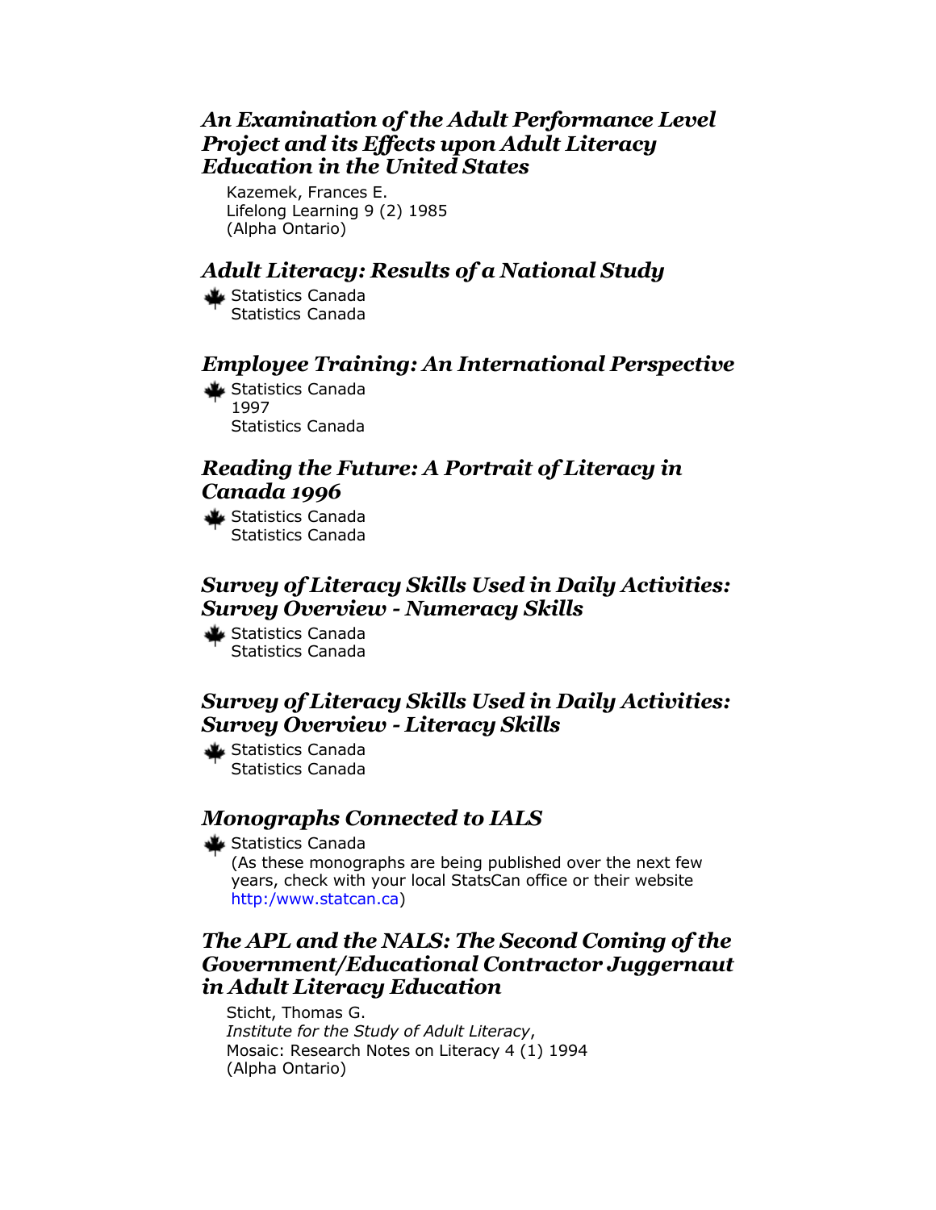### *An Examination of the Adult Performance Level Project and its Effects upon Adult Literacy Education in the United States*

Kazemek, Frances E.
Lifelong Learning 9 (2) 1985
(Alpha Ontario)

### *Adult Literacy: Results of a National Study*

Statistics Canada
Statistics Canada

### *Employee Training: An International Perspective*

Statistics Canada
1997
Statistics Canada

### *Reading the Future: A Portrait of Literacy in Canada 1996*

Statistics Canada
Statistics Canada

### *Survey of Literacy Skills Used in Daily Activities: Survey Overview - Numeracy Skills*

Statistics Canada
Statistics Canada

### *Survey of Literacy Skills Used in Daily Activities: Survey Overview - Literacy Skills*

Statistics Canada
Statistics Canada

### *Monographs Connected to IALS*

Statistics Canada
(As these monographs are being published over the next few years, check with your local StatsCan office or their website http:/www.statcan.ca)

### *The APL and the NALS: The Second Coming of the Government/Educational Contractor Juggernaut in Adult Literacy Education*

Sticht, Thomas G.
*Institute for the Study of Adult Literacy*,
Mosaic: Research Notes on Literacy 4 (1) 1994
(Alpha Ontario)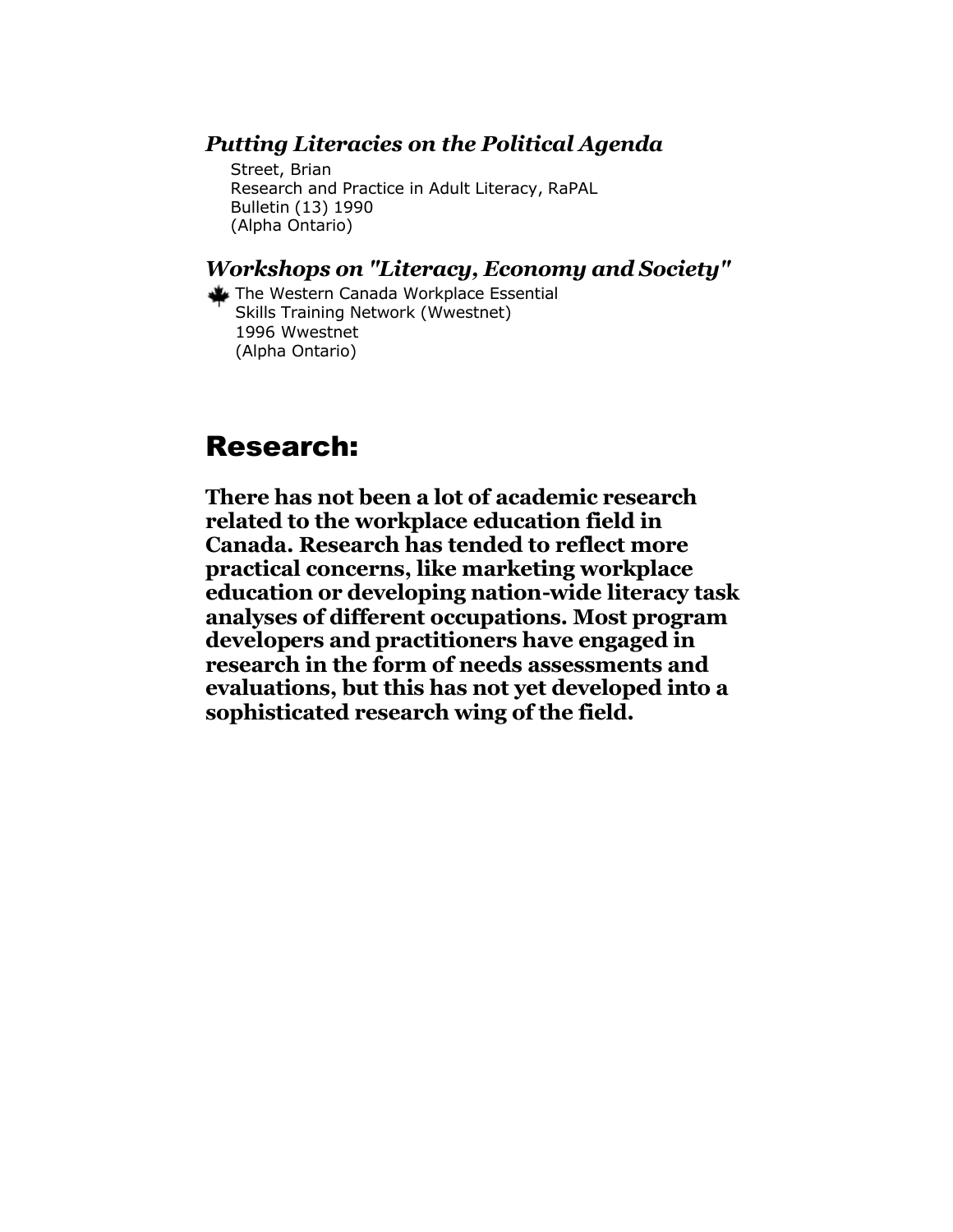### *Putting Literacies on the Political Agenda*

Street, Brian
Research and Practice in Adult Literacy, RaPAL
Bulletin (13) 1990
(Alpha Ontario)

### *Workshops on "Literacy, Economy and Society"*

The Western Canada Workplace Essential
Skills Training Network (Wwestnet)
1996 Wwestnet
(Alpha Ontario)

## Research:

**There has not been a lot of academic research related to the workplace education field in Canada. Research has tended to reflect more practical concerns, like marketing workplace education or developing nation-wide literacy task analyses of different occupations. Most program developers and practitioners have engaged in research in the form of needs assessments and evaluations, but this has not yet developed into a sophisticated research wing of the field.**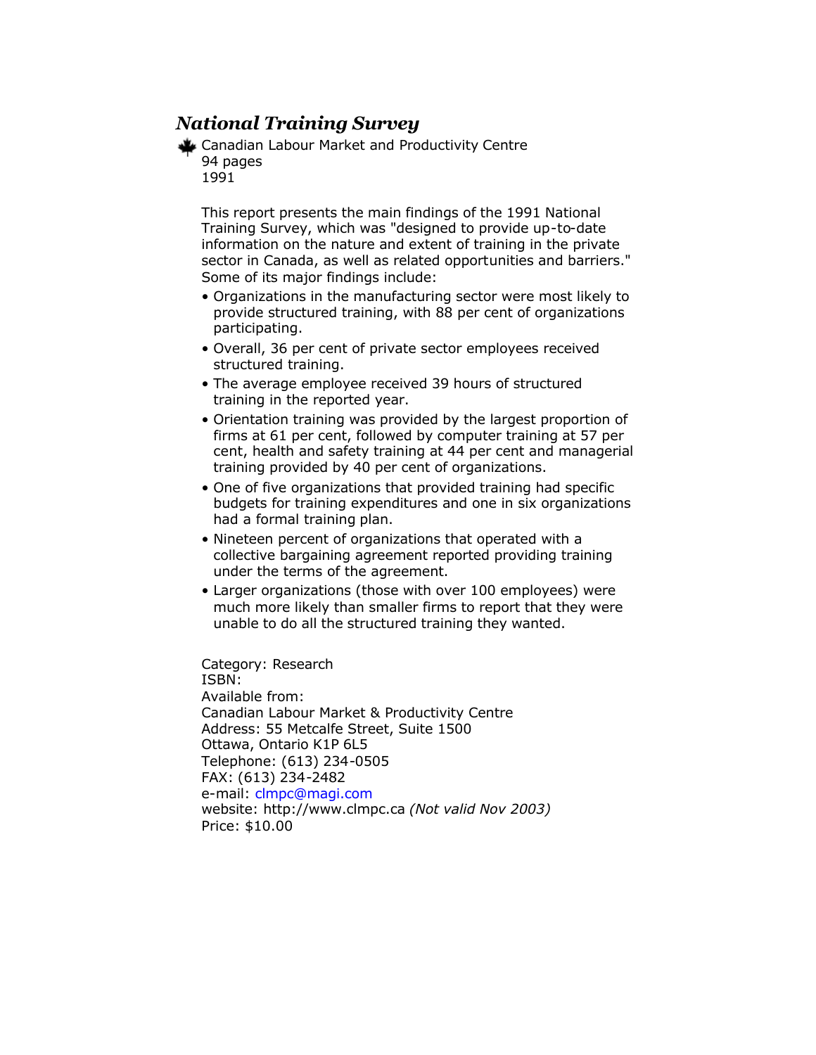## *National Triaining Survey*

Canadian Labour Market and Productivity Centre
94 pages
1991

This report presents the main findings of the 1991 National Training Survey, which was "designed to provide up-to-date information on the nature and extent of training in the private sector in Canada, as well as related opportunities and barriers." Some of its major findings include:

- Organizations in the manufacturing sector were most likely to provide structured training, with 88 per cent of organizations participating.
- Overall, 36 per cent of private sector employees received structured training.
- The average employee received 39 hours of structured training in the reported year.
- Orientation training was provided by the largest proportion of firms at 61 per cent, followed by computer training at 57 per cent, health and safety training at 44 per cent and managerial training provided by 40 per cent of organizations.
- One of five organizations that provided training had specific budgets for training expenditures and one in six organizations had a formal training plan.
- Nineteen percent of organizations that operated with a collective bargaining agreement reported providing training under the terms of the agreement.
- Larger organizations (those with over 100 employees) were much more likely than smaller firms to report that they were unable to do all the structured training they wanted.

Category: Research
ISBN:
Available from:
Canadian Labour Market & Productivity Centre
Address: 55 Metcalfe Street, Suite 1500
Ottawa, Ontario K1P 6L5
Telephone: (613) 234-0505
FAX: (613) 234-2482
e-mail: clmpc@magi.com
website: http://www.clmpc.ca *(Not valid Nov 2003)*
Price: $10.00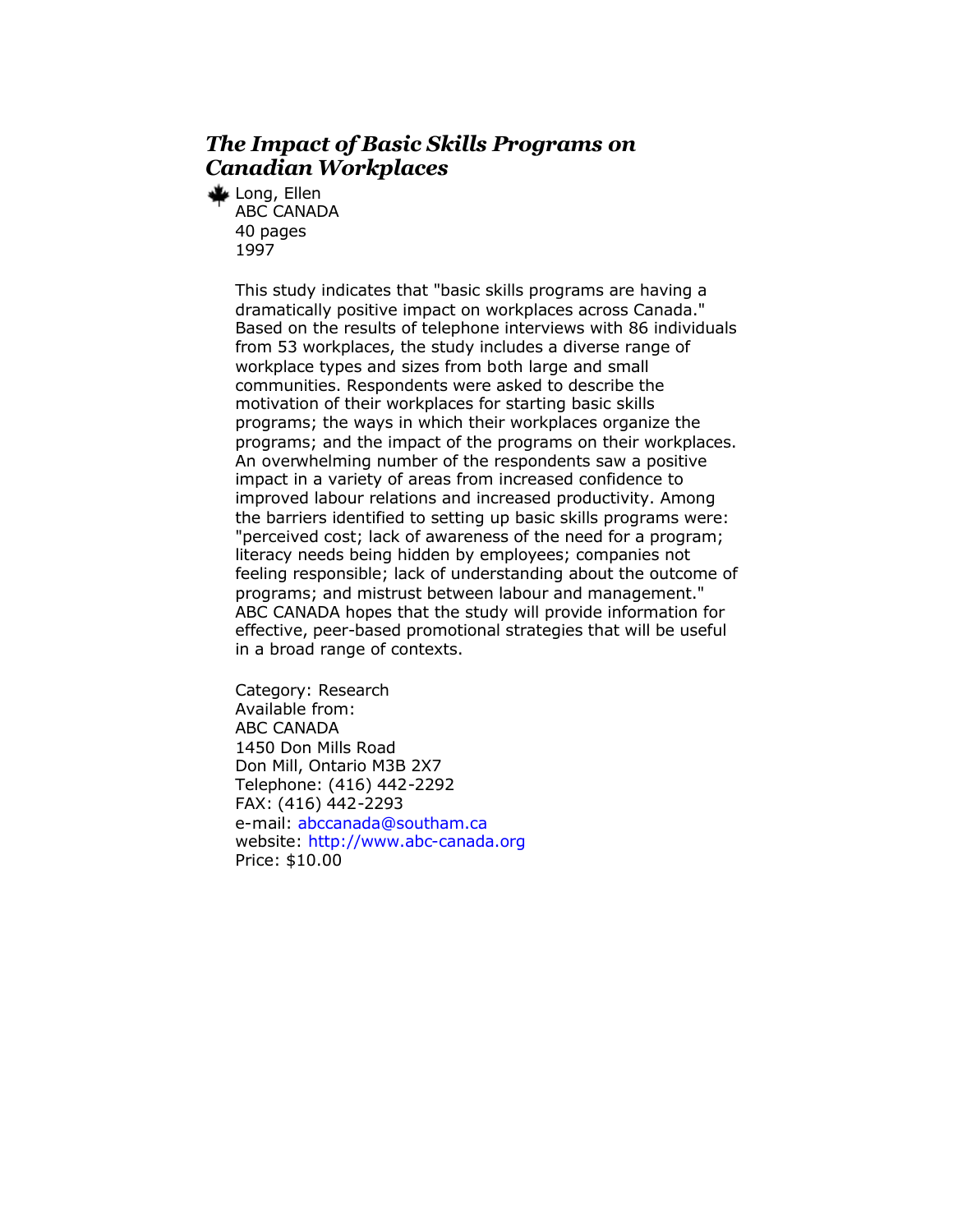## *The Impact of Basic Skills Programs on Canadian Workplaces*

Long, Ellen
ABC CANADA
40 pages
1997

This study indicates that "basic skills programs are having a dramatically positive impact on workplaces across Canada." Based on the results of telephone interviews with 86 individuals from 53 workplaces, the study includes a diverse range of workplace types and sizes from both large and small communities. Respondents were asked to describe the motivation of their workplaces for starting basic skills programs; the ways in which their workplaces organize the programs; and the impact of the programs on their workplaces. An overwhelming number of the respondents saw a positive impact in a variety of areas from increased confidence to improved labour relations and increased productivity. Among the barriers identified to setting up basic skills programs were: "perceived cost; lack of awareness of the need for a program; literacy needs being hidden by employees; companies not feeling responsible; lack of understanding about the outcome of programs; and mistrust between labour and management." ABC CANADA hopes that the study will provide information for effective, peer-based promotional strategies that will be useful in a broad range of contexts.

Category: Research
Available from:
ABC CANADA
1450 Don Mills Road
Don Mill, Ontario M3B 2X7
Telephone: (416) 442-2292
FAX: (416) 442-2293
e-mail: abccanada@southam.ca
website: http://www.abc-canada.org
Price: $10.00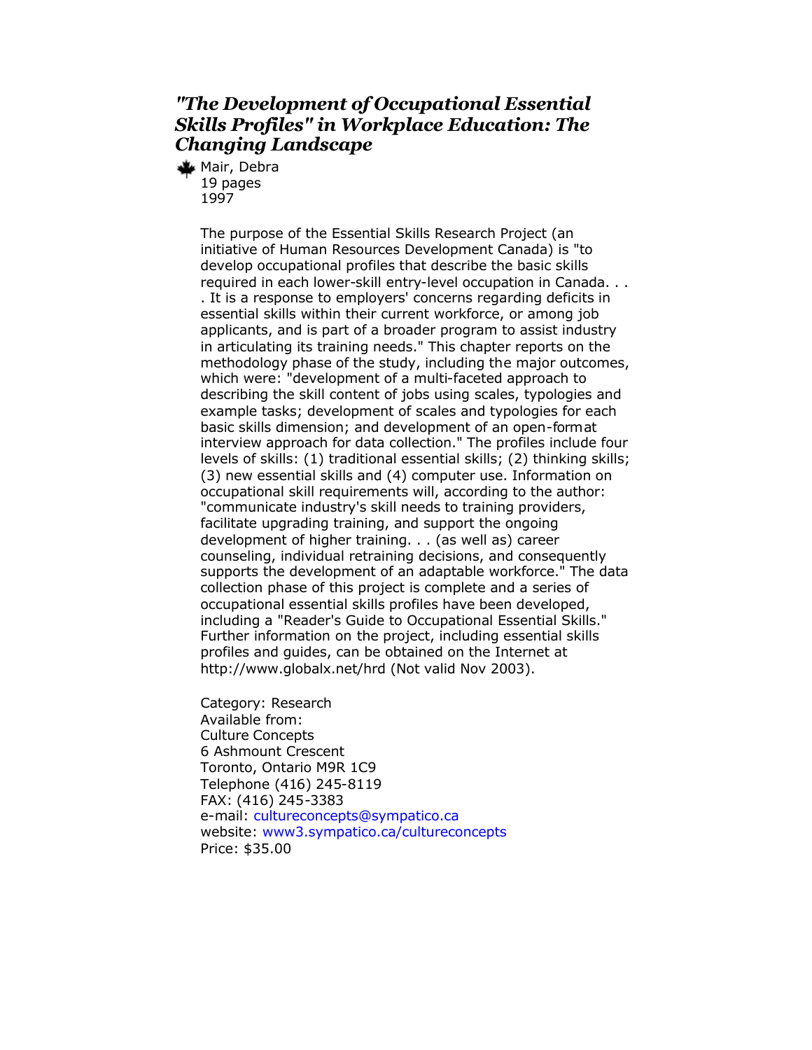## *"The Development of Occupational Essential Skills Profiles" in Workplace Education: The Changing Landscape*

Mair, Debra
19 pages
1997

The purpose of the Essential Skills Research Project (an initiative of Human Resources Development Canada) is "to develop occupational profiles that describe the basic skills required in each lower-skill entry-level occupation in Canada. . . . It is a response to employers' concerns regarding deficits in essential skills within their current workforce, or among job applicants, and is part of a broader program to assist industry in articulating its training needs." This chapter reports on the methodology phase of the study, including the major outcomes, which were: "development of a multi-faceted approach to describing the skill content of jobs using scales, typologies and example tasks; development of scales and typologies for each basic skills dimension; and development of an open-format interview approach for data collection." The profiles include four levels of skills: (1) traditional essential skills; (2) thinking skills; (3) new essential skills and (4) computer use. Information on occupational skill requirements will, according to the author: "communicate industry's skill needs to training providers, facilitate upgrading training, and support the ongoing development of higher training. . . (as well as) career counseling, individual retraining decisions, and consequently supports the development of an adaptable workforce." The data collection phase of this project is complete and a series of occupational essential skills profiles have been developed, including a "Reader's Guide to Occupational Essential Skills." Further information on the project, including essential skills profiles and guides, can be obtained on the Internet at http://www.globalx.net/hrd (Not valid Nov 2003).

Category: Research
Available from:
Culture Concepts
6 Ashmount Crescent
Toronto, Ontario M9R 1C9
Telephone (416) 245-8119
FAX: (416) 245-3383
e-mail: cultureconcepts@sympatico.ca
website: www3.sympatico.ca/cultureconcepts
Price: $35.00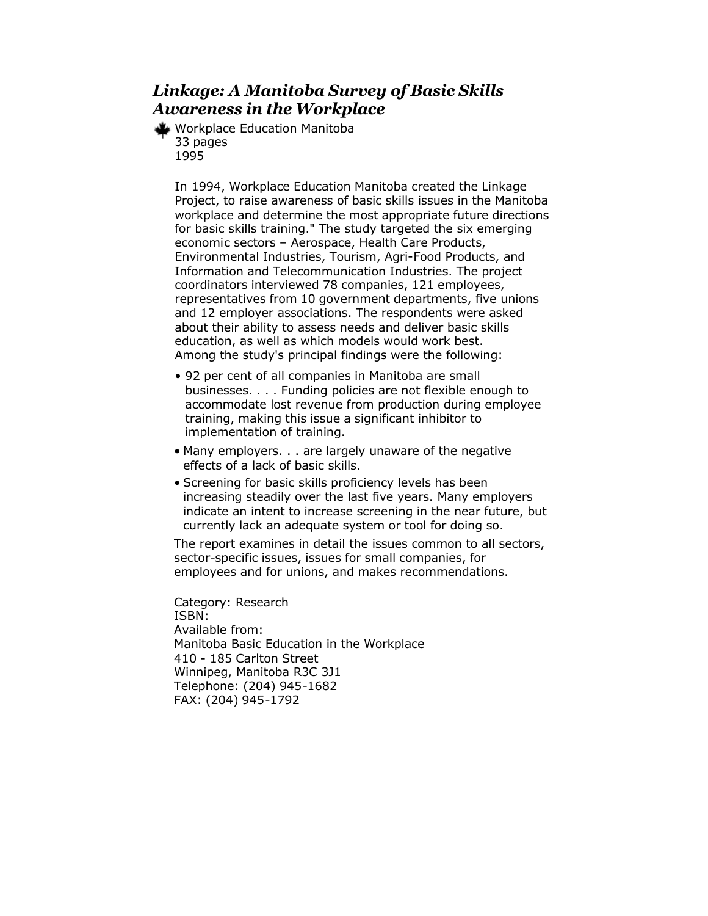## *Linkage: A Manitoba Survey of Basic Skills Awareness in the Workplace*

Workplace Education Manitoba
33 pages
1995

In 1994, Workplace Education Manitoba created the Linkage Project, to raise awareness of basic skills issues in the Manitoba workplace and determine the most appropriate future directions for basic skills training." The study targeted the six emerging economic sectors – Aerospace, Health Care Products, Environmental Industries, Tourism, Agri-Food Products, and Information and Telecommunication Industries. The project coordinators interviewed 78 companies, 121 employees, representatives from 10 government departments, five unions and 12 employer associations. The respondents were asked about their ability to assess needs and deliver basic skills education, as well as which models would work best.
Among the study's principal findings were the following:

- 92 per cent of all companies in Manitoba are small businesses. . . . Funding policies are not flexible enough to accommodate lost revenue from production during employee training, making this issue a significant inhibitor to implementation of training.
- Many employers. . . are largely unaware of the negative effects of a lack of basic skills.
- Screening for basic skills proficiency levels has been increasing steadily over the last five years. Many employers indicate an intent to increase screening in the near future, but currently lack an adequate system or tool for doing so.

The report examines in detail the issues common to all sectors, sector-specific issues, issues for small companies, for employees and for unions, and makes recommendations.

Category: Research
ISBN:
Available from:
Manitoba Basic Education in the Workplace
410 - 185 Carlton Street
Winnipeg, Manitoba R3C 3J1
Telephone: (204) 945-1682
FAX: (204) 945-1792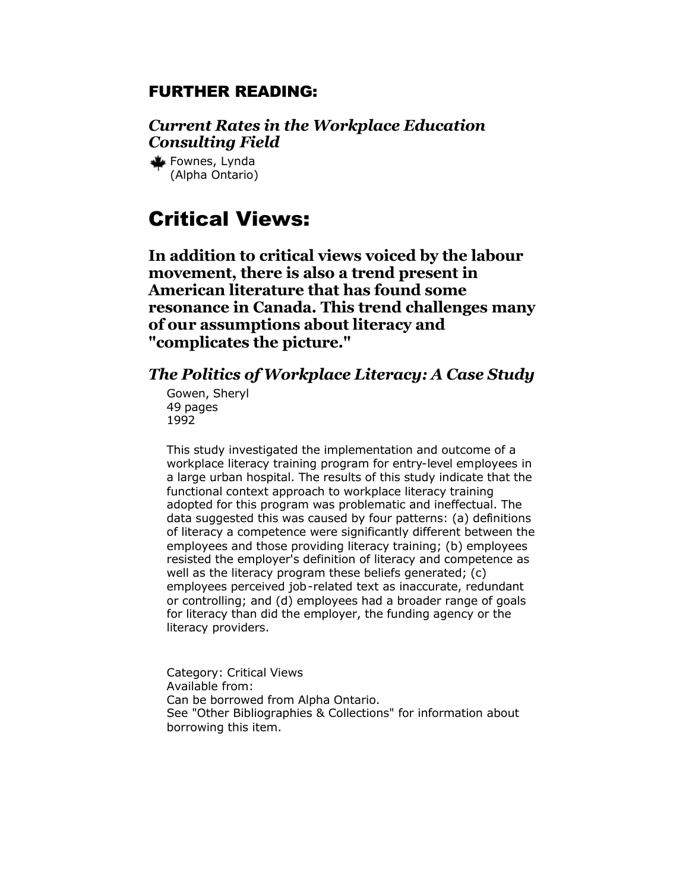### FURTHER READING:

#### *Current Rates in the Workplace Education Consulting Field*

Fownes, Lynda
(Alpha Ontario)

# Critical Views:

**In addition to critical views voiced by the labour movement, there is also a trend present in American literature that has found some resonance in Canada. This trend challenges many of our assumptions about literacy and "complicates the picture."**

#### *The Politics of Workplace Literacy: A Case Study*

Gowen, Sheryl
49 pages
1992

This study investigated the implementation and outcome of a workplace literacy training program for entry-level employees in a large urban hospital. The results of this study indicate that the functional context approach to workplace literacy training adopted for this program was problematic and ineffectual. The data suggested this was caused by four patterns: (a) definitions of literacy a competence were significantly different between the employees and those providing literacy training; (b) employees resisted the employer's definition of literacy and competence as well as the literacy program these beliefs generated; (c) employees perceived job-related text as inaccurate, redundant or controlling; and (d) employees had a broader range of goals for literacy than did the employer, the funding agency or the literacy providers.

Category: Critical Views
Available from:
Can be borrowed from Alpha Ontario.
See "Other Bibliographies & Collections" for information about borrowing this item.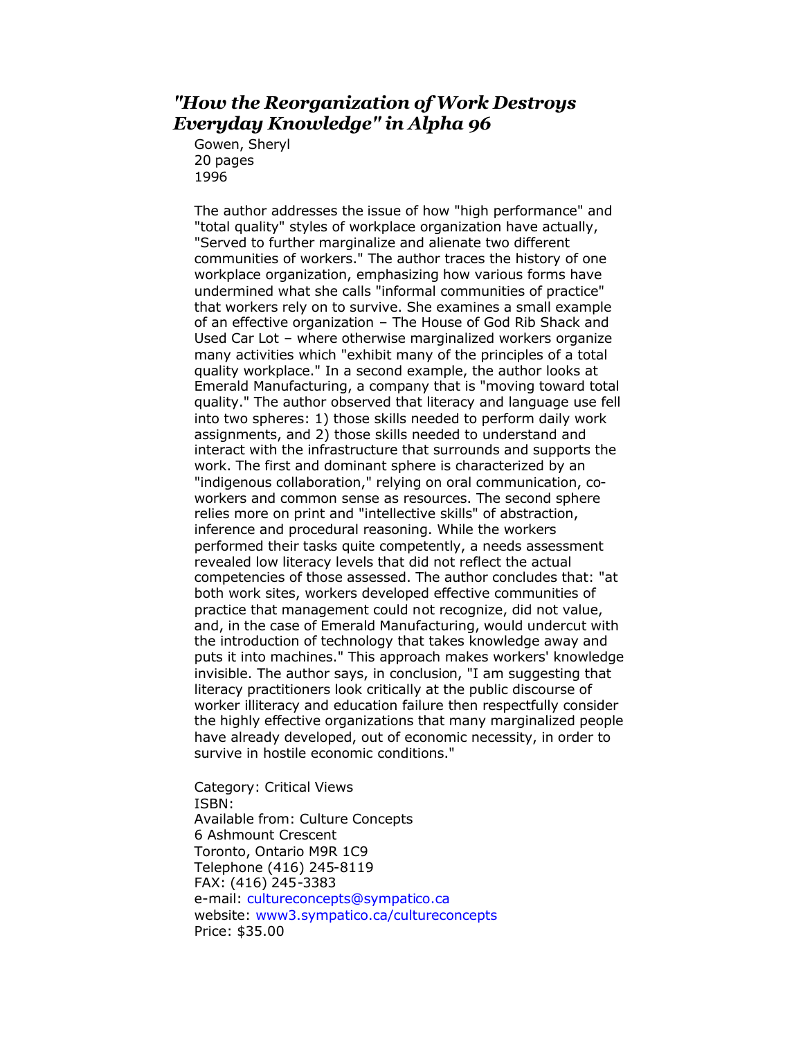## *"How the Reorganization of Work Destroys Everyday Knowledge" in Alpha 96*

Gowen, Sheryl
20 pages
1996

The author addresses the issue of how "high performance" and "total quality" styles of workplace organization have actually, "Served to further marginalize and alienate two different communities of workers." The author traces the history of one workplace organization, emphasizing how various forms have undermined what she calls "informal communities of practice" that workers rely on to survive. She examines a small example of an effective organization – The House of God Rib Shack and Used Car Lot – where otherwise marginalized workers organize many activities which "exhibit many of the principles of a total quality workplace." In a second example, the author looks at Emerald Manufacturing, a company that is "moving toward total quality." The author observed that literacy and language use fell into two spheres: 1) those skills needed to perform daily work assignments, and 2) those skills needed to understand and interact with the infrastructure that surrounds and supports the work. The first and dominant sphere is characterized by an "indigenous collaboration," relying on oral communication, co-workers and common sense as resources. The second sphere relies more on print and "intellective skills" of abstraction, inference and procedural reasoning. While the workers performed their tasks quite competently, a needs assessment revealed low literacy levels that did not reflect the actual competencies of those assessed. The author concludes that: "at both work sites, workers developed effective communities of practice that management could not recognize, did not value, and, in the case of Emerald Manufacturing, would undercut with the introduction of technology that takes knowledge away and puts it into machines." This approach makes workers' knowledge invisible. The author says, in conclusion, "I am suggesting that literacy practitioners look critically at the public discourse of worker illiteracy and education failure then respectfully consider the highly effective organizations that many marginalized people have already developed, out of economic necessity, in order to survive in hostile economic conditions."

Category: Critical Views
ISBN:
Available from: Culture Concepts
6 Ashmount Crescent
Toronto, Ontario M9R 1C9
Telephone (416) 245-8119
FAX: (416) 245-3383
e-mail: cultureconcepts@sympatico.ca
website: www3.sympatico.ca/cultureconcepts
Price: $35.00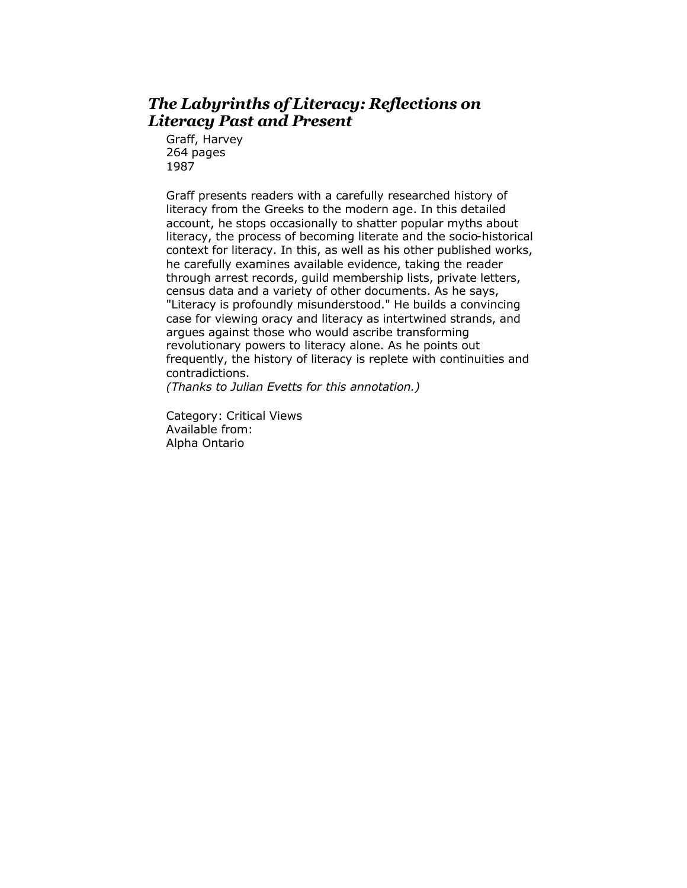## *The Labyrinths of Literacy: Reflections on Literacy Past and Present*

Graff, Harvey
264 pages
1987

Graff presents readers with a carefully researched history of literacy from the Greeks to the modern age. In this detailed account, he stops occasionally to shatter popular myths about literacy, the process of becoming literate and the socio-historical context for literacy. In this, as well as his other published works, he carefully examines available evidence, taking the reader through arrest records, guild membership lists, private letters, census data and a variety of other documents. As he says, "Literacy is profoundly misunderstood." He builds a convincing case for viewing oracy and literacy as intertwined strands, and argues against those who would ascribe transforming revolutionary powers to literacy alone. As he points out frequently, the history of literacy is replete with continuities and contradictions.
*(Thanks to Julian Evetts for this annotation.)*

Category: Critical Views
Available from:
Alpha Ontario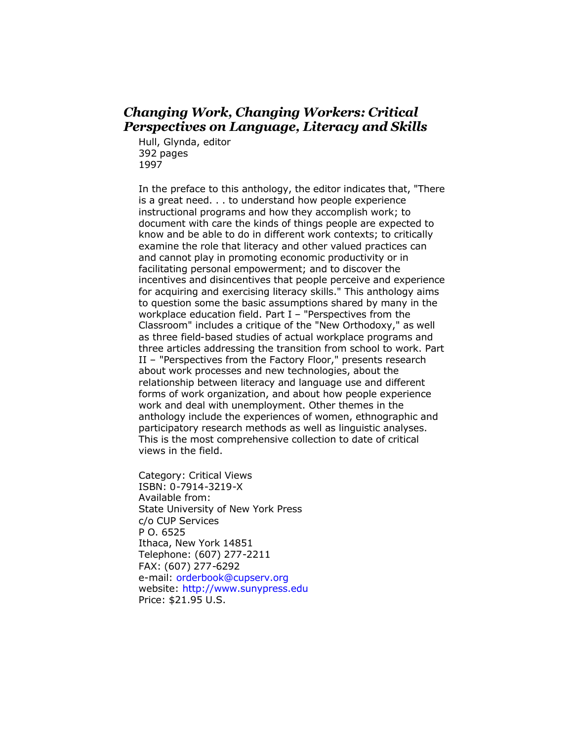## *Changing Work, Changing Workers: Critical Perspectives on Language, Literacy and Skills*

Hull, Glynda, editor
392 pages
1997

In the preface to this anthology, the editor indicates that, "There is a great need. . . to understand how people experience instructional programs and how they accomplish work; to document with care the kinds of things people are expected to know and be able to do in different work contexts; to critically examine the role that literacy and other valued practices can and cannot play in promoting economic productivity or in facilitating personal empowerment; and to discover the incentives and disincentives that people perceive and experience for acquiring and exercising literacy skills." This anthology aims to question some the basic assumptions shared by many in the workplace education field. Part I – "Perspectives from the Classroom" includes a critique of the "New Orthodoxy," as well as three field-based studies of actual workplace programs and three articles addressing the transition from school to work. Part II – "Perspectives from the Factory Floor," presents research about work processes and new technologies, about the relationship between literacy and language use and different forms of work organization, and about how people experience work and deal with unemployment. Other themes in the anthology include the experiences of women, ethnographic and participatory research methods as well as linguistic analyses. This is the most comprehensive collection to date of critical views in the field.

Category: Critical Views
ISBN: 0-7914-3219-X
Available from:
State University of New York Press
c/o CUP Services
P O. 6525
Ithaca, New York 14851
Telephone: (607) 277-2211
FAX: (607) 277-6292
e-mail: orderbook@cupserv.org
website: http://www.sunypress.edu
Price: $21.95 U.S.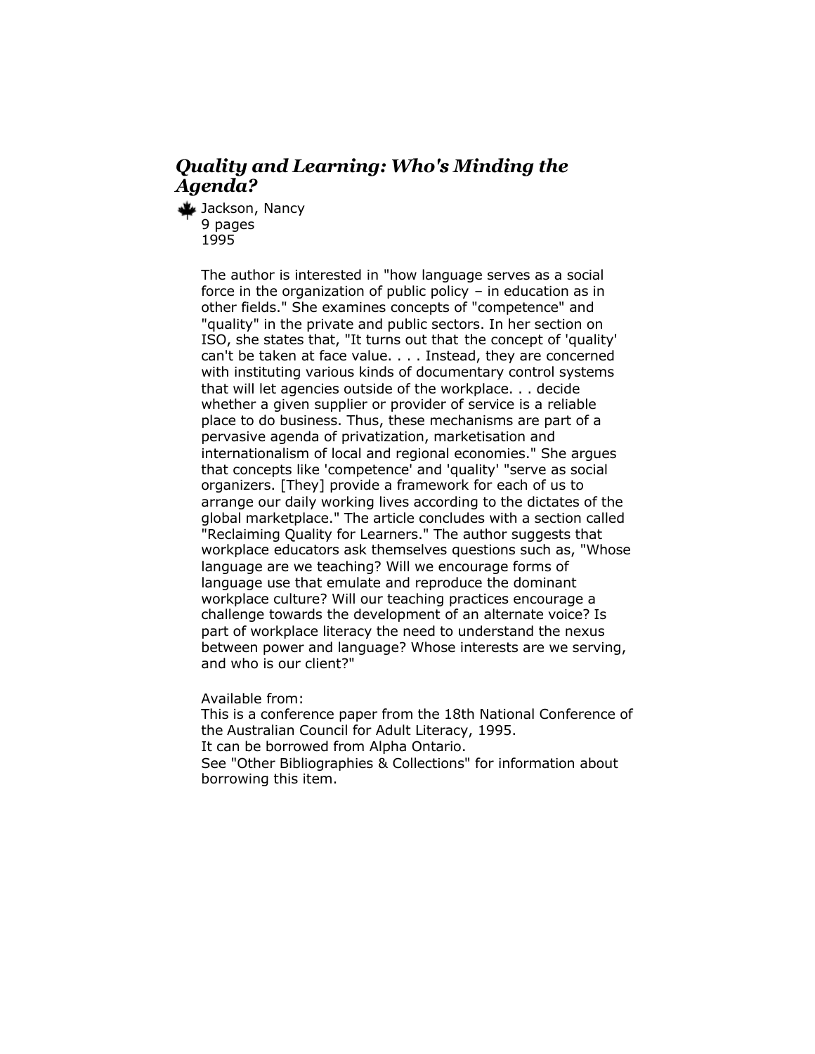## *Quality and Learning: Who's Minding the Agenda?*

Jackson, Nancy
9 pages
1995

The author is interested in "how language serves as a social force in the organization of public policy – in education as in other fields." She examines concepts of "competence" and "quality" in the private and public sectors. In her section on ISO, she states that, "It turns out that the concept of 'quality' can't be taken at face value. . . . Instead, they are concerned with instituting various kinds of documentary control systems that will let agencies outside of the workplace. . . decide whether a given supplier or provider of service is a reliable place to do business. Thus, these mechanisms are part of a pervasive agenda of privatization, marketisation and internationalism of local and regional economies." She argues that concepts like 'competence' and 'quality' "serve as social organizers. [They] provide a framework for each of us to arrange our daily working lives according to the dictates of the global marketplace." The article concludes with a section called "Reclaiming Quality for Learners." The author suggests that workplace educators ask themselves questions such as, "Whose language are we teaching? Will we encourage forms of language use that emulate and reproduce the dominant workplace culture? Will our teaching practices encourage a challenge towards the development of an alternate voice? Is part of workplace literacy the need to understand the nexus between power and language? Whose interests are we serving, and who is our client?"

Available from:
This is a conference paper from the 18th National Conference of the Australian Council for Adult Literacy, 1995.
It can be borrowed from Alpha Ontario.
See "Other Bibliographies & Collections" for information about borrowing this item.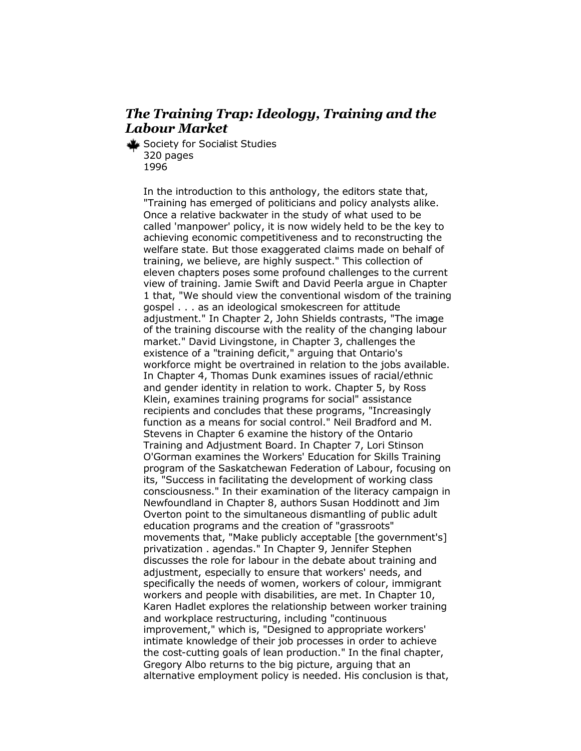## *The Training Trap: Ideology, Training and the Labour Market*

Society for Socialist Studies
320 pages
1996

In the introduction to this anthology, the editors state that, "Training has emerged of politicians and policy analysts alike. Once a relative backwater in the study of what used to be called 'manpower' policy, it is now widely held to be the key to achieving economic competitiveness and to reconstructing the welfare state. But those exaggerated claims made on behalf of training, we believe, are highly suspect." This collection of eleven chapters poses some profound challenges to the current view of training. Jamie Swift and David Peerla argue in Chapter 1 that, "We should view the conventional wisdom of the training gospel . . . as an ideological smokescreen for attitude adjustment." In Chapter 2, John Shields contrasts, "The image of the training discourse with the reality of the changing labour market." David Livingstone, in Chapter 3, challenges the existence of a "training deficit," arguing that Ontario's workforce might be overtrained in relation to the jobs available. In Chapter 4, Thomas Dunk examines issues of racial/ethnic and gender identity in relation to work. Chapter 5, by Ross Klein, examines training programs for social" assistance recipients and concludes that these programs, "Increasingly function as a means for social control." Neil Bradford and M. Stevens in Chapter 6 examine the history of the Ontario Training and Adjustment Board. In Chapter 7, Lori Stinson O'Gorman examines the Workers' Education for Skills Training program of the Saskatchewan Federation of Labour, focusing on its, "Success in facilitating the development of working class consciousness." In their examination of the literacy campaign in Newfoundland in Chapter 8, authors Susan Hoddinott and Jim Overton point to the simultaneous dismantling of public adult education programs and the creation of "grassroots" movements that, "Make publicly acceptable [the government's] privatization . agendas." In Chapter 9, Jennifer Stephen discusses the role for labour in the debate about training and adjustment, especially to ensure that workers' needs, and specifically the needs of women, workers of colour, immigrant workers and people with disabilities, are met. In Chapter 10, Karen Hadlet explores the relationship between worker training and workplace restructuring, including "continuous improvement," which is, "Designed to appropriate workers' intimate knowledge of their job processes in order to achieve the cost-cutting goals of lean production." In the final chapter, Gregory Albo returns to the big picture, arguing that an alternative employment policy is needed. His conclusion is that,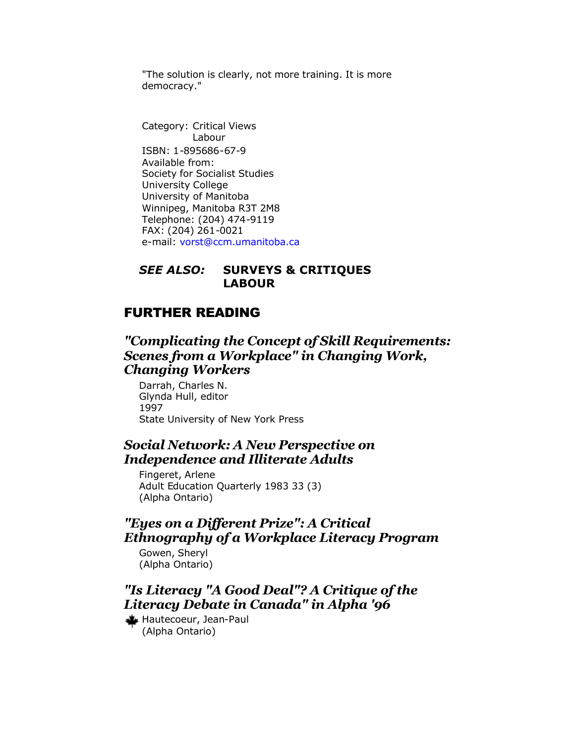"The solution is clearly, not more training. It is more democracy."

Category: Critical Views
Labour

ISBN: 1-895686-67-9
Available from:
Society for Socialist Studies
University College
University of Manitoba
Winnipeg, Manitoba R3T 2M8
Telephone: (204) 474-9119
FAX: (204) 261-0021
e-mail: vorst@ccm.umanitoba.ca

***SEE ALSO:*** **SURVEYS & CRITIQUES**
**LABOUR**

## FURTHER READING

### *"Complicating the Concept of Skill Requirements: Scenes from a Workplace" in Changing Work, Changing Workers*

Darrah, Charles N.
Glynda Hull, editor
1997
State University of New York Press

### *Social Network: A New Perspective on Independence and Illiterate Adults*

Fingeret, Arlene
Adult Education Quarterly 1983 33 (3)
(Alpha Ontario)

### *"Eyes on a Different Prize": A Critical Ethnography of a Workplace Literacy Program*

Gowen, Sheryl
(Alpha Ontario)

### *"Is Literacy "A Good Deal"? A Critique of the Literacy Debate in Canada" in Alpha '96*

Hautecoeur, Jean-Paul
(Alpha Ontario)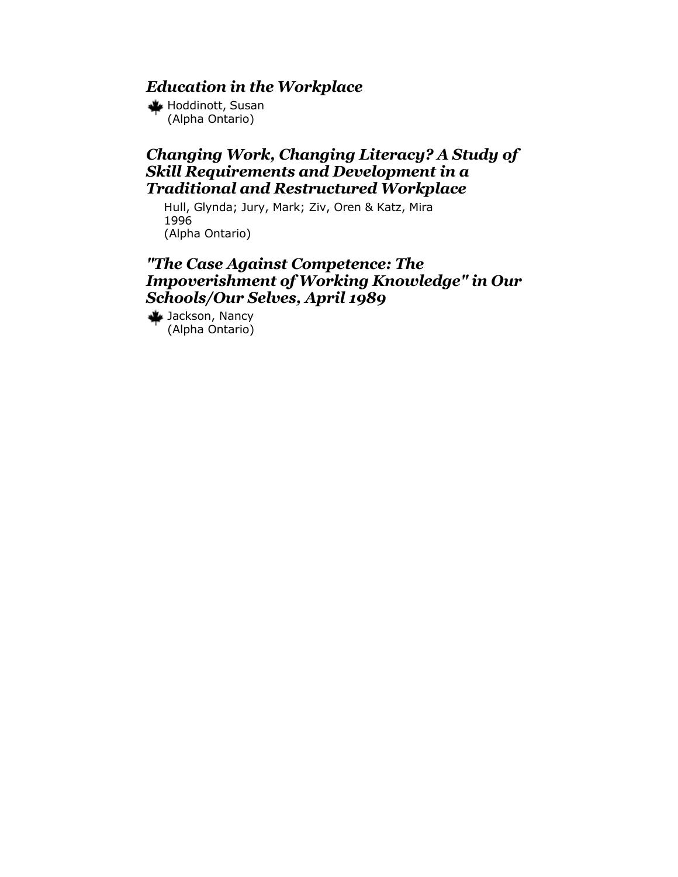### *Education in the Workplace*

Hoddinott, Susan
(Alpha Ontario)

### *Changing Work, Changing Literacy? A Study of Skill Requirements and Development in a Traditional and Restructured Workplace*

Hull, Glynda; Jury, Mark; Ziv, Oren & Katz, Mira
1996
(Alpha Ontario)

### *"The Case Against Competence: The Impoverishment of Working Knowledge" in Our Schools/Our Selves, April 1989*

Jackson, Nancy
(Alpha Ontario)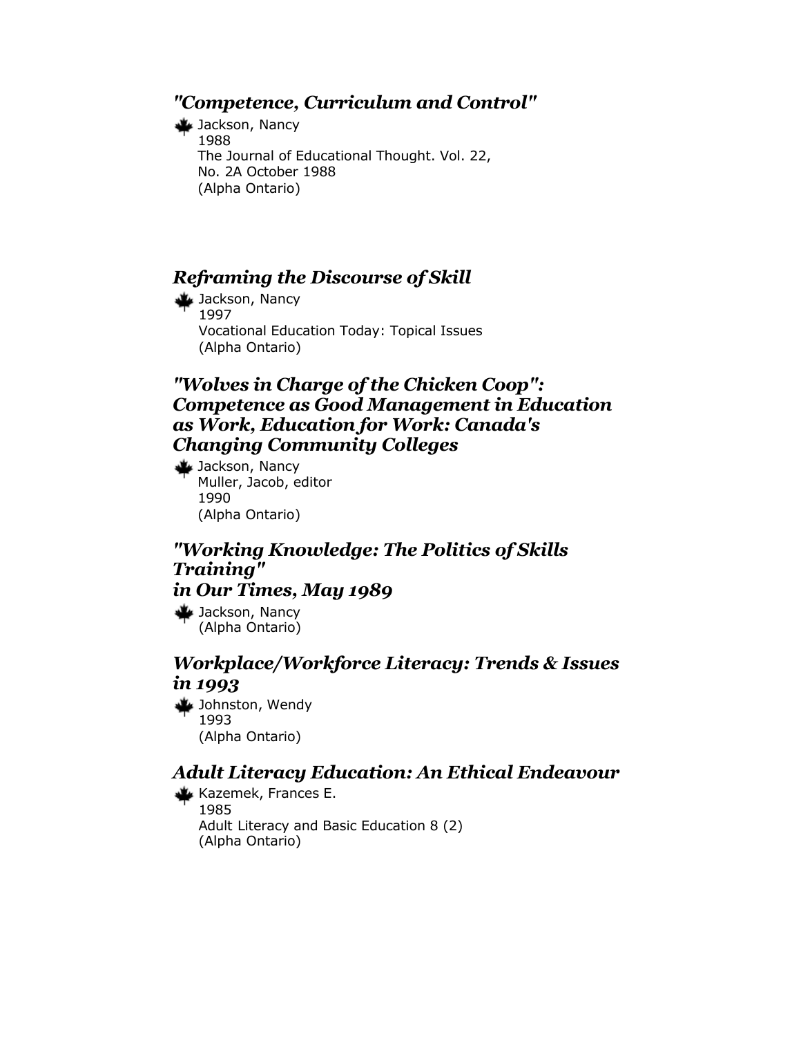### *"Competence, Curriculum and Control"*

Jackson, Nancy
1988
The Journal of Educational Thought. Vol. 22, No. 2A October 1988
(Alpha Ontario)

### *Reframing the Discourse of Skill*

Jackson, Nancy
1997
Vocational Education Today: Topical Issues
(Alpha Ontario)

### *"Wolves in Charge of the Chicken Coop": Competence as Good Management in Education as Work, Education for Work: Canada's Changing Community Colleges*

Jackson, Nancy
Muller, Jacob, editor
1990
(Alpha Ontario)

### *"Working Knowledge: The Politics of Skills Training" in Our Times, May 1989*

Jackson, Nancy
(Alpha Ontario)

### *Workplace/Workforce Literacy: Trends & Issues in 1993*

Johnston, Wendy
1993
(Alpha Ontario)

### *Adult Literacy Education: An Ethical Endeavour*

Kazemek, Frances E.
1985
Adult Literacy and Basic Education 8 (2)
(Alpha Ontario)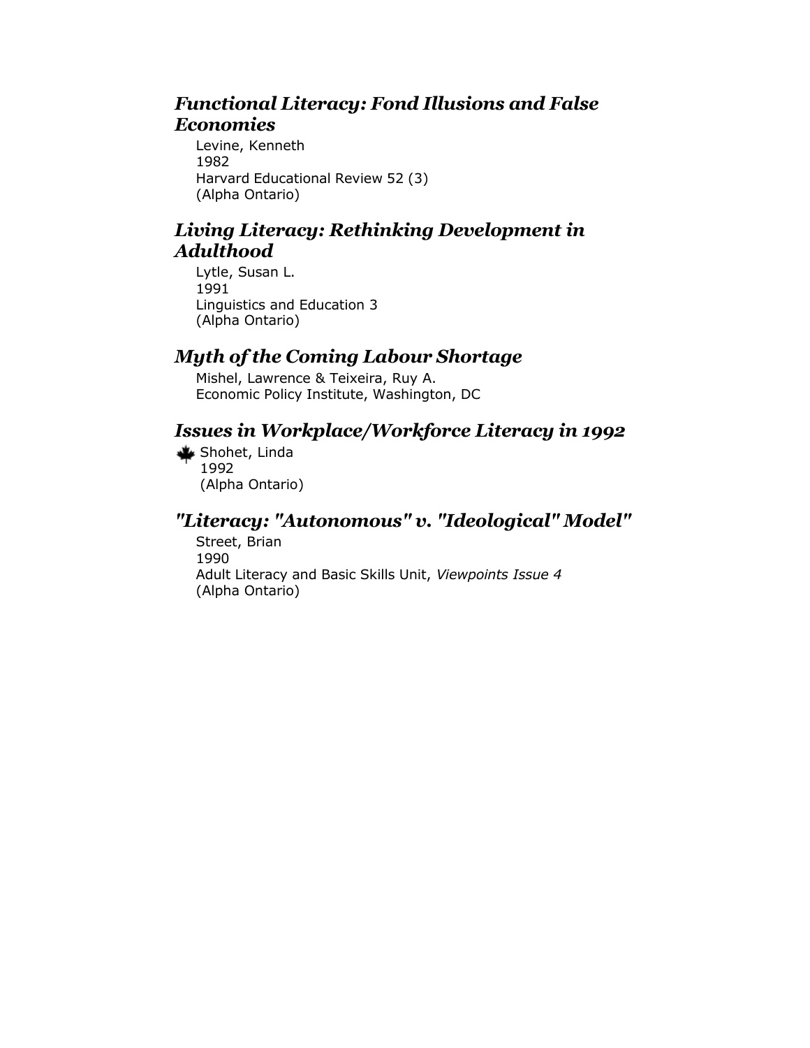### *Functional Literacy: Fond Illusions and False Economies*

Levine, Kenneth
1982
Harvard Educational Review 52 (3)
(Alpha Ontario)

### *Living Literacy: Rethinking Development in Adulthood*

Lytle, Susan L.
1991
Linguistics and Education 3
(Alpha Ontario)

### *Myth of the Coming Labour Shortage*

Mishel, Lawrence & Teixeira, Ruy A.
Economic Policy Institute, Washington, DC

### *Issues in Workplace/Workforce Literacy in 1992*

Shohet, Linda
1992
(Alpha Ontario)

### *"Literacy: "Autonomous" v. "Ideological" Model"*

Street, Brian
1990
Adult Literacy and Basic Skills Unit, *Viewpoints Issue 4*
(Alpha Ontario)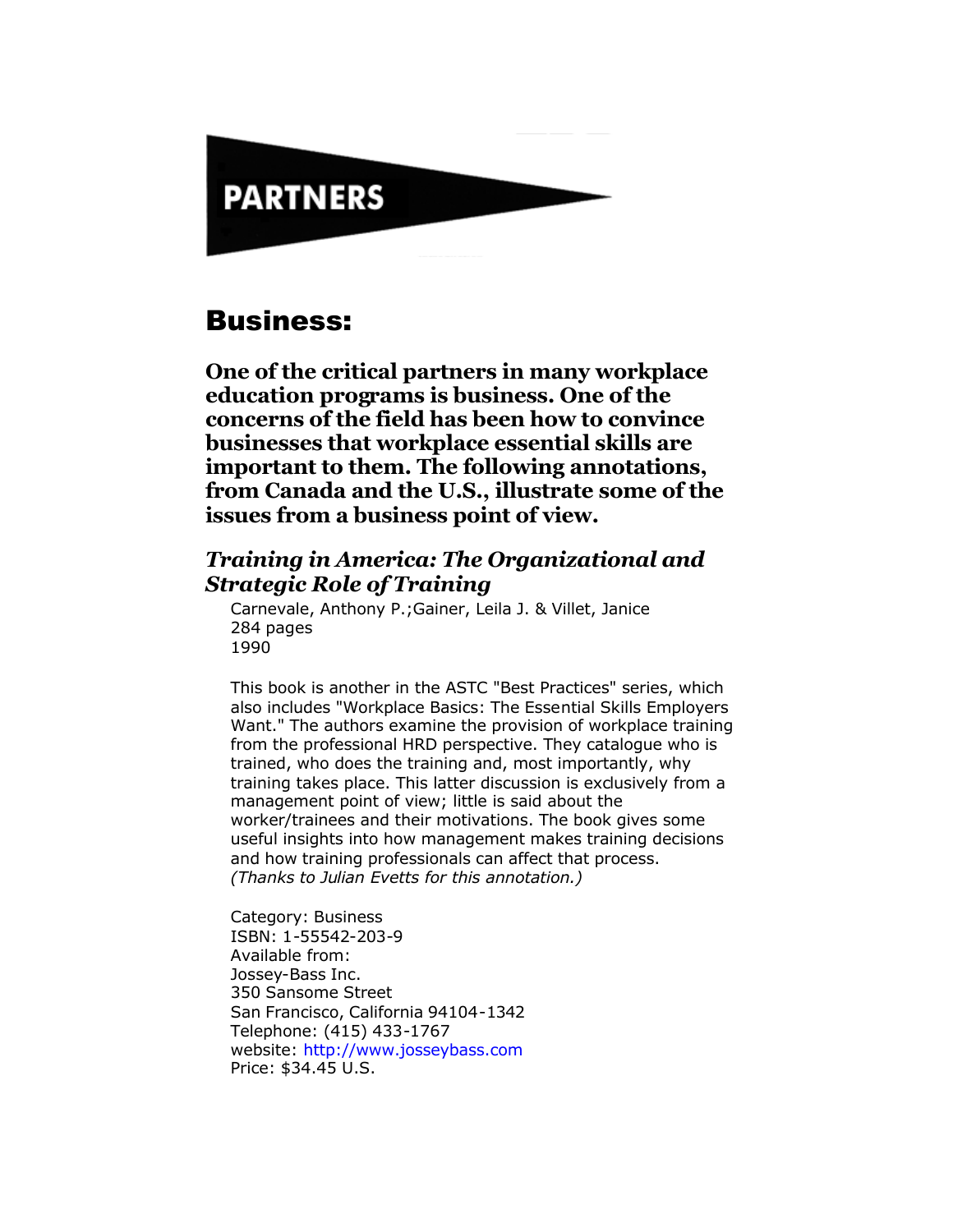# PARTNERS

## Business:

**One of the critical partners in many workplace education programs is business. One of the concerns of the field has been how to convince businesses that workplace essential skills are important to them. The following annotations, from Canada and the U.S., illustrate some of the issues from a business point of view.**

### *Training in America: The Organizational and Strategic Role of Training*

Carnevale, Anthony P.;Gainer, Leila J. & Villet, Janice
284 pages
1990

This book is another in the ASTC "Best Practices" series, which also includes "Workplace Basics: The Essential Skills Employers Want." The authors examine the provision of workplace training from the professional HRD perspective. They catalogue who is trained, who does the training and, most importantly, why training takes place. This latter discussion is exclusively from a management point of view; little is said about the worker/trainees and their motivations. The book gives some useful insights into how management makes training decisions and how training professionals can affect that process.
*(Thanks to Julian Evetts for this annotation.)*

Category: Business
ISBN: 1-55542-203-9
Available from:
Jossey-Bass Inc.
350 Sansome Street
San Francisco, California 94104-1342
Telephone: (415) 433-1767
website: http://www.josseybass.com
Price: $34.45 U.S.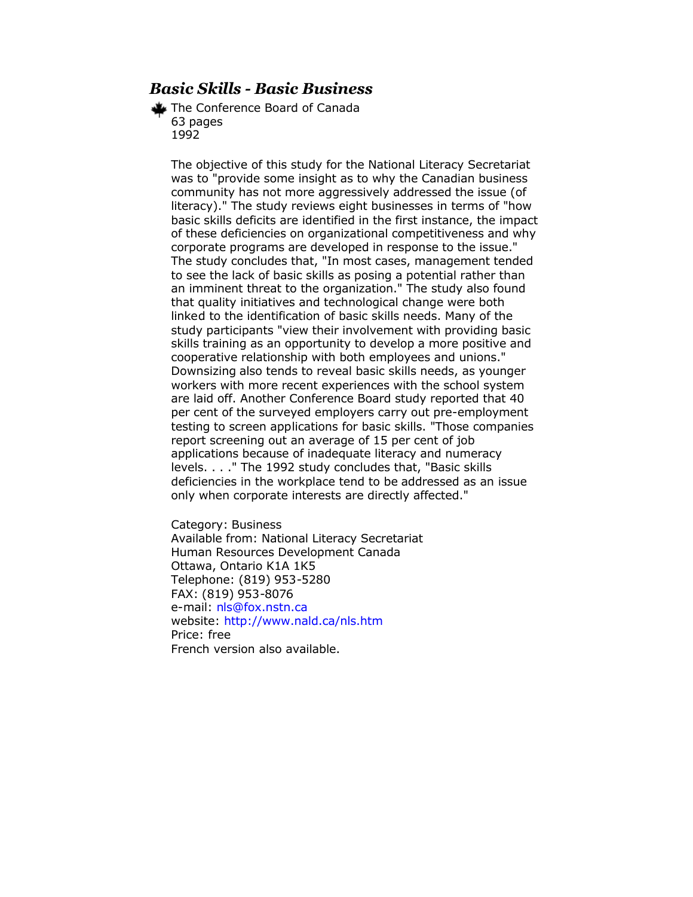## *Basic Skills - Basic Business*

The Conference Board of Canada  
63 pages  
1992

The objective of this study for the National Literacy Secretariat was to "provide some insight as to why the Canadian business community has not more aggressively addressed the issue (of literacy)." The study reviews eight businesses in terms of "how basic skills deficits are identified in the first instance, the impact of these deficiencies on organizational competitiveness and why corporate programs are developed in response to the issue." The study concludes that, "In most cases, management tended to see the lack of basic skills as posing a potential rather than an imminent threat to the organization." The study also found that quality initiatives and technological change were both linked to the identification of basic skills needs. Many of the study participants "view their involvement with providing basic skills training as an opportunity to develop a more positive and cooperative relationship with both employees and unions." Downsizing also tends to reveal basic skills needs, as younger workers with more recent experiences with the school system are laid off. Another Conference Board study reported that 40 per cent of the surveyed employers carry out pre-employment testing to screen applications for basic skills. "Those companies report screening out an average of 15 per cent of job applications because of inadequate literacy and numeracy levels. . . ." The 1992 study concludes that, "Basic skills deficiencies in the workplace tend to be addressed as an issue only when corporate interests are directly affected."

Category: Business  
Available from: National Literacy Secretariat  
Human Resources Development Canada  
Ottawa, Ontario K1A 1K5  
Telephone: (819) 953-5280  
FAX: (819) 953-8076  
e-mail: nls@fox.nstn.ca  
website: http://www.nald.ca/nls.htm  
Price: free  
French version also available.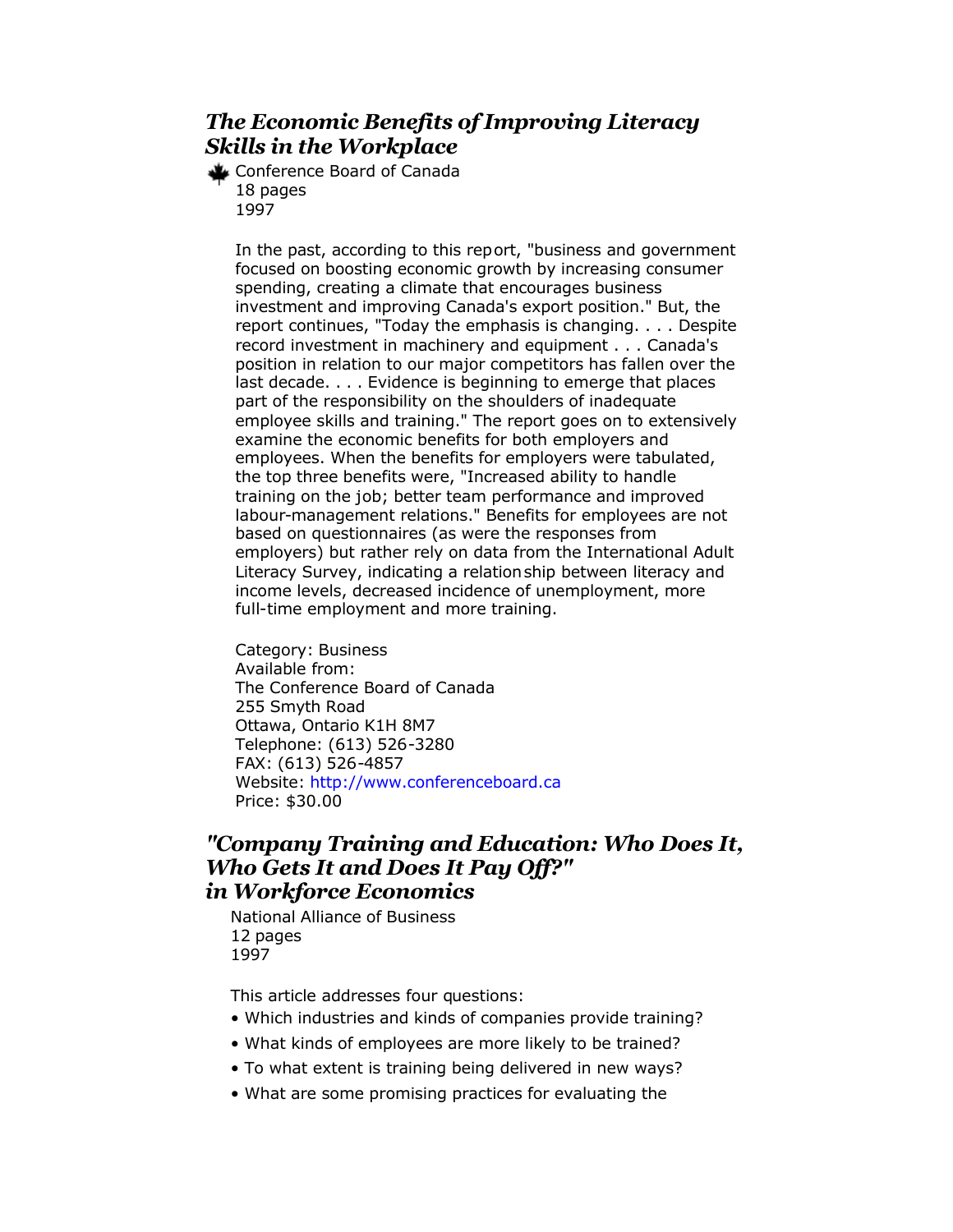### *The Economic Benefits of Improving Literacy Skills in the Workplace*

Conference Board of Canada
18 pages
1997

In the past, according to this report, "business and government focused on boosting economic growth by increasing consumer spending, creating a climate that encourages business investment and improving Canada's export position." But, the report continues, "Today the emphasis is changing. . . . Despite record investment in machinery and equipment . . . Canada's position in relation to our major competitors has fallen over the last decade. . . . Evidence is beginning to emerge that places part of the responsibility on the shoulders of inadequate employee skills and training." The report goes on to extensively examine the economic benefits for both employers and employees. When the benefits for employers were tabulated, the top three benefits were, "Increased ability to handle training on the job; better team performance and improved labour-management relations." Benefits for employees are not based on questionnaires (as were the responses from employers) but rather rely on data from the International Adult Literacy Survey, indicating a relationship between literacy and income levels, decreased incidence of unemployment, more full-time employment and more training.

Category: Business
Available from:
The Conference Board of Canada
255 Smyth Road
Ottawa, Ontario K1H 8M7
Telephone: (613) 526-3280
FAX: (613) 526-4857
Website: http://www.conferenceboard.ca
Price: $30.00

### *"Company Training and Education: Who Does It, Who Gets It and Does It Pay Off?" in Workforce Economics*

National Alliance of Business
12 pages
1997

This article addresses four questions:

- Which industries and kinds of companies provide training?
- What kinds of employees are more likely to be trained?
- To what extent is training being delivered in new ways?
- What are some promising practices for evaluating the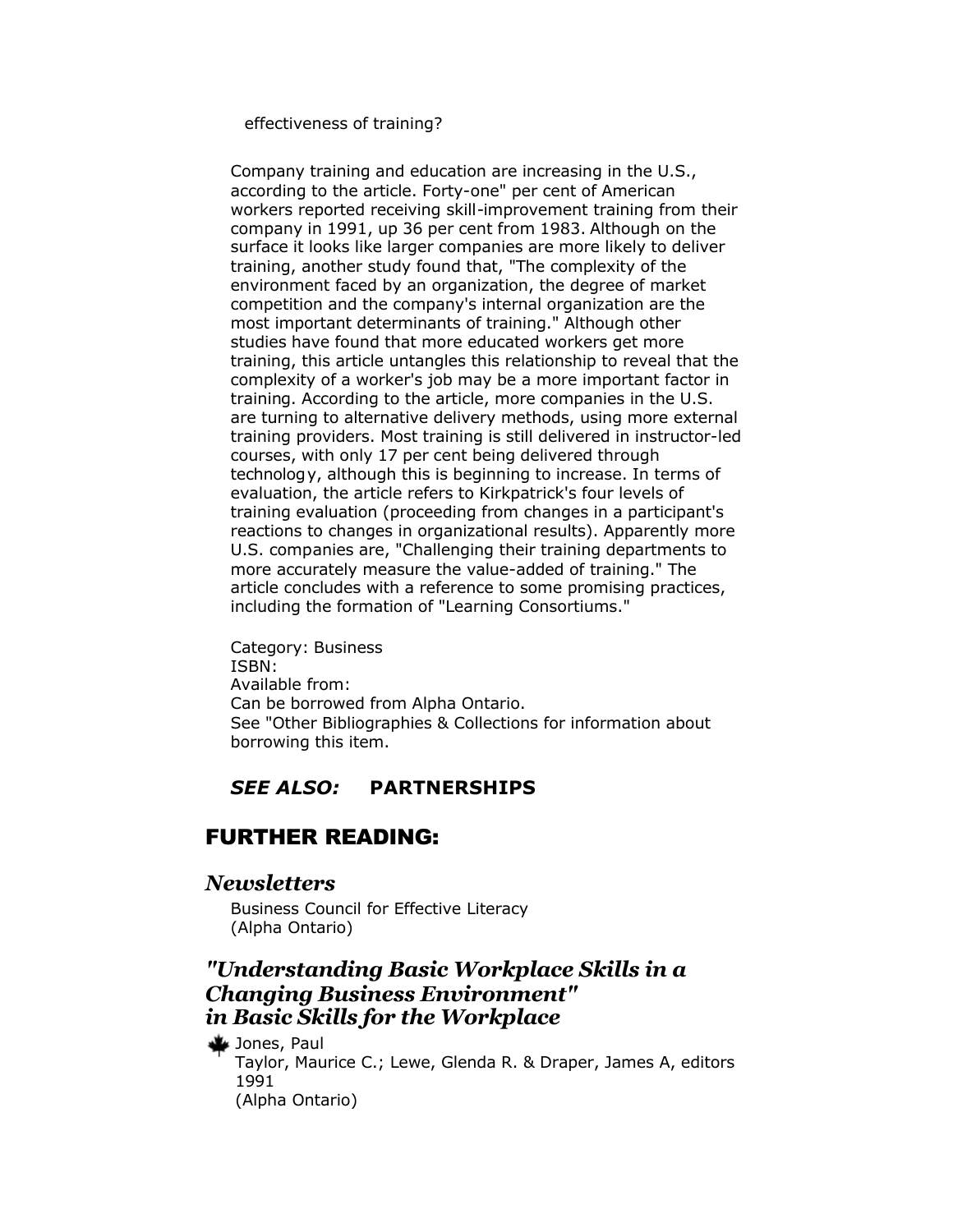effectiveness of training?

Company training and education are increasing in the U.S., according to the article. Forty-one" per cent of American workers reported receiving skill-improvement training from their company in 1991, up 36 per cent from 1983. Although on the surface it looks like larger companies are more likely to deliver training, another study found that, "The complexity of the environment faced by an organization, the degree of market competition and the company's internal organization are the most important determinants of training." Although other studies have found that more educated workers get more training, this article untangles this relationship to reveal that the complexity of a worker's job may be a more important factor in training. According to the article, more companies in the U.S. are turning to alternative delivery methods, using more external training providers. Most training is still delivered in instructor-led courses, with only 17 per cent being delivered through technology, although this is beginning to increase. In terms of evaluation, the article refers to Kirkpatrick's four levels of training evaluation (proceeding from changes in a participant's reactions to changes in organizational results). Apparently more U.S. companies are, "Challenging their training departments to more accurately measure the value-added of training." The article concludes with a reference to some promising practices, including the formation of "Learning Consortiums."

Category: Business
ISBN:
Available from:
Can be borrowed from Alpha Ontario.
See "Other Bibliographies & Collections for information about borrowing this item.

***SEE ALSO:*** **PARTNERSHIPS**

## FURTHER READING:

### *Newsletters*

Business Council for Effective Literacy
(Alpha Ontario)

### *"Understanding Basic Workplace Skills in a Changing Business Environment" in Basic Skills for the Workplace*

Jones, Paul
Taylor, Maurice C.; Lewe, Glenda R. & Draper, James A, editors
1991
(Alpha Ontario)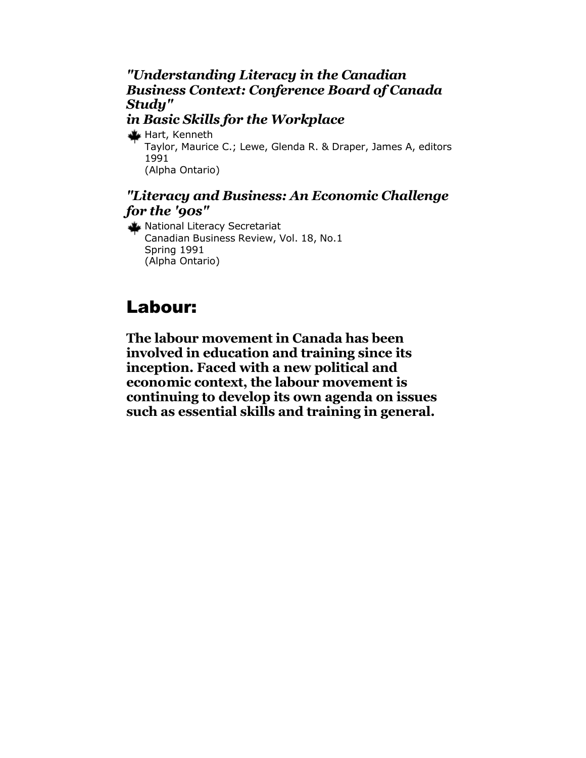### *"Understanding Literacy in the Canadian Business Context: Conference Board of Canada Study" in Basic Skills for the Workplace*

Hart, Kenneth
Taylor, Maurice C.; Lewe, Glenda R. & Draper, James A, editors
1991
(Alpha Ontario)

### *"Literacy and Business: An Economic Challenge for the '90s"*

National Literacy Secretariat
Canadian Business Review, Vol. 18, No.1
Spring 1991
(Alpha Ontario)

## Labour:

**The labour movement in Canada has been involved in education and training since its inception. Faced with a new political and economic context, the labour movement is continuing to develop its own agenda on issues such as essential skills and training in general.**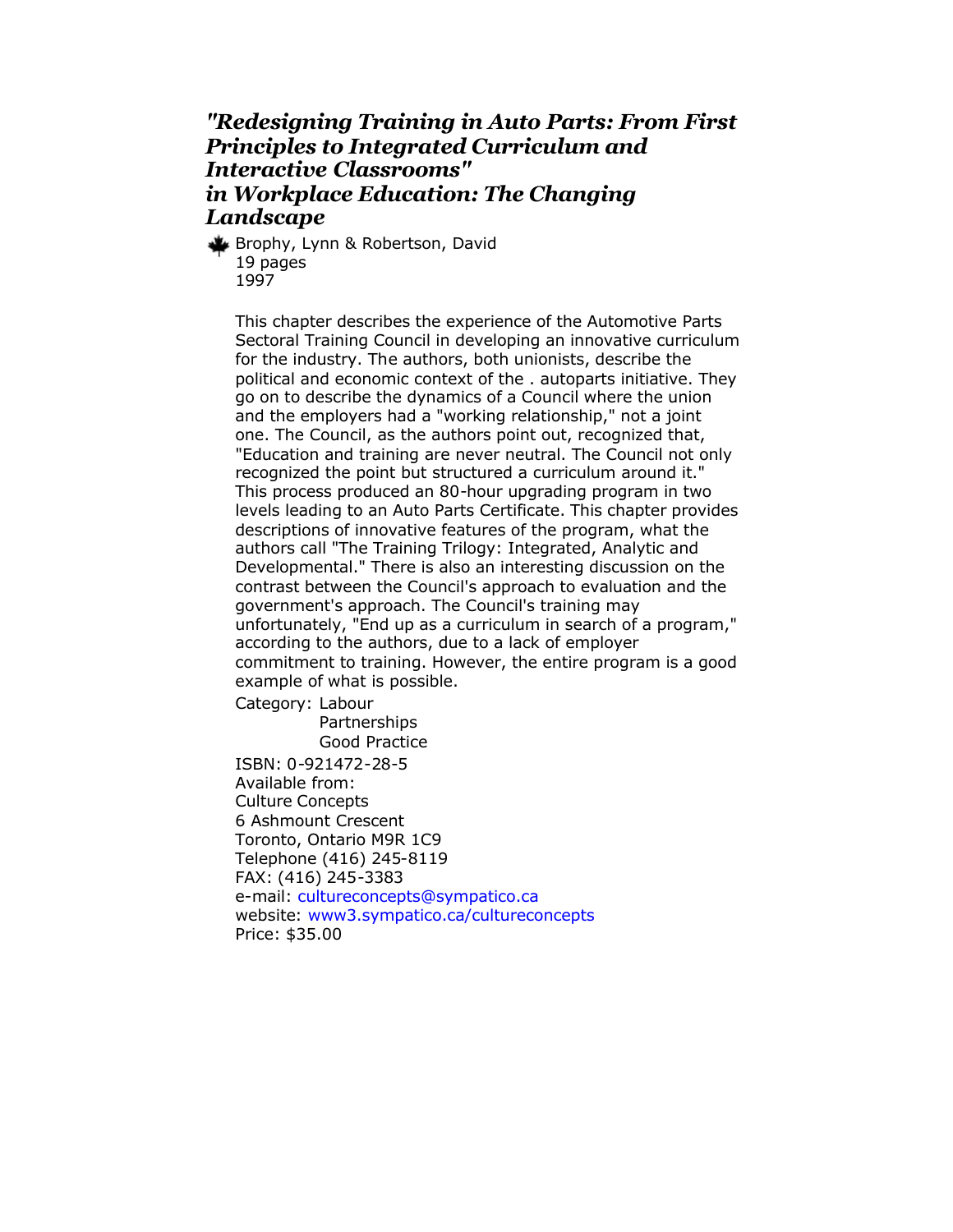### *"Redesigning Training in Auto Parts: From First Principles to Integrated Curriculum and Interactive Classrooms" in Workplace Education: The Changing Landscape*

Brophy, Lynn & Robertson, David
19 pages
1997

This chapter describes the experience of the Automotive Parts Sectoral Training Council in developing an innovative curriculum for the industry. The authors, both unionists, describe the political and economic context of the . autoparts initiative. They go on to describe the dynamics of a Council where the union and the employers had a "working relationship," not a joint one. The Council, as the authors point out, recognized that, "Education and training are never neutral. The Council not only recognized the point but structured a curriculum around it." This process produced an 80-hour upgrading program in two levels leading to an Auto Parts Certificate. This chapter provides descriptions of innovative features of the program, what the authors call "The Training Trilogy: Integrated, Analytic and Developmental." There is also an interesting discussion on the contrast between the Council's approach to evaluation and the government's approach. The Council's training may unfortunately, "End up as a curriculum in search of a program," according to the authors, due to a lack of employer commitment to training. However, the entire program is a good example of what is possible.

Category: Labour
Partnerships
Good Practice

ISBN: 0-921472-28-5
Available from:
Culture Concepts
6 Ashmount Crescent
Toronto, Ontario M9R 1C9
Telephone (416) 245-8119
FAX: (416) 245-3383
e-mail: cultureconcepts@sympatico.ca
website: www3.sympatico.ca/cultureconcepts
Price: $35.00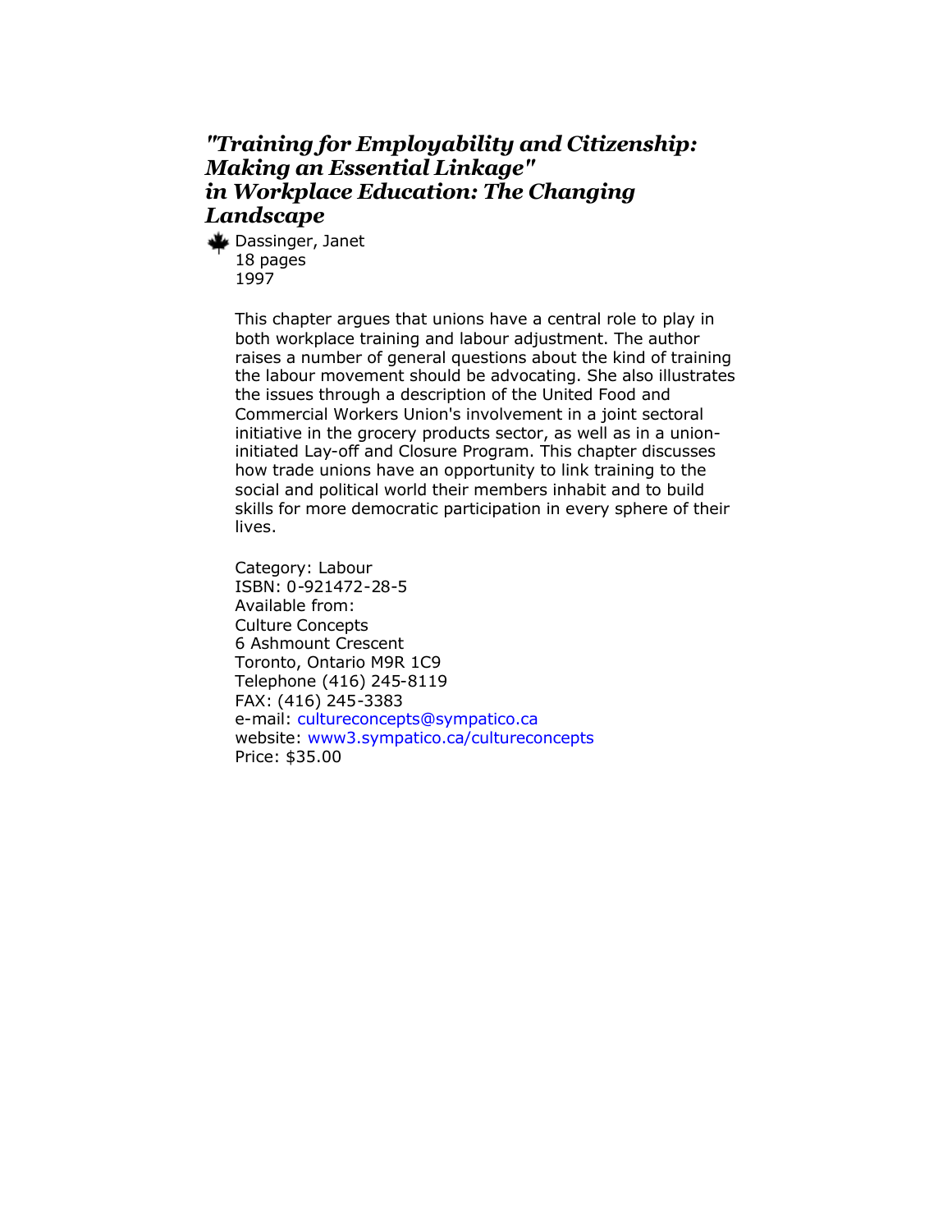### *"Training for Employability and Citizenship: Making an Essential Linkage" in Workplace Education: The Changing Landscape*

Dassinger, Janet
18 pages
1997

This chapter argues that unions have a central role to play in both workplace training and labour adjustment. The author raises a number of general questions about the kind of training the labour movement should be advocating. She also illustrates the issues through a description of the United Food and Commercial Workers Union's involvement in a joint sectoral initiative in the grocery products sector, as well as in a union-initiated Lay-off and Closure Program. This chapter discusses how trade unions have an opportunity to link training to the social and political world their members inhabit and to build skills for more democratic participation in every sphere of their lives.

Category: Labour
ISBN: 0-921472-28-5
Available from:
Culture Concepts
6 Ashmount Crescent
Toronto, Ontario M9R 1C9
Telephone (416) 245-8119
FAX: (416) 245-3383
e-mail: cultureconcepts@sympatico.ca
website: www3.sympatico.ca/cultureconcepts
Price: $35.00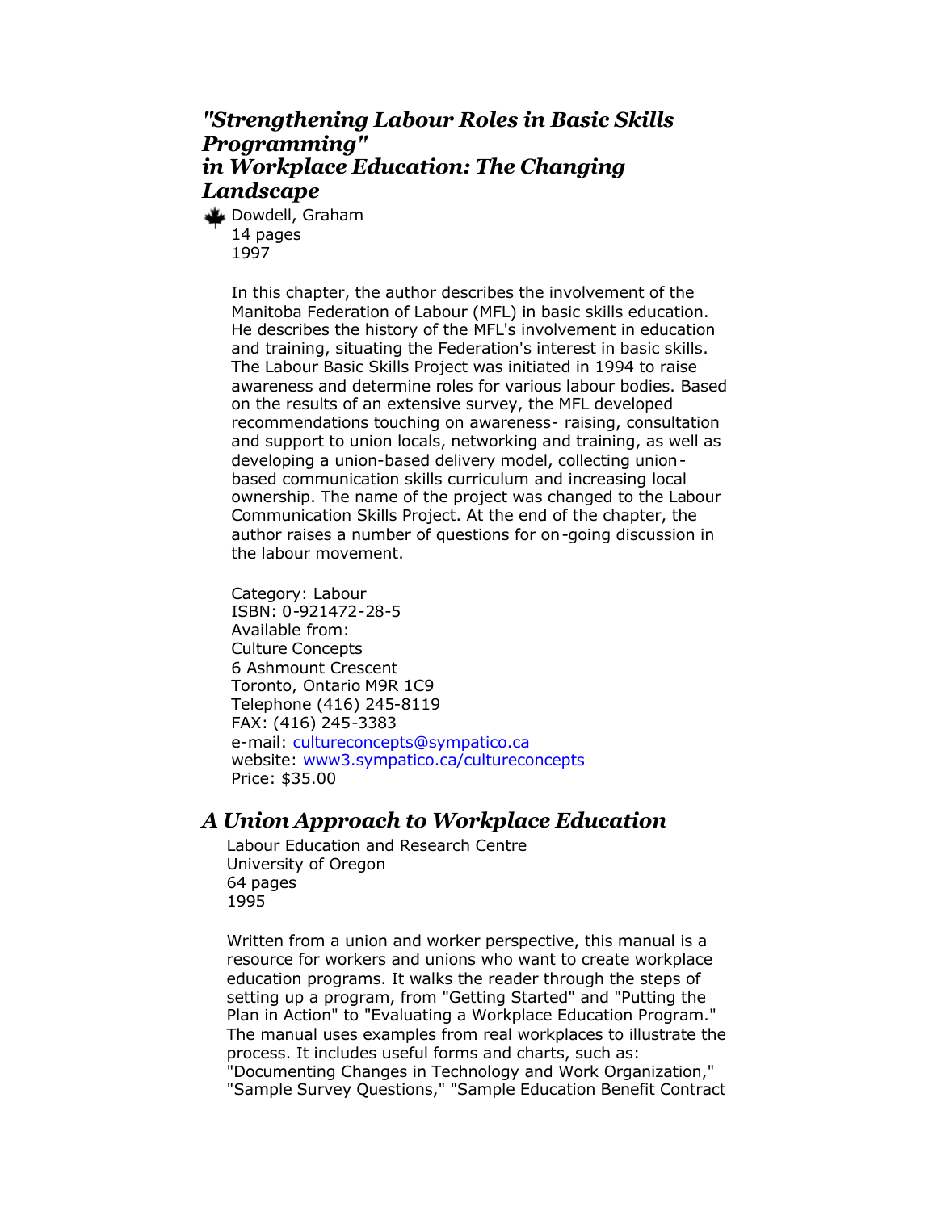### *"Strengthening Labour Roles in Basic Skills Programming" in Workplace Education: The Changing Landscape*

Dowdell, Graham
14 pages
1997

In this chapter, the author describes the involvement of the Manitoba Federation of Labour (MFL) in basic skills education. He describes the history of the MFL's involvement in education and training, situating the Federation's interest in basic skills. The Labour Basic Skills Project was initiated in 1994 to raise awareness and determine roles for various labour bodies. Based on the results of an extensive survey, the MFL developed recommendations touching on awareness- raising, consultation and support to union locals, networking and training, as well as developing a union-based delivery model, collecting union-based communication skills curriculum and increasing local ownership. The name of the project was changed to the Labour Communication Skills Project. At the end of the chapter, the author raises a number of questions for on-going discussion in the labour movement.

Category: Labour
ISBN: 0-921472-28-5
Available from:
Culture Concepts
6 Ashmount Crescent
Toronto, Ontario M9R 1C9
Telephone (416) 245-8119
FAX: (416) 245-3383
e-mail: cultureconcepts@sympatico.ca
website: www3.sympatico.ca/cultureconcepts
Price: $35.00

### *A Union Approach to Workplace Education*

Labour Education and Research Centre
University of Oregon
64 pages
1995

Written from a union and worker perspective, this manual is a resource for workers and unions who want to create workplace education programs. It walks the reader through the steps of setting up a program, from "Getting Started" and "Putting the Plan in Action" to "Evaluating a Workplace Education Program." The manual uses examples from real workplaces to illustrate the process. It includes useful forms and charts, such as: "Documenting Changes in Technology and Work Organization," "Sample Survey Questions," "Sample Education Benefit Contract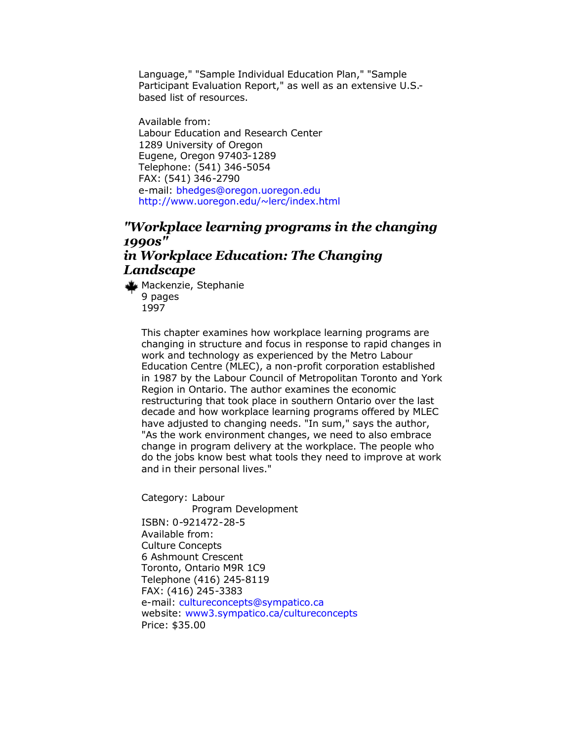Language," "Sample Individual Education Plan," "Sample Participant Evaluation Report," as well as an extensive U.S.-based list of resources.

Available from:
Labour Education and Research Center
1289 University of Oregon
Eugene, Oregon 97403-1289
Telephone: (541) 346-5054
FAX: (541) 346-2790
e-mail: bhedges@oregon.uoregon.edu
http://www.uoregon.edu/~lerc/index.html

### *"Workplace learning programs in the changing 1990s" in Workplace Education: The Changing Landscape*

Mackenzie, Stephanie
9 pages
1997

This chapter examines how workplace learning programs are changing in structure and focus in response to rapid changes in work and technology as experienced by the Metro Labour Education Centre (MLEC), a non-profit corporation established in 1987 by the Labour Council of Metropolitan Toronto and York Region in Ontario. The author examines the economic restructuring that took place in southern Ontario over the last decade and how workplace learning programs offered by MLEC have adjusted to changing needs. "In sum," says the author, "As the work environment changes, we need to also embrace change in program delivery at the workplace. The people who do the jobs know best what tools they need to improve at work and in their personal lives."

Category: Labour
Program Development
ISBN: 0-921472-28-5
Available from:
Culture Concepts
6 Ashmount Crescent
Toronto, Ontario M9R 1C9
Telephone (416) 245-8119
FAX: (416) 245-3383
e-mail: cultureconcepts@sympatico.ca
website: www3.sympatico.ca/cultureconcepts
Price: $35.00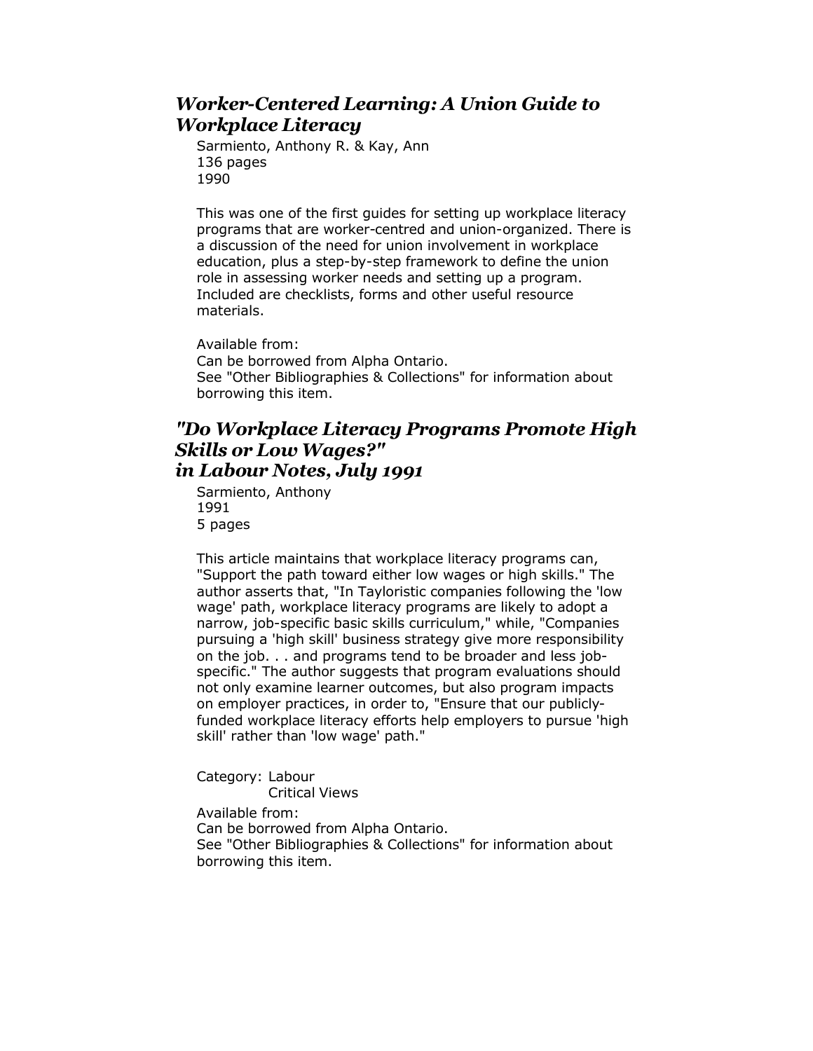### *Worker-Centered Learning: A Union Guide to Workplace Literacy*

Sarmiento, Anthony R. & Kay, Ann
136 pages
1990

This was one of the first guides for setting up workplace literacy programs that are worker-centred and union-organized. There is a discussion of the need for union involvement in workplace education, plus a step-by-step framework to define the union role in assessing worker needs and setting up a program. Included are checklists, forms and other useful resource materials.

Available from:
Can be borrowed from Alpha Ontario.
See "Other Bibliographies & Collections" for information about borrowing this item.

### *"Do Workplace Literacy Programs Promote High Skills or Low Wages?" in Labour Notes, July 1991*

Sarmiento, Anthony
1991
5 pages

This article maintains that workplace literacy programs can, "Support the path toward either low wages or high skills." The author asserts that, "In Tayloristic companies following the 'low wage' path, workplace literacy programs are likely to adopt a narrow, job-specific basic skills curriculum," while, "Companies pursuing a 'high skill' business strategy give more responsibility on the job. . . and programs tend to be broader and less job-specific." The author suggests that program evaluations should not only examine learner outcomes, but also program impacts on employer practices, in order to, "Ensure that our publicly-funded workplace literacy efforts help employers to pursue 'high skill' rather than 'low wage' path."

Category: Labour
Critical Views

Available from:
Can be borrowed from Alpha Ontario.
See "Other Bibliographies & Collections" for information about borrowing this item.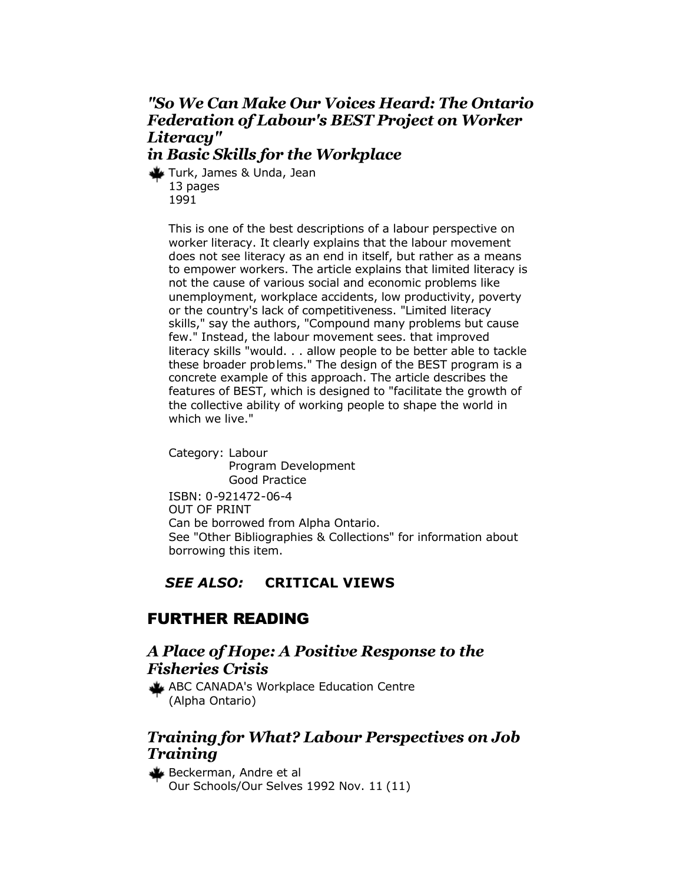### *"So We Can Make Our Voices Heard: The Ontario Federation of Labour's BEST Project on Worker Literacy" in Basic Skills for the Workplace*

Turk, James & Unda, Jean
13 pages
1991

This is one of the best descriptions of a labour perspective on worker literacy. It clearly explains that the labour movement does not see literacy as an end in itself, but rather as a means to empower workers. The article explains that limited literacy is not the cause of various social and economic problems like unemployment, workplace accidents, low productivity, poverty or the country's lack of competitiveness. "Limited literacy skills," say the authors, "Compound many problems but cause few." Instead, the labour movement sees. that improved literacy skills "would. . . allow people to be better able to tackle these broader problems." The design of the BEST program is a concrete example of this approach. The article describes the features of BEST, which is designed to "facilitate the growth of the collective ability of working people to shape the world in which we live."

Category: Labour
Program Development
Good Practice

ISBN: 0-921472-06-4
OUT OF PRINT
Can be borrowed from Alpha Ontario.
See "Other Bibliographies & Collections" for information about borrowing this item.

***SEE ALSO:*** **CRITICAL VIEWS**

## FURTHER READING

### *A Place of Hope: A Positive Response to the Fisheries Crisis*

ABC CANADA's Workplace Education Centre
(Alpha Ontario)

### *Training for What? Labour Perspectives on Job Training*

Beckerman, Andre et al
Our Schools/Our Selves 1992 Nov. 11 (11)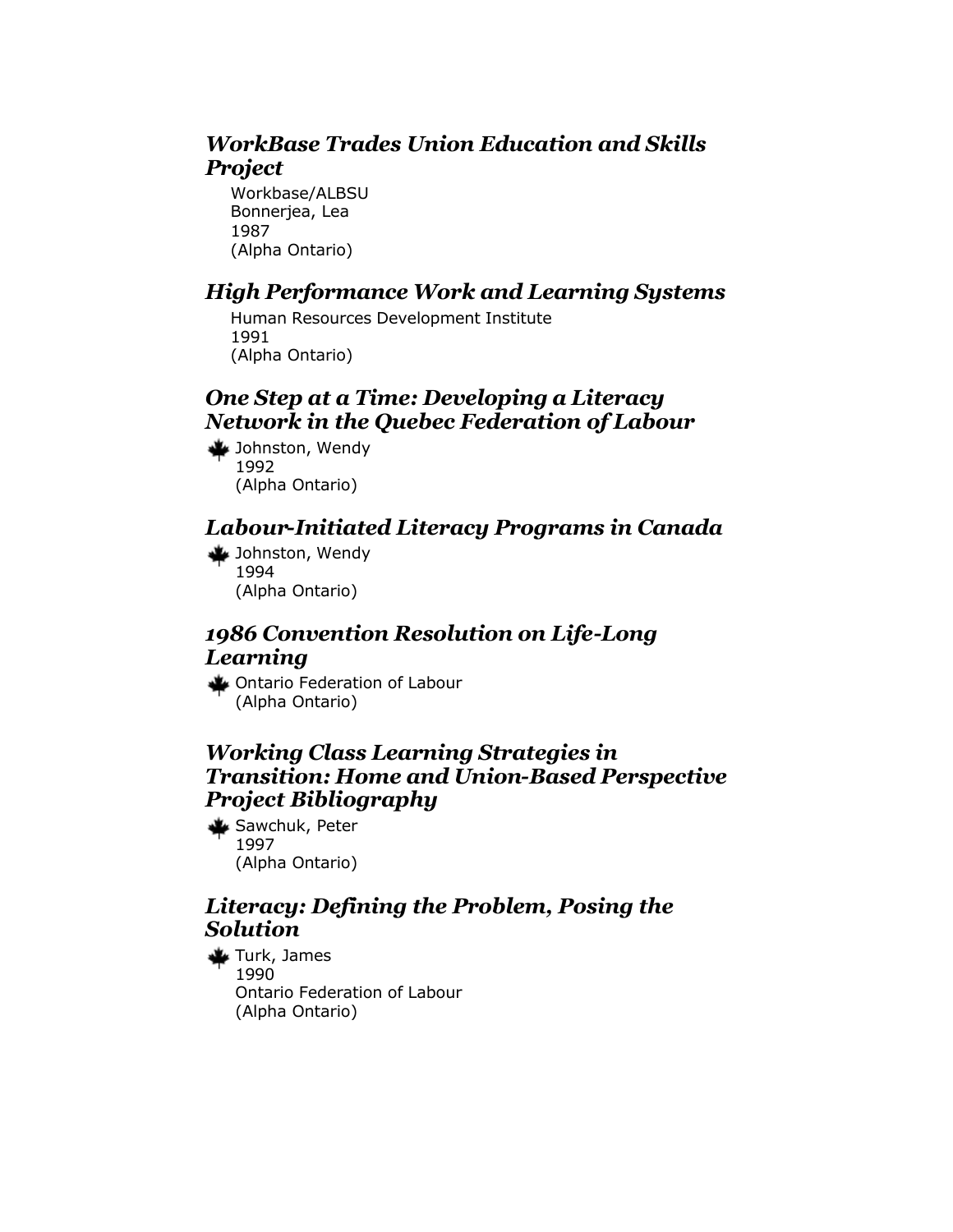### *WorkBase Trades Union Education and Skills Project*

Workbase/ALBSU
Bonnerjea, Lea
1987
(Alpha Ontario)

### *High Performance Work and Learning Systems*

Human Resources Development Institute
1991
(Alpha Ontario)

### *One Step at a Time: Developing a Literacy Network in the Quebec Federation of Labour*

Johnston, Wendy
1992
(Alpha Ontario)

### *Labour-Initiated Literacy Programs in Canada*

Johnston, Wendy
1994
(Alpha Ontario)

### *1986 Convention Resolution on Life-Long Learning*

Ontario Federation of Labour
(Alpha Ontario)

### *Working Class Learning Strategies in Transition: Home and Union-Based Perspective Project Bibliography*

Sawchuk, Peter
1997
(Alpha Ontario)

### *Literacy: Defining the Problem, Posing the Solution*

Turk, James
1990
Ontario Federation of Labour
(Alpha Ontario)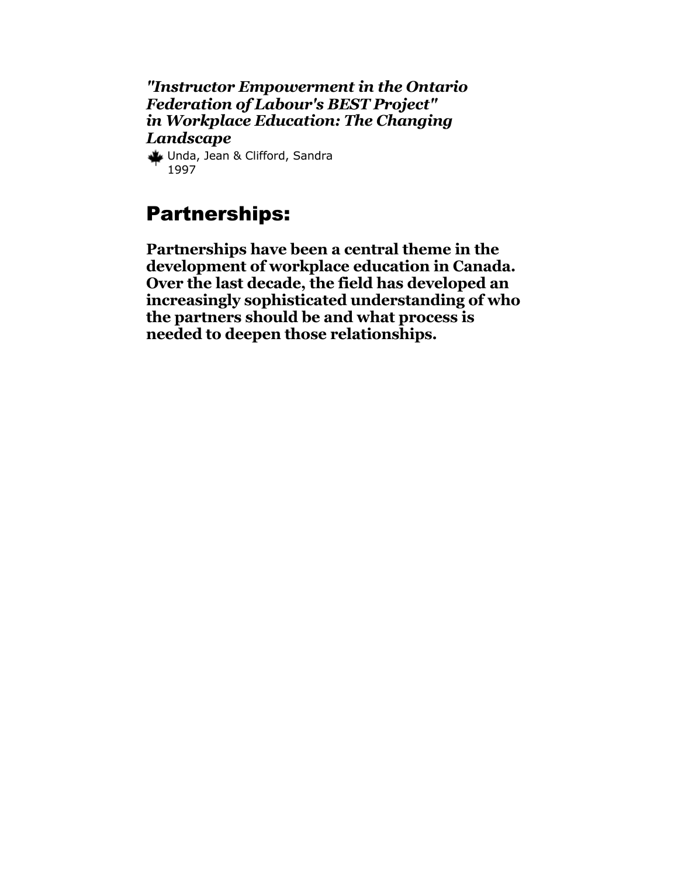***"Instructor Empowerment in the Ontario Federation of Labour's BEST Project" in Workplace Education: The Changing Landscape***

Unda, Jean & Clifford, Sandra
1997

## Partnerships:

**Partnerships have been a central theme in the development of workplace education in Canada. Over the last decade, the field has developed an increasingly sophisticated understanding of who the partners should be and what process is needed to deepen those relationships.**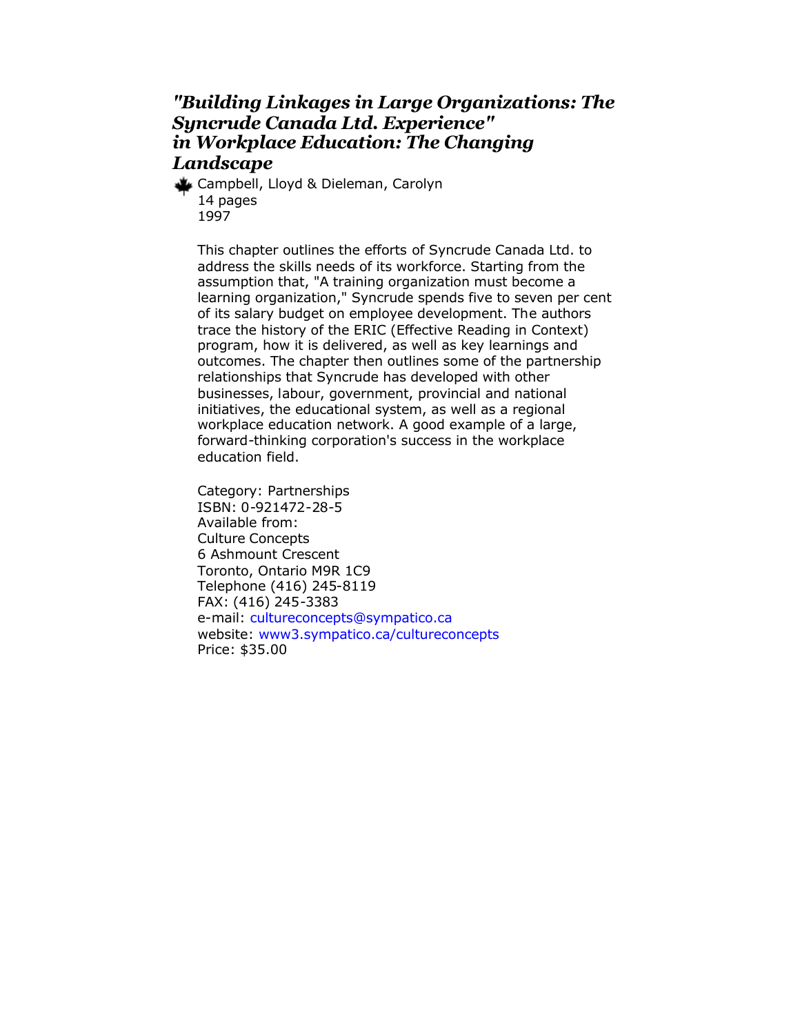### *"Building Linkages in Large Organizations: The Syncrude Canada Ltd. Experience" in Workplace Education: The Changing Landscape*

Campbell, Lloyd & Dieleman, Carolyn
14 pages
1997

This chapter outlines the efforts of Syncrude Canada Ltd. to address the skills needs of its workforce. Starting from the assumption that, "A training organization must become a learning organization," Syncrude spends five to seven per cent of its salary budget on employee development. The authors trace the history of the ERIC (Effective Reading in Context) program, how it is delivered, as well as key learnings and outcomes. The chapter then outlines some of the partnership relationships that Syncrude has developed with other businesses, labour, government, provincial and national initiatives, the educational system, as well as a regional workplace education network. A good example of a large, forward-thinking corporation's success in the workplace education field.

Category: Partnerships
ISBN: 0-921472-28-5
Available from:
Culture Concepts
6 Ashmount Crescent
Toronto, Ontario M9R 1C9
Telephone (416) 245-8119
FAX: (416) 245-3383
e-mail: cultureconcepts@sympatico.ca
website: www3.sympatico.ca/cultureconcepts
Price: $35.00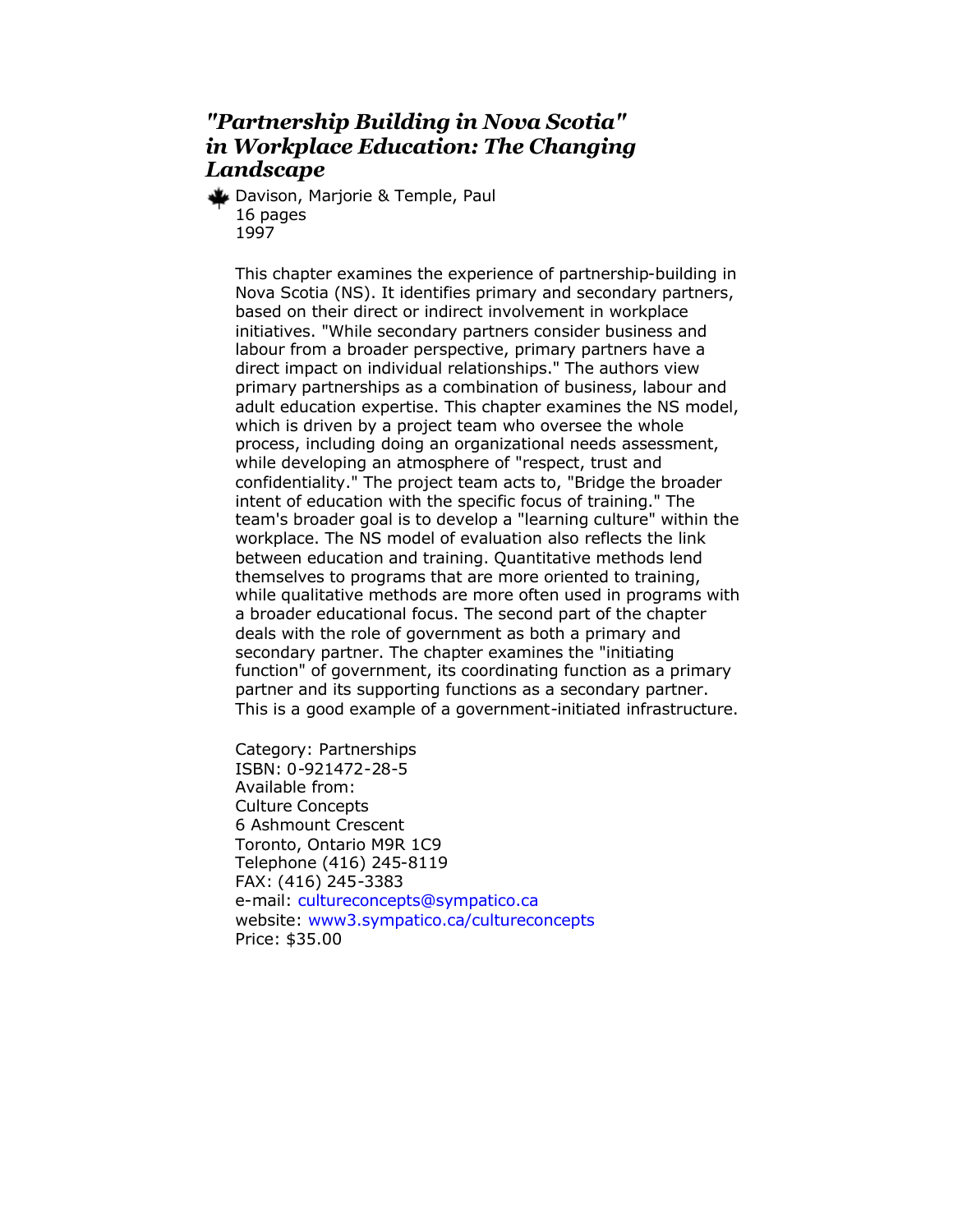## *"Partnership Building in Nova Scotia" in Workplace Education: The Changing Landscape*

Davison, Marjorie & Temple, Paul
16 pages
1997

This chapter examines the experience of partnership-building in Nova Scotia (NS). It identifies primary and secondary partners, based on their direct or indirect involvement in workplace initiatives. "While secondary partners consider business and labour from a broader perspective, primary partners have a direct impact on individual relationships." The authors view primary partnerships as a combination of business, labour and adult education expertise. This chapter examines the NS model, which is driven by a project team who oversee the whole process, including doing an organizational needs assessment, while developing an atmosphere of "respect, trust and confidentiality." The project team acts to, "Bridge the broader intent of education with the specific focus of training." The team's broader goal is to develop a "learning culture" within the workplace. The NS model of evaluation also reflects the link between education and training. Quantitative methods lend themselves to programs that are more oriented to training, while qualitative methods are more often used in programs with a broader educational focus. The second part of the chapter deals with the role of government as both a primary and secondary partner. The chapter examines the "initiating function" of government, its coordinating function as a primary partner and its supporting functions as a secondary partner. This is a good example of a government-initiated infrastructure.

Category: Partnerships
ISBN: 0-921472-28-5
Available from:
Culture Concepts
6 Ashmount Crescent
Toronto, Ontario M9R 1C9
Telephone (416) 245-8119
FAX: (416) 245-3383
e-mail: cultureconcepts@sympatico.ca
website: www3.sympatico.ca/cultureconcepts
Price: $35.00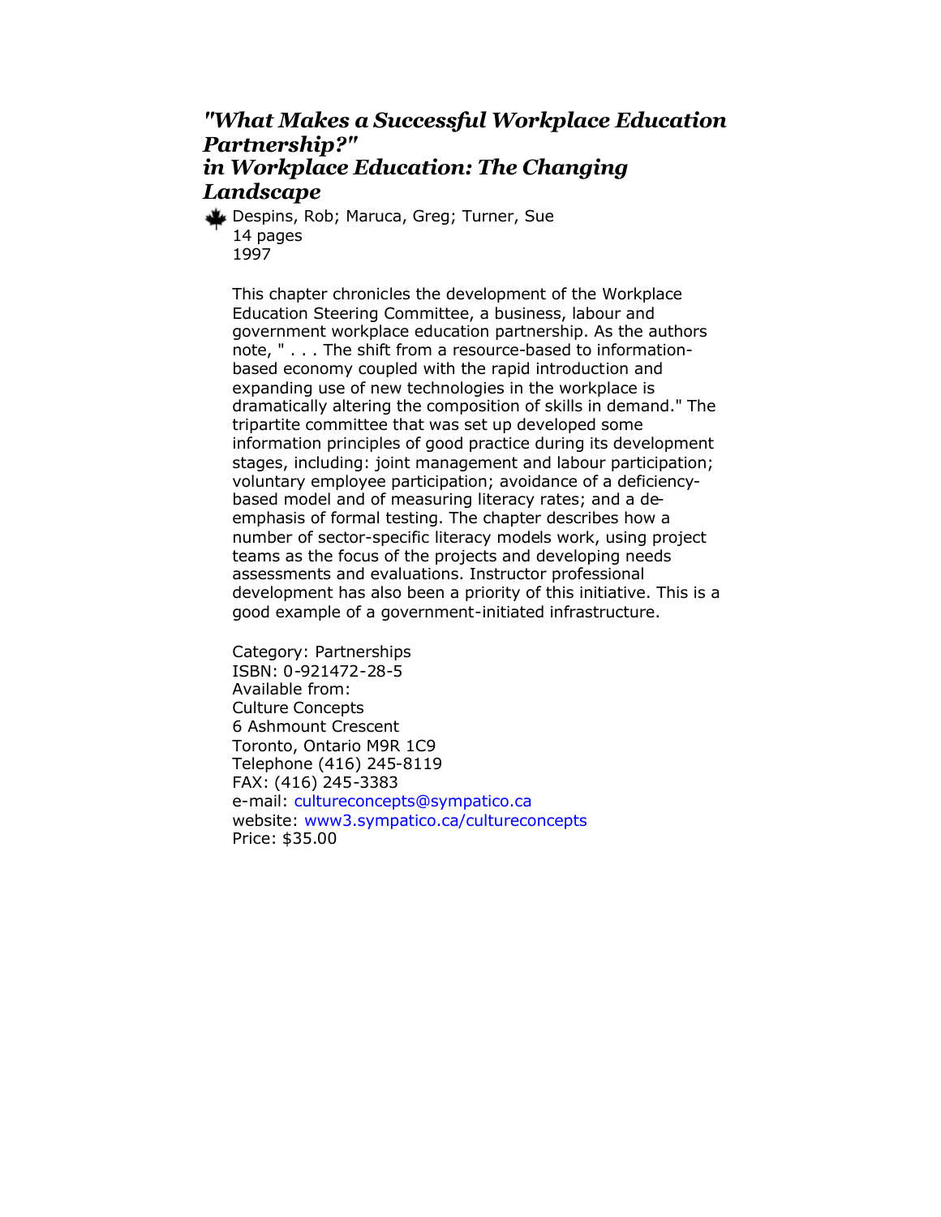## *"What Makes a Successful Workplace Education Partnership?" in Workplace Education: The Changing Landscape*

Despins, Rob; Maruca, Greg; Turner, Sue
14 pages
1997

This chapter chronicles the development of the Workplace Education Steering Committee, a business, labour and government workplace education partnership. As the authors note, " . . . The shift from a resource-based to information-based economy coupled with the rapid introduction and expanding use of new technologies in the workplace is dramatically altering the composition of skills in demand." The tripartite committee that was set up developed some information principles of good practice during its development stages, including: joint management and labour participation; voluntary employee participation; avoidance of a deficiency-based model and of measuring literacy rates; and a de-emphasis of formal testing. The chapter describes how a number of sector-specific literacy models work, using project teams as the focus of the projects and developing needs assessments and evaluations. Instructor professional development has also been a priority of this initiative. This is a good example of a government-initiated infrastructure.

Category: Partnerships
ISBN: 0-921472-28-5
Available from:
Culture Concepts
6 Ashmount Crescent
Toronto, Ontario M9R 1C9
Telephone (416) 245-8119
FAX: (416) 245-3383
e-mail: cultureconcepts@sympatico.ca
website: www3.sympatico.ca/cultureconcepts
Price: $35.00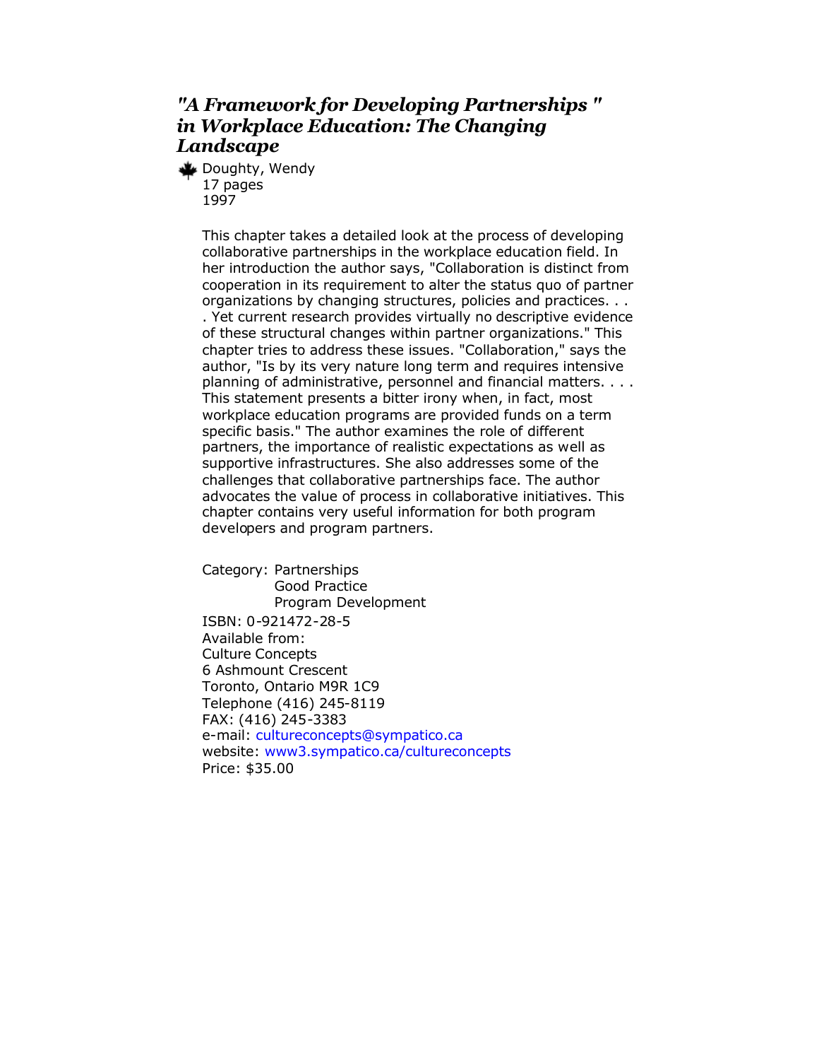### *"A Framework for Developing Partnerships " in Workplace Education: The Changing Landscape*

Doughty, Wendy
17 pages
1997

This chapter takes a detailed look at the process of developing collaborative partnerships in the workplace education field. In her introduction the author says, "Collaboration is distinct from cooperation in its requirement to alter the status quo of partner organizations by changing structures, policies and practices. . . . Yet current research provides virtually no descriptive evidence of these structural changes within partner organizations." This chapter tries to address these issues. "Collaboration," says the author, "Is by its very nature long term and requires intensive planning of administrative, personnel and financial matters. . . . This statement presents a bitter irony when, in fact, most workplace education programs are provided funds on a term specific basis." The author examines the role of different partners, the importance of realistic expectations as well as supportive infrastructures. She also addresses some of the challenges that collaborative partnerships face. The author advocates the value of process in collaborative initiatives. This chapter contains very useful information for both program developers and program partners.

Category: Partnerships
Good Practice
Program Development

ISBN: 0-921472-28-5
Available from:
Culture Concepts
6 Ashmount Crescent
Toronto, Ontario M9R 1C9
Telephone (416) 245-8119
FAX: (416) 245-3383
e-mail: cultureconcepts@sympatico.ca
website: www3.sympatico.ca/cultureconcepts
Price: $35.00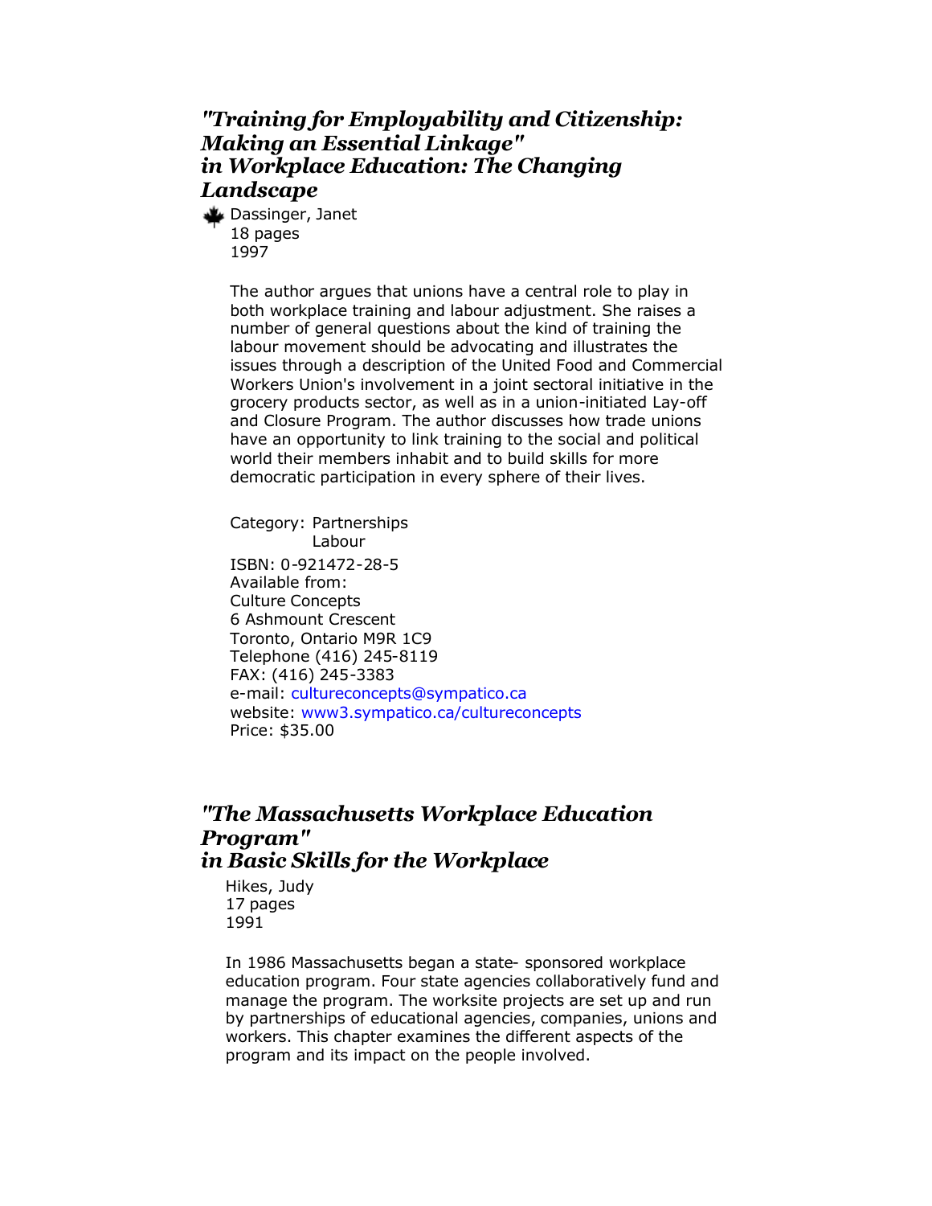### *"Training for Employability and Citizenship: Making an Essential Linkage" in Workplace Education: The Changing Landscape*

Dassinger, Janet
18 pages
1997

The author argues that unions have a central role to play in both workplace training and labour adjustment. She raises a number of general questions about the kind of training the labour movement should be advocating and illustrates the issues through a description of the United Food and Commercial Workers Union's involvement in a joint sectoral initiative in the grocery products sector, as well as in a union-initiated Lay-off and Closure Program. The author discusses how trade unions have an opportunity to link training to the social and political world their members inhabit and to build skills for more democratic participation in every sphere of their lives.

Category: Partnerships
Labour

ISBN: 0-921472-28-5
Available from:
Culture Concepts
6 Ashmount Crescent
Toronto, Ontario M9R 1C9
Telephone (416) 245-8119
FAX: (416) 245-3383
e-mail: cultureconcepts@sympatico.ca
website: www3.sympatico.ca/cultureconcepts
Price: $35.00

### *"The Massachusetts Workplace Education Program" in Basic Skills for the Workplace*

Hikes, Judy
17 pages
1991

In 1986 Massachusetts began a state- sponsored workplace education program. Four state agencies collaboratively fund and manage the program. The worksite projects are set up and run by partnerships of educational agencies, companies, unions and workers. This chapter examines the different aspects of the program and its impact on the people involved.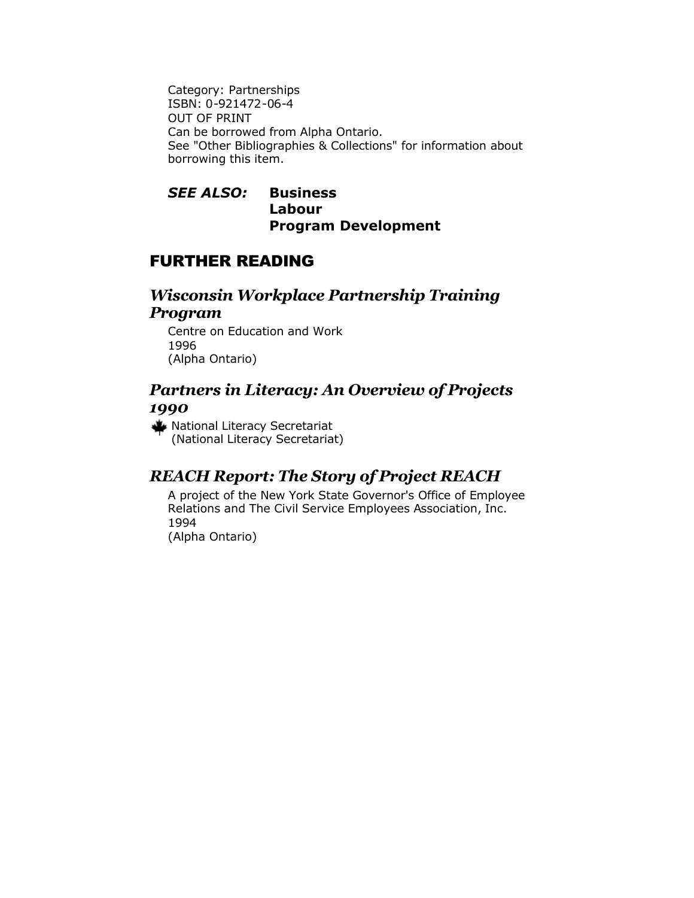Category: Partnerships
ISBN: 0-921472-06-4
OUT OF PRINT
Can be borrowed from Alpha Ontario.
See "Other Bibliographies & Collections" for information about borrowing this item.

***SEE ALSO:*** **Business**
**Labour**
**Program Development**

## FURTHER READING

### *Wisconsin Workplace Partnership Training Program*

Centre on Education and Work
1996
(Alpha Ontario)

### *Partners in Literacy: An Overview of Projects 1990*

National Literacy Secretariat
(National Literacy Secretariat)

### *REACH Report: The Story of Project REACH*

A project of the New York State Governor's Office of Employee Relations and The Civil Service Employees Association, Inc.
1994
(Alpha Ontario)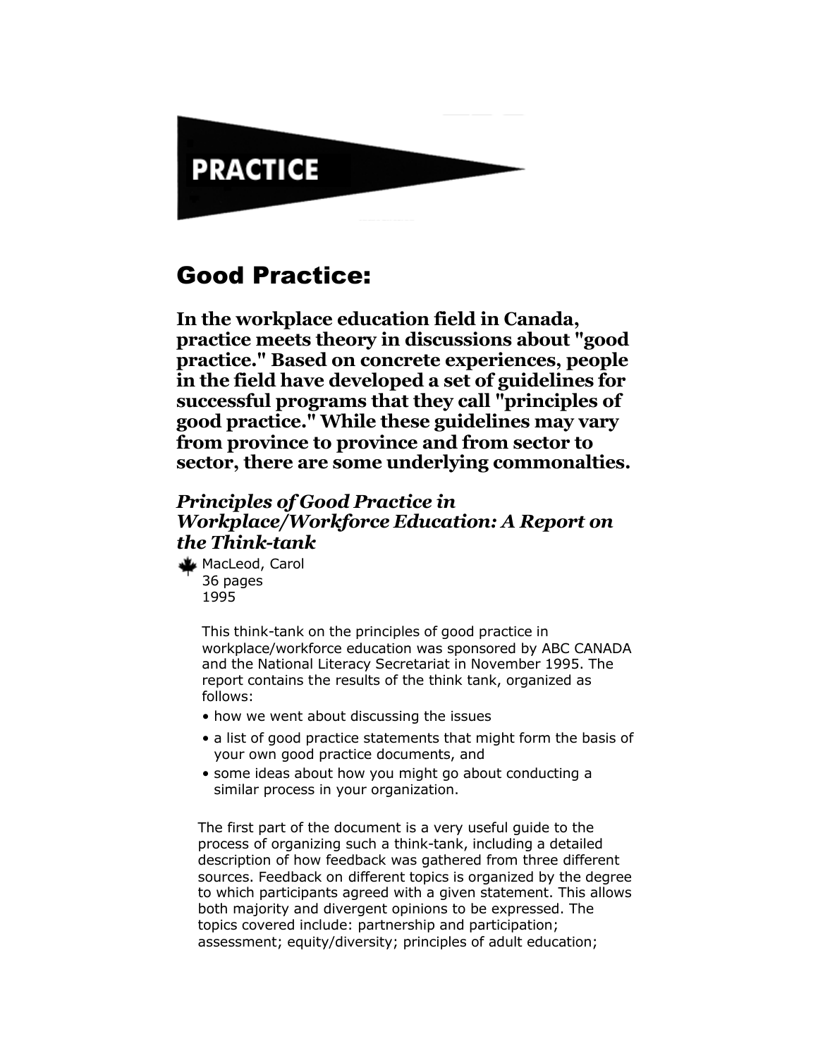# PRACTICE

## Good Practice:

**In the workplace education field in Canada, practice meets theory in discussions about "good practice." Based on concrete experiences, people in the field have developed a set of guidelines for successful programs that they call "principles of good practice." While these guidelines may vary from province to province and from sector to sector, there are some underlying commonalties.**

### *Principles of Good Practice in Workplace/Workforce Education: A Report on the Think-tank*

MacLeod, Carol
36 pages
1995

This think-tank on the principles of good practice in workplace/workforce education was sponsored by ABC CANADA and the National Literacy Secretariat in November 1995. The report contains the results of the think tank, organized as follows:

- how we went about discussing the issues
- a list of good practice statements that might form the basis of your own good practice documents, and
- some ideas about how you might go about conducting a similar process in your organization.

The first part of the document is a very useful guide to the process of organizing such a think-tank, including a detailed description of how feedback was gathered from three different sources. Feedback on different topics is organized by the degree to which participants agreed with a given statement. This allows both majority and divergent opinions to be expressed. The topics covered include: partnership and participation; assessment; equity/diversity; principles of adult education;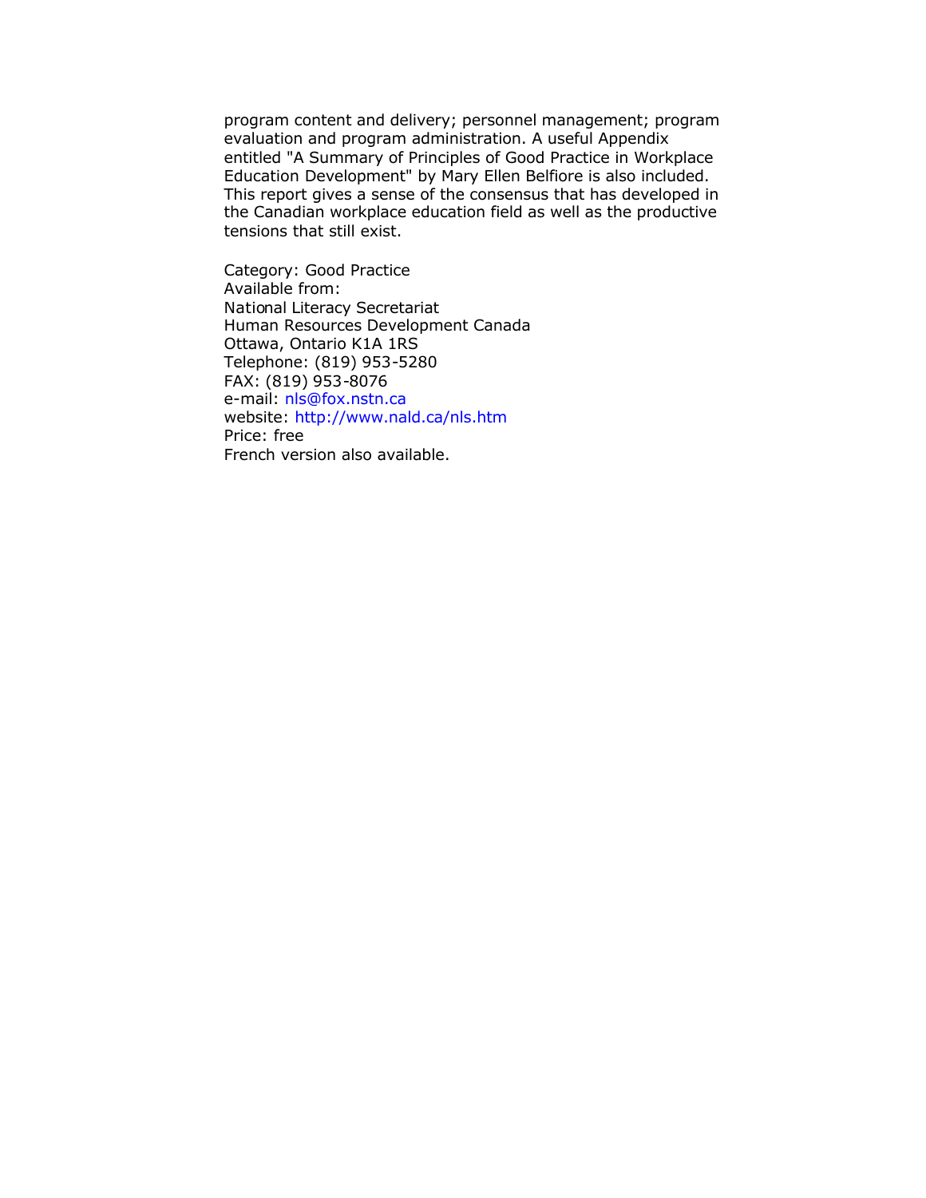program content and delivery; personnel management; program evaluation and program administration. A useful Appendix entitled "A Summary of Principles of Good Practice in Workplace Education Development" by Mary Ellen Belfiore is also included. This report gives a sense of the consensus that has developed in the Canadian workplace education field as well as the productive tensions that still exist.

Category: Good Practice
Available from:
National Literacy Secretariat
Human Resources Development Canada
Ottawa, Ontario K1A 1RS
Telephone: (819) 953-5280
FAX: (819) 953-8076
e-mail: nls@fox.nstn.ca
website: http://www.nald.ca/nls.htm
Price: free
French version also available.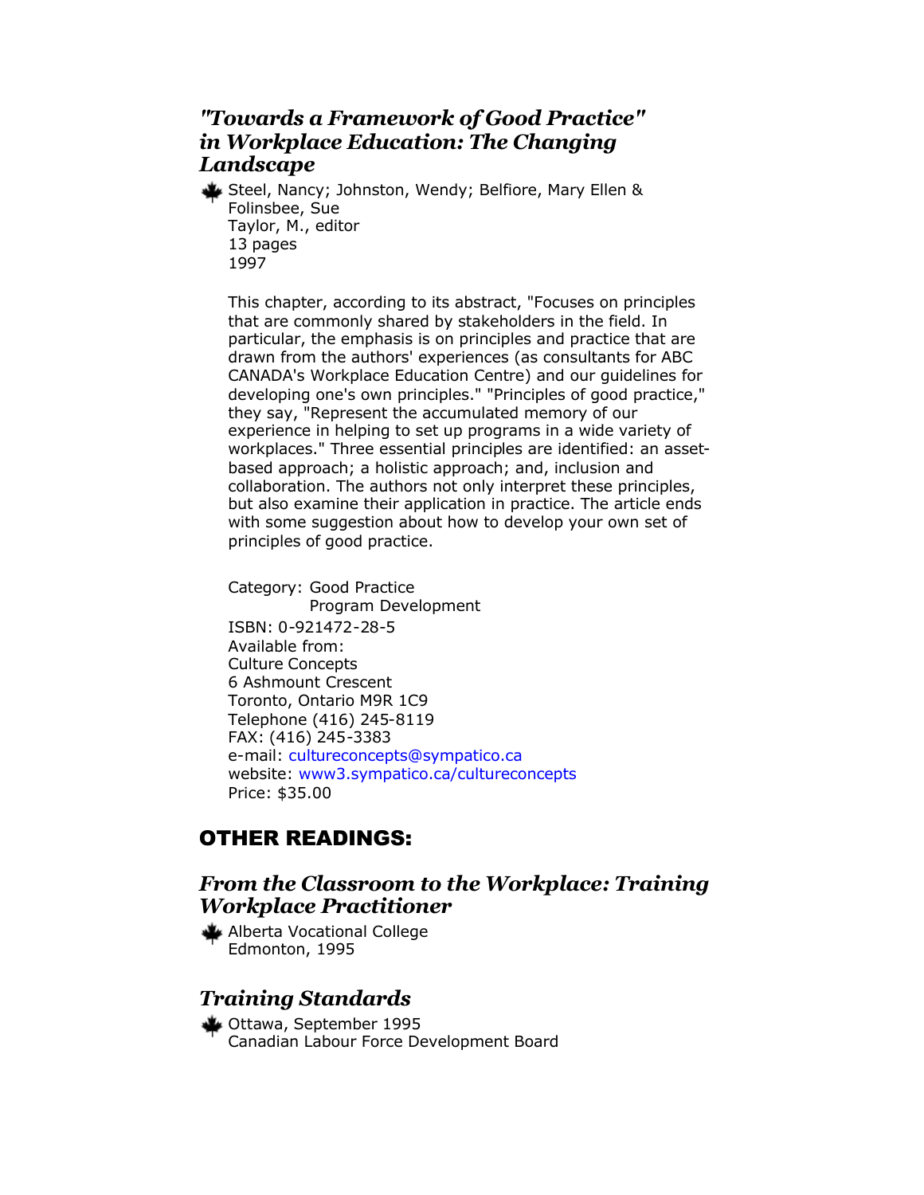### *"Towards a Framework of Good Practice" in Workplace Education: The Changing Landscape*

Steel, Nancy; Johnston, Wendy; Belfiore, Mary Ellen & Folinsbee, Sue
Taylor, M., editor
13 pages
1997

This chapter, according to its abstract, "Focuses on principles that are commonly shared by stakeholders in the field. In particular, the emphasis is on principles and practice that are drawn from the authors' experiences (as consultants for ABC CANADA's Workplace Education Centre) and our guidelines for developing one's own principles." "Principles of good practice," they say, "Represent the accumulated memory of our experience in helping to set up programs in a wide variety of workplaces." Three essential principles are identified: an asset-based approach; a holistic approach; and, inclusion and collaboration. The authors not only interpret these principles, but also examine their application in practice. The article ends with some suggestion about how to develop your own set of principles of good practice.

Category: Good Practice
Program Development
ISBN: 0-921472-28-5
Available from:
Culture Concepts
6 Ashmount Crescent
Toronto, Ontario M9R 1C9
Telephone (416) 245-8119
FAX: (416) 245-3383
e-mail: cultureconcepts@sympatico.ca
website: www3.sympatico.ca/cultureconcepts
Price: $35.00

## OTHER READINGS:

### *From the Classroom to the Workplace: Training Workplace Practitioner*

Alberta Vocational College
Edmonton, 1995

### *Training Standards*

Ottawa, September 1995
Canadian Labour Force Development Board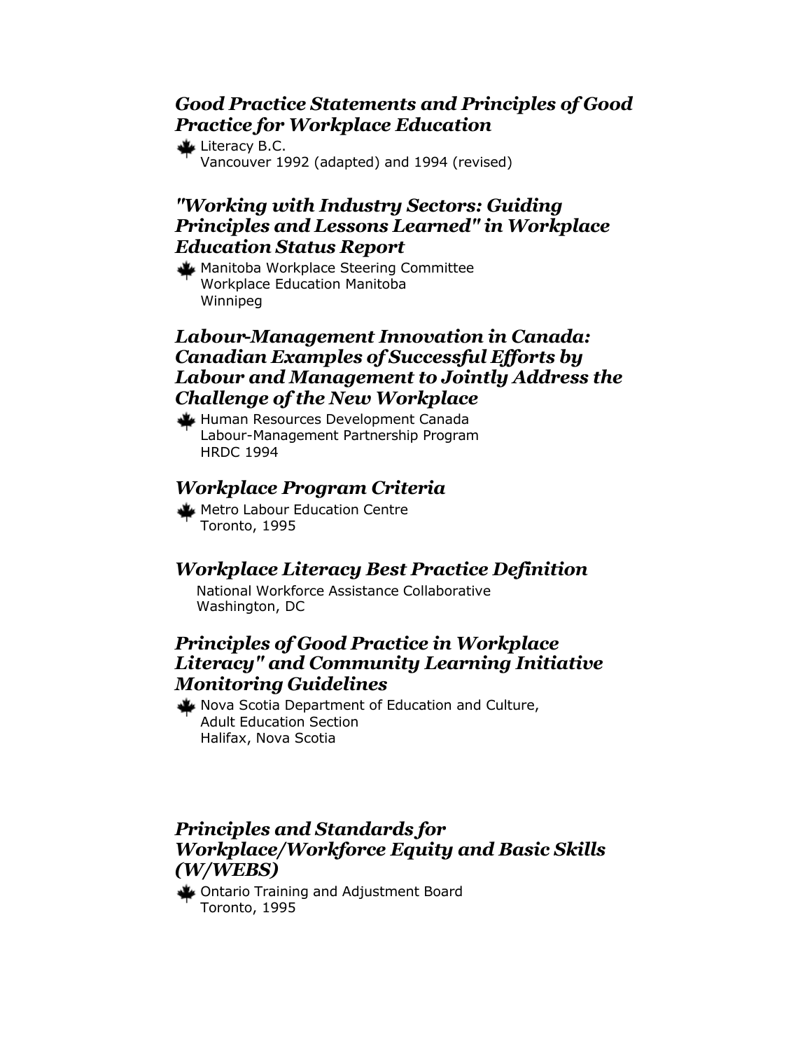### *Good Practice Statements and Principles of Good Practice for Workplace Education*

Literacy B.C.
Vancouver 1992 (adapted) and 1994 (revised)

### *"Working with Industry Sectors: Guiding Principles and Lessons Learned" in Workplace Education Status Report*

Manitoba Workplace Steering Committee
Workplace Education Manitoba
Winnipeg

### *Labour-Management Innovation in Canada: Canadian Examples of Successful Efforts by Labour and Management to Jointly Address the Challenge of the New Workplace*

Human Resources Development Canada
Labour-Management Partnership Program
HRDC 1994

### *Workplace Program Criteria*

Metro Labour Education Centre
Toronto, 1995

### *Workplace Literacy Best Practice Definition*

National Workforce Assistance Collaborative
Washington, DC

### *Principles of Good Practice in Workplace Literacy" and Community Learning Initiative Monitoring Guidelines*

Nova Scotia Department of Education and Culture,
Adult Education Section
Halifax, Nova Scotia

### *Principles and Standards for Workplace/Workforce Equity and Basic Skills (W/WEBS)*

Ontario Training and Adjustment Board
Toronto, 1995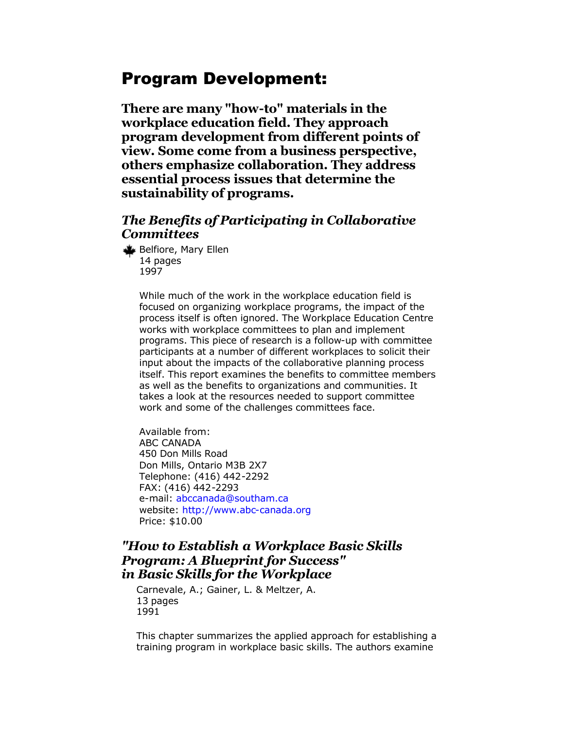# Program Development:

**There are many "how-to" materials in the workplace education field. They approach program development from different points of view. Some come from a business perspective, others emphasize collaboration. They address essential process issues that determine the sustainability of programs.**

### *The Benefits of Participating in Collaborative Committees*

Belfiore, Mary Ellen
14 pages
1997

While much of the work in the workplace education field is focused on organizing workplace programs, the impact of the process itself is often ignored. The Workplace Education Centre works with workplace committees to plan and implement programs. This piece of research is a follow-up with committee participants at a number of different workplaces to solicit their input about the impacts of the collaborative planning process itself. This report examines the benefits to committee members as well as the benefits to organizations and communities. It takes a look at the resources needed to support committee work and some of the challenges committees face.

Available from:
ABC CANADA
450 Don Mills Road
Don Mills, Ontario M3B 2X7
Telephone: (416) 442-2292
FAX: (416) 442-2293
e-mail: abccanada@southam.ca
website: http://www.abc-canada.org
Price: $10.00

### *"How to Establish a Workplace Basic Skills Program: A Blueprint for Success" in Basic Skills for the Workplace*

Carnevale, A.; Gainer, L. & Meltzer, A.
13 pages
1991

This chapter summarizes the applied approach for establishing a training program in workplace basic skills. The authors examine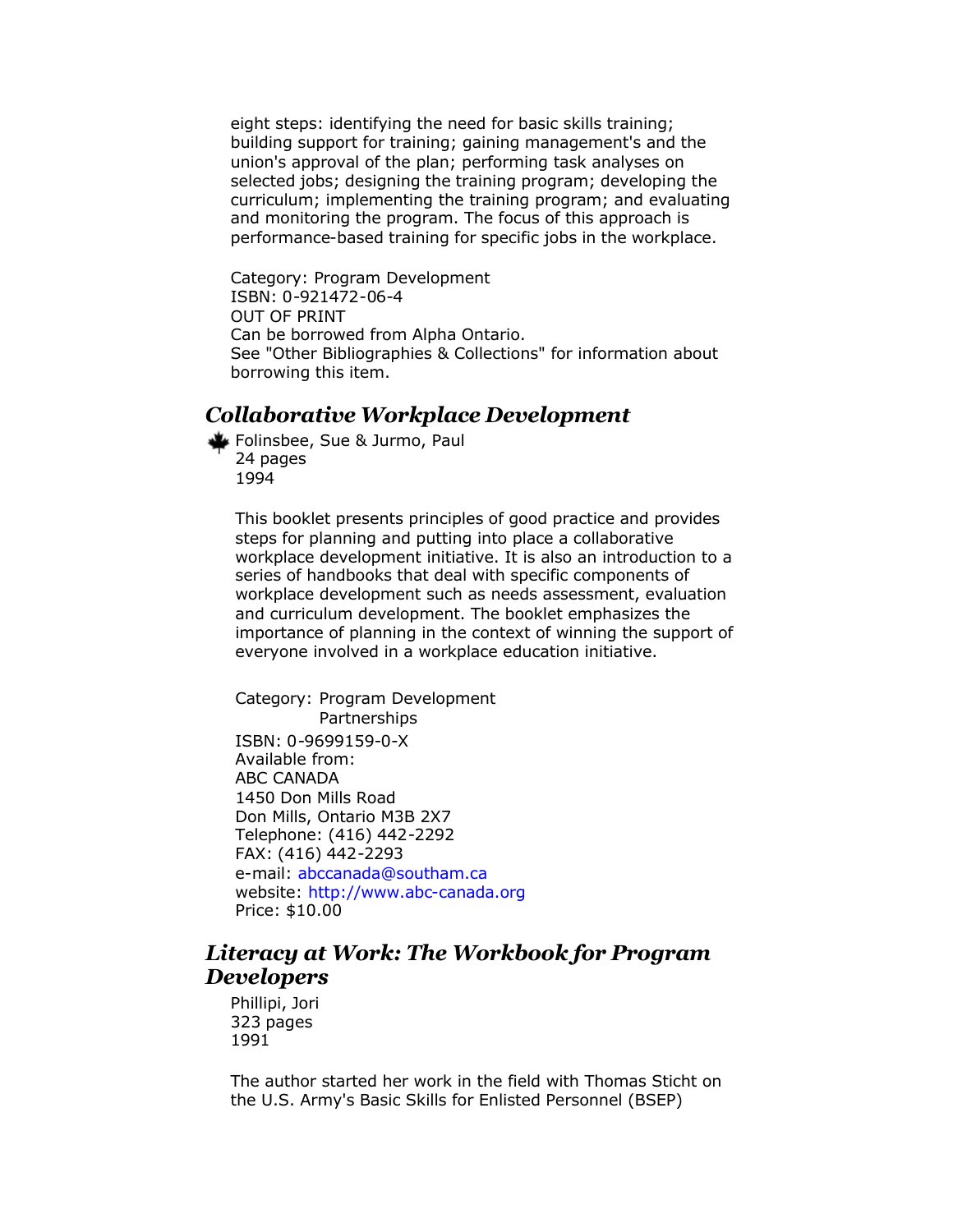eight steps: identifying the need for basic skills training; building support for training; gaining management's and the union's approval of the plan; performing task analyses on selected jobs; designing the training program; developing the curriculum; implementing the training program; and evaluating and monitoring the program. The focus of this approach is performance-based training for specific jobs in the workplace.

Category: Program Development
ISBN: 0-921472-06-4
OUT OF PRINT
Can be borrowed from Alpha Ontario.
See "Other Bibliographies & Collections" for information about borrowing this item.

## *Collaborative Workplace Development*

Folinsbee, Sue & Jurmo, Paul
24 pages
1994

This booklet presents principles of good practice and provides steps for planning and putting into place a collaborative workplace development initiative. It is also an introduction to a series of handbooks that deal with specific components of workplace development such as needs assessment, evaluation and curriculum development. The booklet emphasizes the importance of planning in the context of winning the support of everyone involved in a workplace education initiative.

Category: Program Development
Partnerships
ISBN: 0-9699159-0-X
Available from:
ABC CANADA
1450 Don Mills Road
Don Mills, Ontario M3B 2X7
Telephone: (416) 442-2292
FAX: (416) 442-2293
e-mail: abccanada@southam.ca
website: http://www.abc-canada.org
Price: $10.00

## *Literacy at Work: The Workbook for Program Developers*

Phillipi, Jori
323 pages
1991

The author started her work in the field with Thomas Sticht on the U.S. Army's Basic Skills for Enlisted Personnel (BSEP)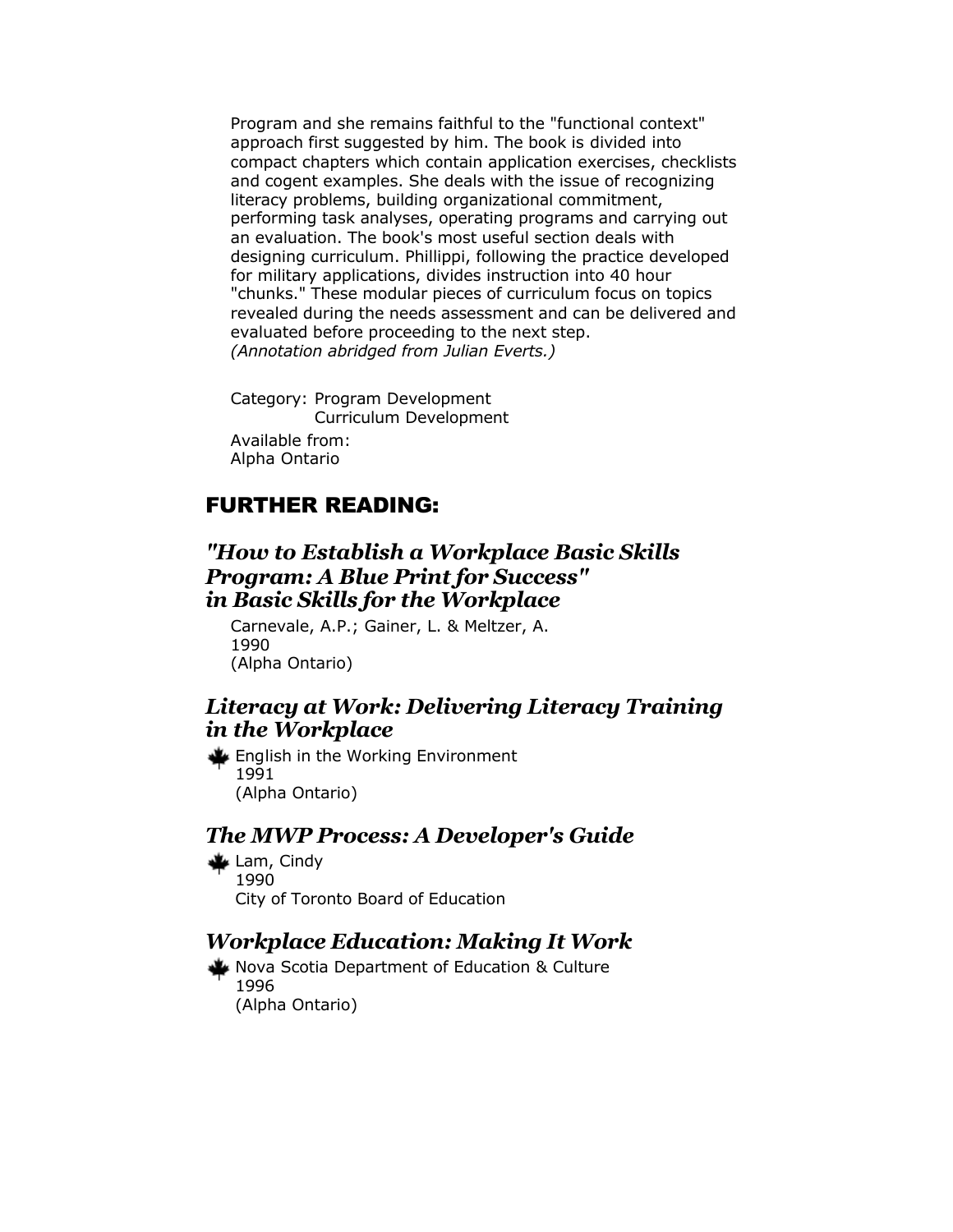Program and she remains faithful to the "functional context" approach first suggested by him. The book is divided into compact chapters which contain application exercises, checklists and cogent examples. She deals with the issue of recognizing literacy problems, building organizational commitment, performing task analyses, operating programs and carrying out an evaluation. The book's most useful section deals with designing curriculum. Phillippi, following the practice developed for military applications, divides instruction into 40 hour "chunks." These modular pieces of curriculum focus on topics revealed during the needs assessment and can be delivered and evaluated before proceeding to the next step.
*(Annotation abridged from Julian Everts.)*

Category: Program Development
Curriculum Development

Available from:
Alpha Ontario

## FURTHER READING:

### *"How to Establish a Workplace Basic Skills Program: A Blue Print for Success" in Basic Skills for the Workplace*

Carnevale, A.P.; Gainer, L. & Meltzer, A.
1990
(Alpha Ontario)

### *Literacy at Work: Delivering Literacy Training in the Workplace*

English in the Working Environment
1991
(Alpha Ontario)

### *The MWP Process: A Developer's Guide*

Lam, Cindy
1990
City of Toronto Board of Education

### *Workplace Education: Making It Work*

Nova Scotia Department of Education & Culture
1996
(Alpha Ontario)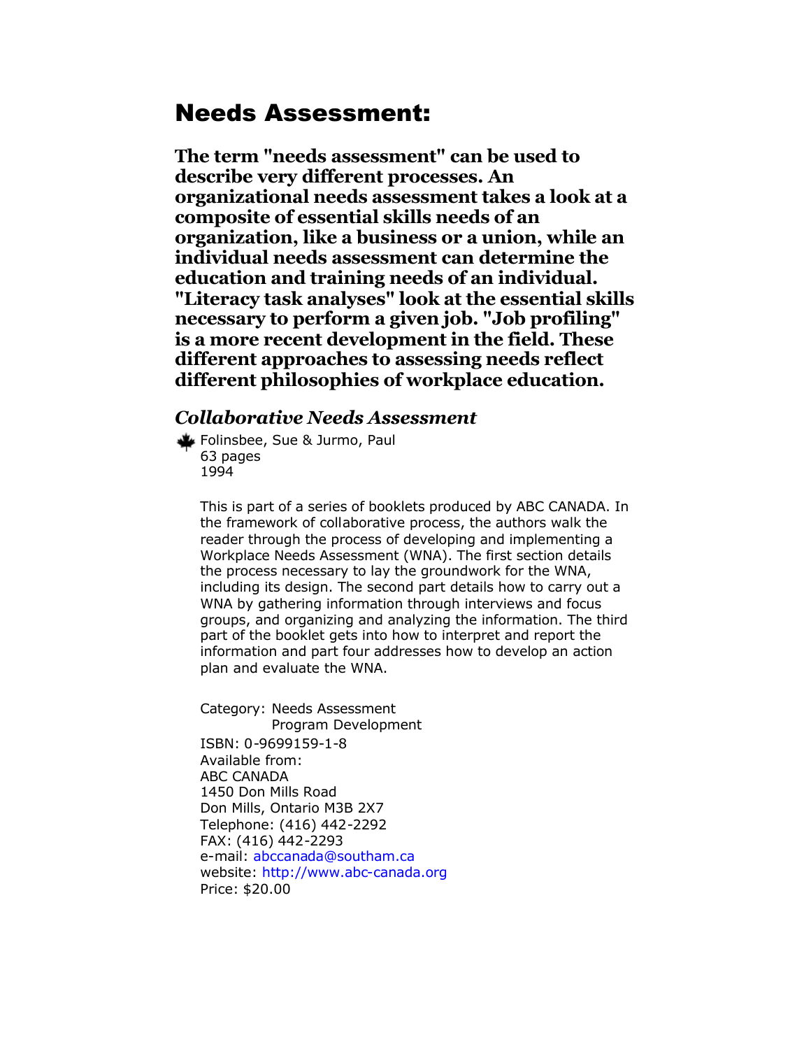# Needs Assessment:

**The term "needs assessment" can be used to describe very different processes. An organizational needs assessment takes a look at a composite of essential skills needs of an organization, like a business or a union, while an individual needs assessment can determine the education and training needs of an individual. "Literacy task analyses" look at the essential skills necessary to perform a given job. "Job profiling" is a more recent development in the field. These different approaches to assessing needs reflect different philosophies of workplace education.**

### *Collaborative Needs Assessment*

Folinsbee, Sue & Jurmo, Paul
63 pages
1994

This is part of a series of booklets produced by ABC CANADA. In the framework of collaborative process, the authors walk the reader through the process of developing and implementing a Workplace Needs Assessment (WNA). The first section details the process necessary to lay the groundwork for the WNA, including its design. The second part details how to carry out a WNA by gathering information through interviews and focus groups, and organizing and analyzing the information. The third part of the booklet gets into how to interpret and report the information and part four addresses how to develop an action plan and evaluate the WNA.

Category: Needs Assessment
Program Development
ISBN: 0-9699159-1-8
Available from:
ABC CANADA
1450 Don Mills Road
Don Mills, Ontario M3B 2X7
Telephone: (416) 442-2292
FAX: (416) 442-2293
e-mail: abccanada@southam.ca
website: http://www.abc-canada.org
Price: $20.00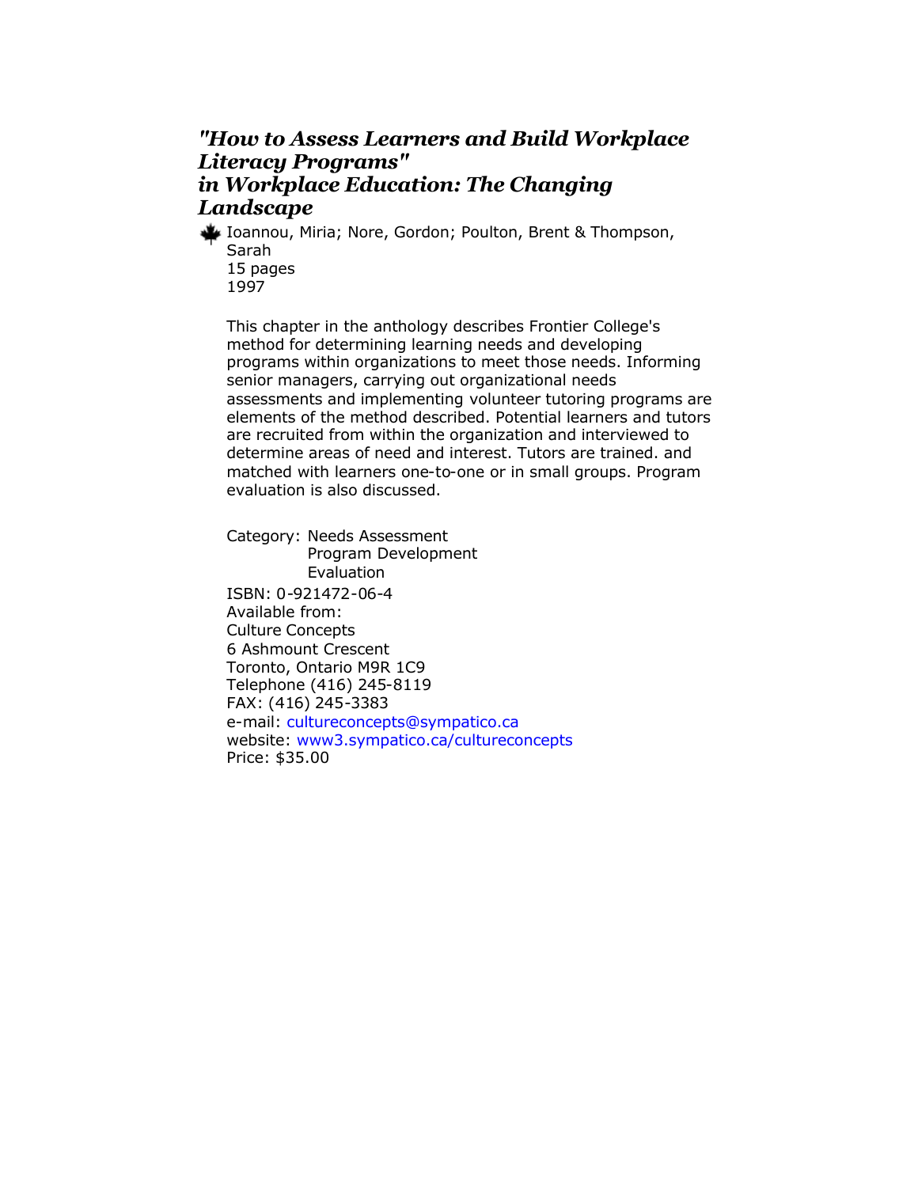## *"How to Assess Learners and Build Workplace Literacy Programs" in Workplace Education: The Changing Landscape*

Ioannou, Miria; Nore, Gordon; Poulton, Brent & Thompson, Sarah
15 pages
1997

This chapter in the anthology describes Frontier College's method for determining learning needs and developing programs within organizations to meet those needs. Informing senior managers, carrying out organizational needs assessments and implementing volunteer tutoring programs are elements of the method described. Potential learners and tutors are recruited from within the organization and interviewed to determine areas of need and interest. Tutors are trained. and matched with learners one-to-one or in small groups. Program evaluation is also discussed.

Category: Needs Assessment
Program Development
Evaluation

ISBN: 0-921472-06-4
Available from:
Culture Concepts
6 Ashmount Crescent
Toronto, Ontario M9R 1C9
Telephone (416) 245-8119
FAX: (416) 245-3383
e-mail: cultureconcepts@sympatico.ca
website: www3.sympatico.ca/cultureconcepts
Price: $35.00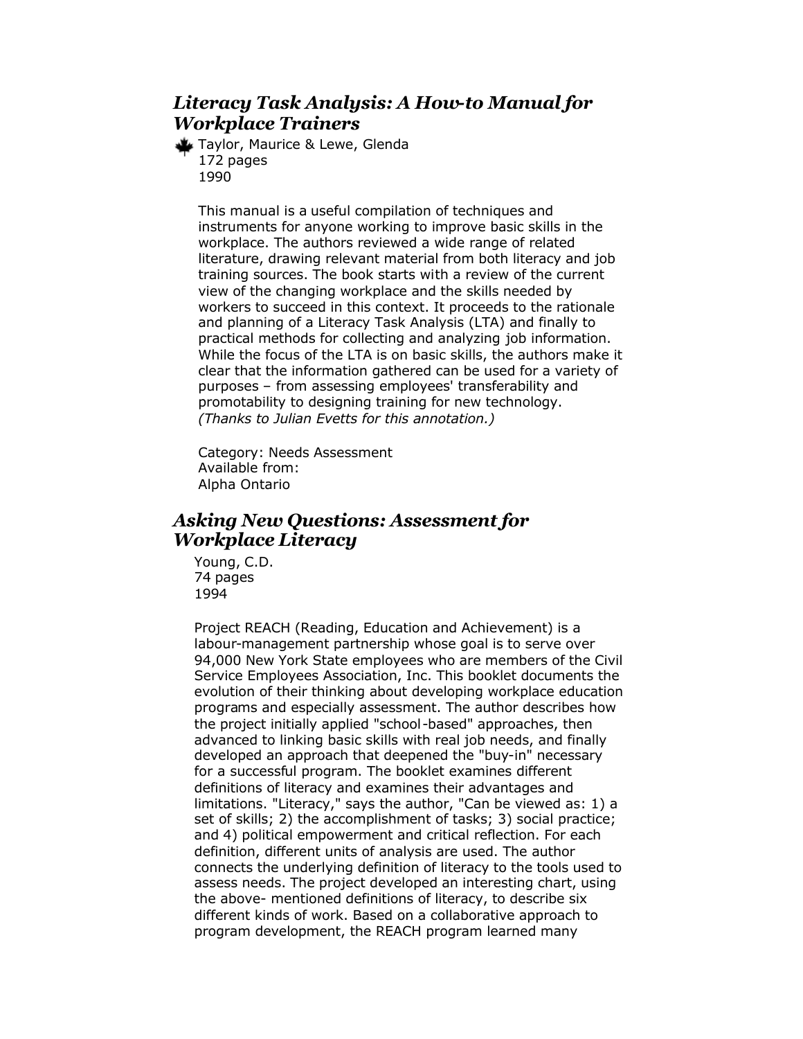## *Literacy Task Analysis: A How-to Manual for Workplace Trainers*

Taylor, Maurice & Lewe, Glenda
172 pages
1990

This manual is a useful compilation of techniques and instruments for anyone working to improve basic skills in the workplace. The authors reviewed a wide range of related literature, drawing relevant material from both literacy and job training sources. The book starts with a review of the current view of the changing workplace and the skills needed by workers to succeed in this context. It proceeds to the rationale and planning of a Literacy Task Analysis (LTA) and finally to practical methods for collecting and analyzing job information. While the focus of the LTA is on basic skills, the authors make it clear that the information gathered can be used for a variety of purposes – from assessing employees' transferability and promotability to designing training for new technology.
*(Thanks to Julian Evetts for this annotation.)*

Category: Needs Assessment
Available from:
Alpha Ontario

## *Asking New Questions: Assessment for Workplace Literacy*

Young, C.D.
74 pages
1994

Project REACH (Reading, Education and Achievement) is a labour-management partnership whose goal is to serve over 94,000 New York State employees who are members of the Civil Service Employees Association, Inc. This booklet documents the evolution of their thinking about developing workplace education programs and especially assessment. The author describes how the project initially applied "school-based" approaches, then advanced to linking basic skills with real job needs, and finally developed an approach that deepened the "buy-in" necessary for a successful program. The booklet examines different definitions of literacy and examines their advantages and limitations. "Literacy," says the author, "Can be viewed as: 1) a set of skills; 2) the accomplishment of tasks; 3) social practice; and 4) political empowerment and critical reflection. For each definition, different units of analysis are used. The author connects the underlying definition of literacy to the tools used to assess needs. The project developed an interesting chart, using the above- mentioned definitions of literacy, to describe six different kinds of work. Based on a collaborative approach to program development, the REACH program learned many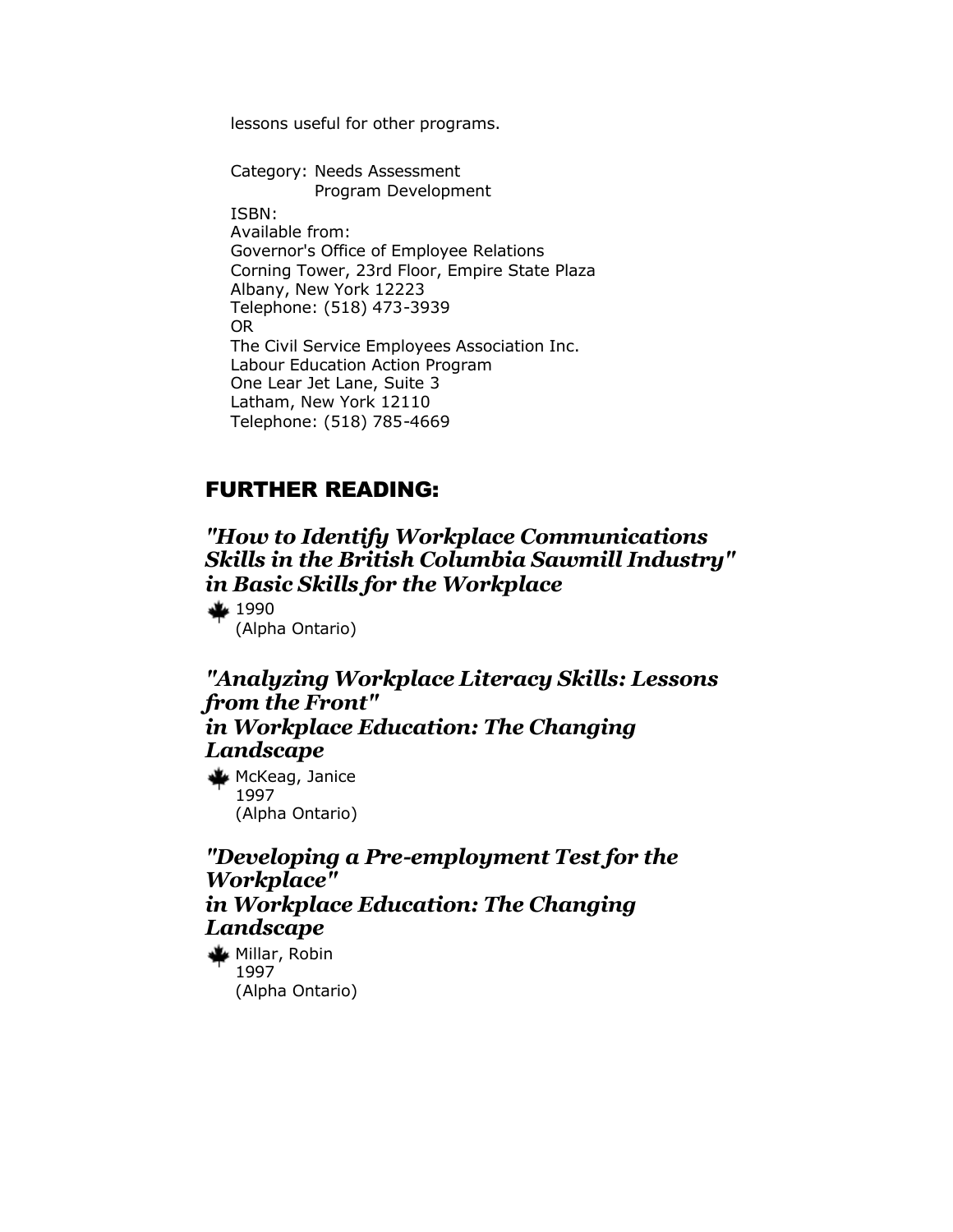lessons useful for other programs.

Category: Needs Assessment
Program Development

ISBN:
Available from:
Governor's Office of Employee Relations
Corning Tower, 23rd Floor, Empire State Plaza
Albany, New York 12223
Telephone: (518) 473-3939
OR
The Civil Service Employees Association Inc.
Labour Education Action Program
One Lear Jet Lane, Suite 3
Latham, New York 12110
Telephone: (518) 785-4669

## FURTHER READING:

### *"How to Identify Workplace Communications Skills in the British Columbia Sawmill Industry" in Basic Skills for the Workplace*

1990
(Alpha Ontario)

### *"Analyzing Workplace Literacy Skills: Lessons from the Front" in Workplace Education: The Changing Landscape*

McKeag, Janice
1997
(Alpha Ontario)

### *"Developing a Pre-employment Test for the Workplace" in Workplace Education: The Changing Landscape*

Millar, Robin
1997
(Alpha Ontario)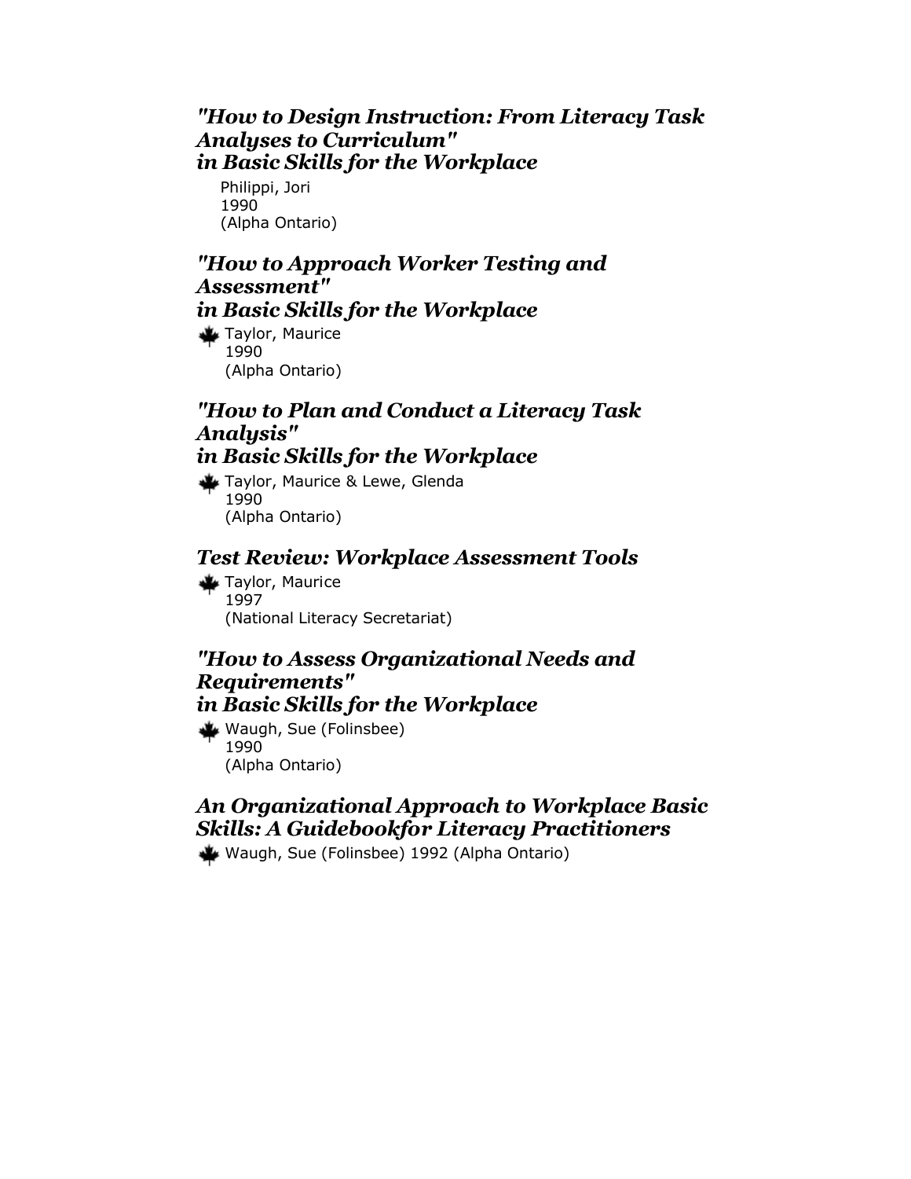### *"How to Design Instruction: From Literacy Task Analyses to Curriculum" in Basic Skills for the Workplace*

Philippi, Jori
1990
(Alpha Ontario)

### *"How to Approach Worker Testing and Assessment" in Basic Skills for the Workplace*

Taylor, Maurice
1990
(Alpha Ontario)

### *"How to Plan and Conduct a Literacy Task Analysis" in Basic Skills for the Workplace*

Taylor, Maurice & Lewe, Glenda
1990
(Alpha Ontario)

### *Test Review: Workplace Assessment Tools*

Taylor, Maurice
1997
(National Literacy Secretariat)

### *"How to Assess Organizational Needs and Requirements" in Basic Skills for the Workplace*

Waugh, Sue (Folinsbee)
1990
(Alpha Ontario)

### *An Organizational Approach to Workplace Basic Skills: A Guidebookfor Literacy Practitioners*

Waugh, Sue (Folinsbee) 1992 (Alpha Ontario)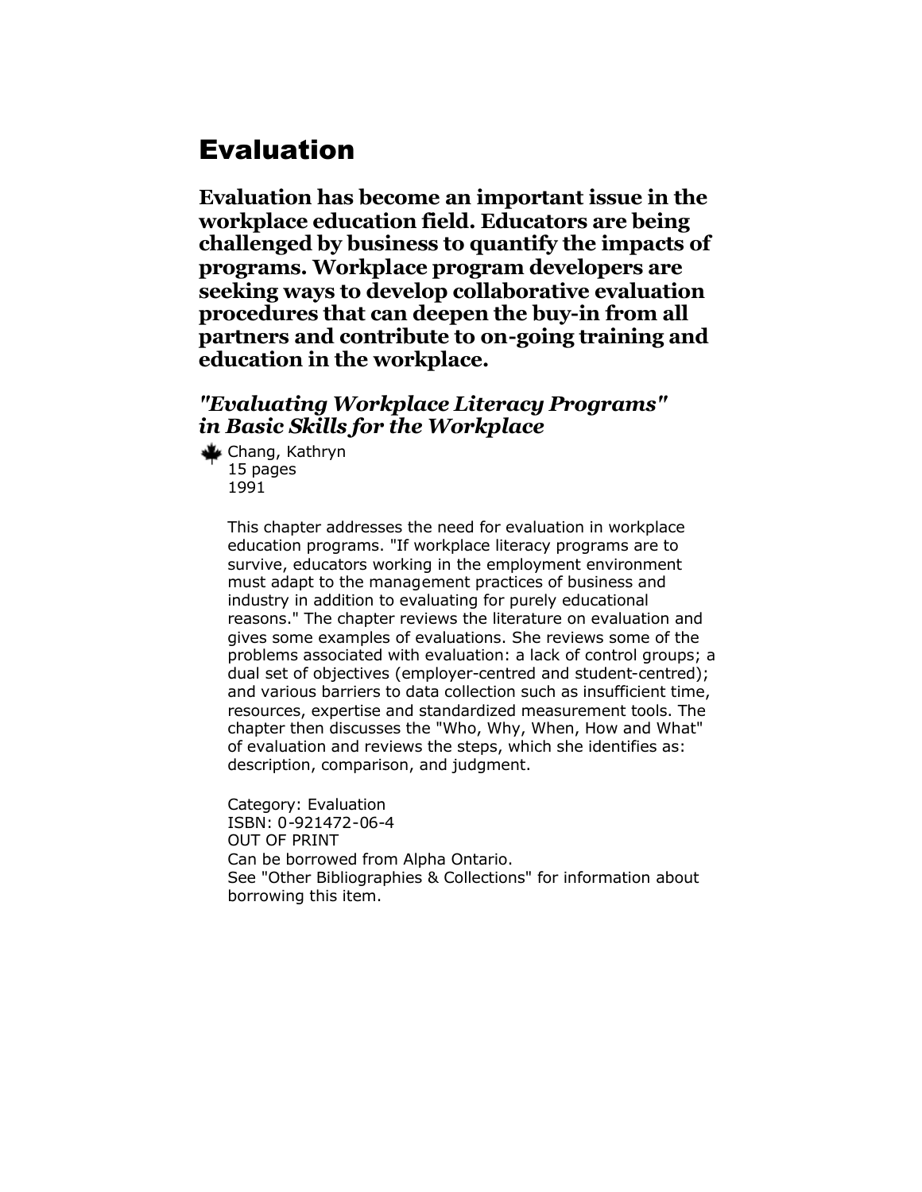# Evaluation

**Evaluation has become an important issue in the workplace education field. Educators are being challenged by business to quantify the impacts of programs. Workplace program developers are seeking ways to develop collaborative evaluation procedures that can deepen the buy-in from all partners and contribute to on-going training and education in the workplace.**

### *"Evaluating Workplace Literacy Programs" in Basic Skills for the Workplace*

Chang, Kathryn
15 pages
1991

This chapter addresses the need for evaluation in workplace education programs. "If workplace literacy programs are to survive, educators working in the employment environment must adapt to the management practices of business and industry in addition to evaluating for purely educational reasons." The chapter reviews the literature on evaluation and gives some examples of evaluations. She reviews some of the problems associated with evaluation: a lack of control groups; a dual set of objectives (employer-centred and student-centred); and various barriers to data collection such as insufficient time, resources, expertise and standardized measurement tools. The chapter then discusses the "Who, Why, When, How and What" of evaluation and reviews the steps, which she identifies as: description, comparison, and judgment.

Category: Evaluation
ISBN: 0-921472-06-4
OUT OF PRINT
Can be borrowed from Alpha Ontario.
See "Other Bibliographies & Collections" for information about borrowing this item.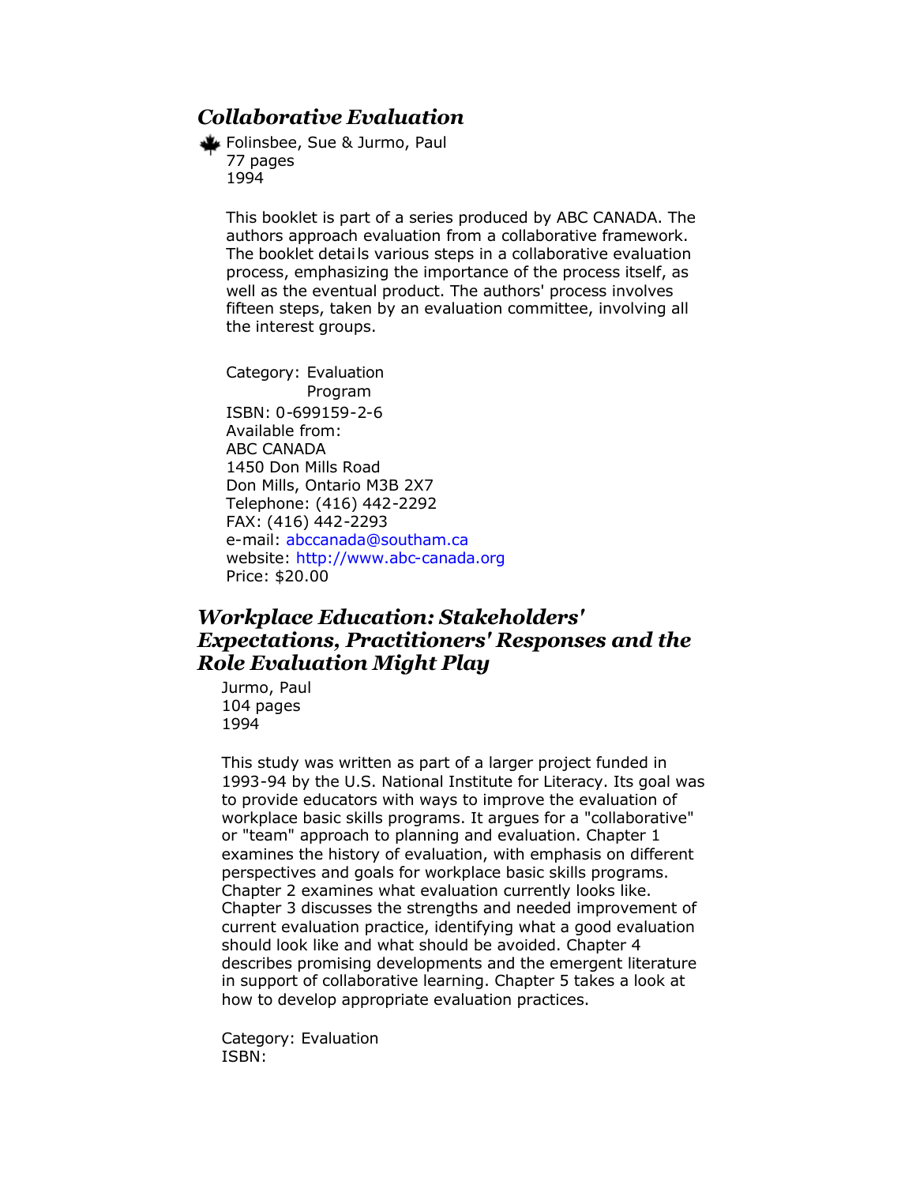### *Collaborative Evaluation*

Folinsbee, Sue & Jurmo, Paul
77 pages
1994

This booklet is part of a series produced by ABC CANADA. The authors approach evaluation from a collaborative framework. The booklet details various steps in a collaborative evaluation process, emphasizing the importance of the process itself, as well as the eventual product. The authors' process involves fifteen steps, taken by an evaluation committee, involving all the interest groups.

Category: Evaluation
Program
ISBN: 0-699159-2-6
Available from:
ABC CANADA
1450 Don Mills Road
Don Mills, Ontario M3B 2X7
Telephone: (416) 442-2292
FAX: (416) 442-2293
e-mail: abccanada@southam.ca
website: http://www.abc-canada.org
Price: $20.00

### *Workplace Education: Stakeholders' Expectations, Practitioners' Responses and the Role Evaluation Might Play*

Jurmo, Paul
104 pages
1994

This study was written as part of a larger project funded in 1993-94 by the U.S. National Institute for Literacy. Its goal was to provide educators with ways to improve the evaluation of workplace basic skills programs. It argues for a "collaborative" or "team" approach to planning and evaluation. Chapter 1 examines the history of evaluation, with emphasis on different perspectives and goals for workplace basic skills programs. Chapter 2 examines what evaluation currently looks like. Chapter 3 discusses the strengths and needed improvement of current evaluation practice, identifying what a good evaluation should look like and what should be avoided. Chapter 4 describes promising developments and the emergent literature in support of collaborative learning. Chapter 5 takes a look at how to develop appropriate evaluation practices.

Category: Evaluation
ISBN: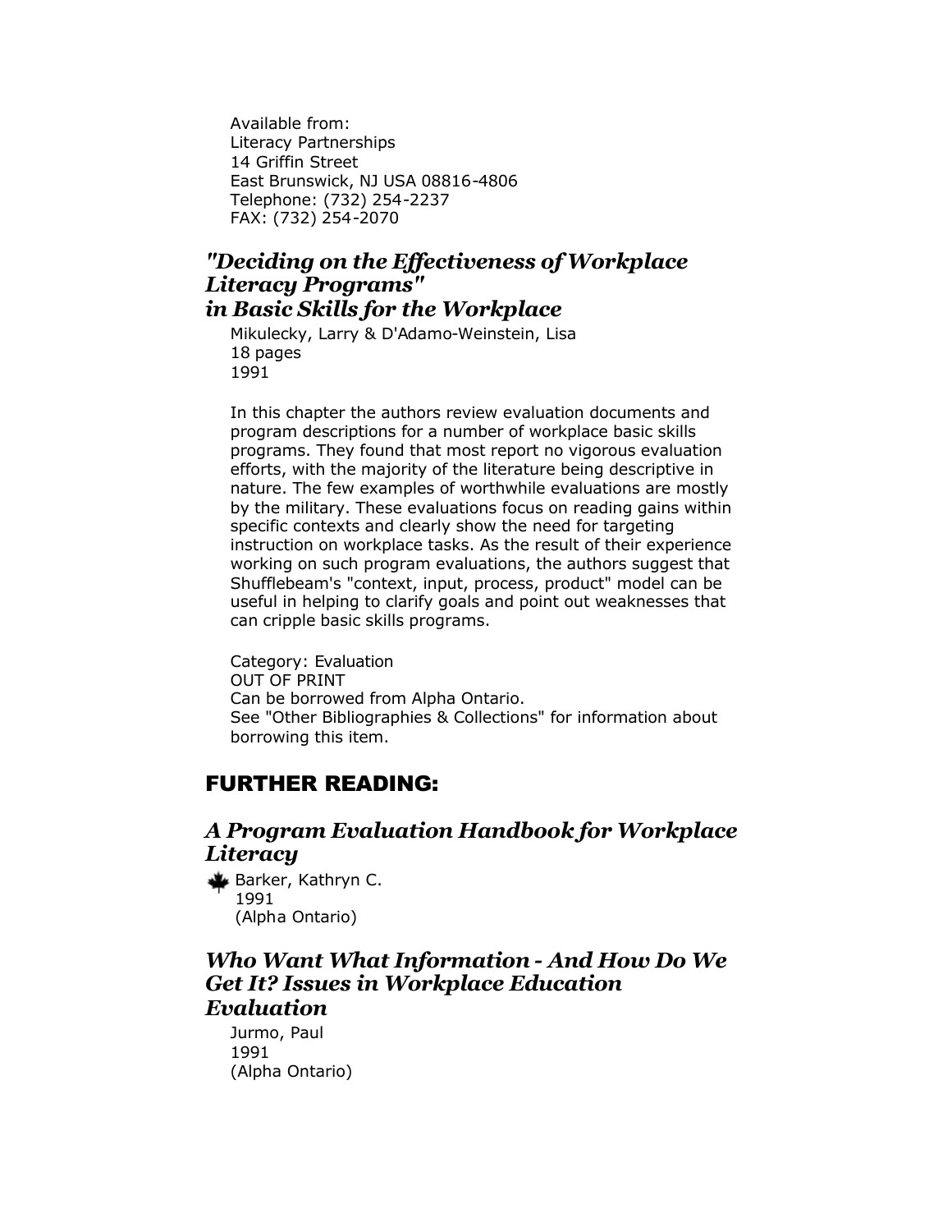Available from:
Literacy Partnerships
14 Griffin Street
East Brunswick, NJ USA 08816-4806
Telephone: (732) 254-2237
FAX: (732) 254-2070

### *"Deciding on the Effectiveness of Workplace Literacy Programs" in Basic Skills for the Workplace*

Mikulecky, Larry & D'Adamo-Weinstein, Lisa
18 pages
1991

In this chapter the authors review evaluation documents and program descriptions for a number of workplace basic skills programs. They found that most report no vigorous evaluation efforts, with the majority of the literature being descriptive in nature. The few examples of worthwhile evaluations are mostly by the military. These evaluations focus on reading gains within specific contexts and clearly show the need for targeting instruction on workplace tasks. As the result of their experience working on such program evaluations, the authors suggest that Shufflebeam's "context, input, process, product" model can be useful in helping to clarify goals and point out weaknesses that can cripple basic skills programs.

Category: Evaluation
OUT OF PRINT
Can be borrowed from Alpha Ontario.
See "Other Bibliographies & Collections" for information about borrowing this item.

## FURTHER READING:

### *A Program Evaluation Handbook for Workplace Literacy*

Barker, Kathryn C.
1991
(Alpha Ontario)

### *Who Want What Information - And How Do We Get It? Issues in Workplace Education Evaluation*

Jurmo, Paul
1991
(Alpha Ontario)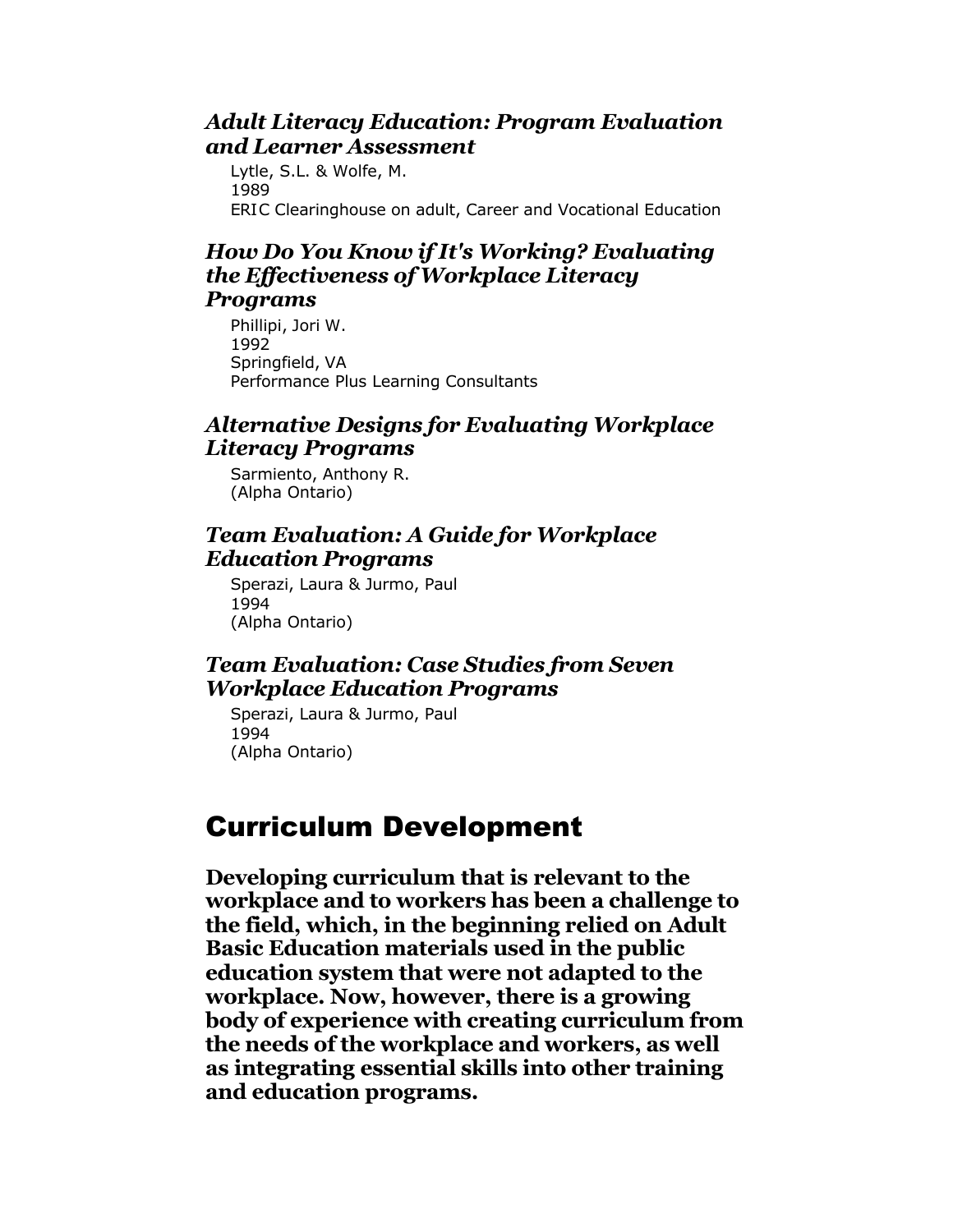### *Adult Literacy Education: Program Evaluation and Learner Assessment*

Lytle, S.L. & Wolfe, M.
1989
ERIC Clearinghouse on adult, Career and Vocational Education

### *How Do You Know if It's Working? Evaluating the Effectiveness of Workplace Literacy Programs*

Phillipi, Jori W.
1992
Springfield, VA
Performance Plus Learning Consultants

### *Alternative Designs for Evaluating Workplace Literacy Programs*

Sarmiento, Anthony R.
(Alpha Ontario)

### *Team Evaluation: A Guide for Workplace Education Programs*

Sperazi, Laura & Jurmo, Paul
1994
(Alpha Ontario)

### *Team Evaluation: Case Studies from Seven Workplace Education Programs*

Sperazi, Laura & Jurmo, Paul
1994
(Alpha Ontario)

## Curriculum Development

**Developing curriculum that is relevant to the workplace and to workers has been a challenge to the field, which, in the beginning relied on Adult Basic Education materials used in the public education system that were not adapted to the workplace. Now, however, there is a growing body of experience with creating curriculum from the needs of the workplace and workers, as well as integrating essential skills into other training and education programs.**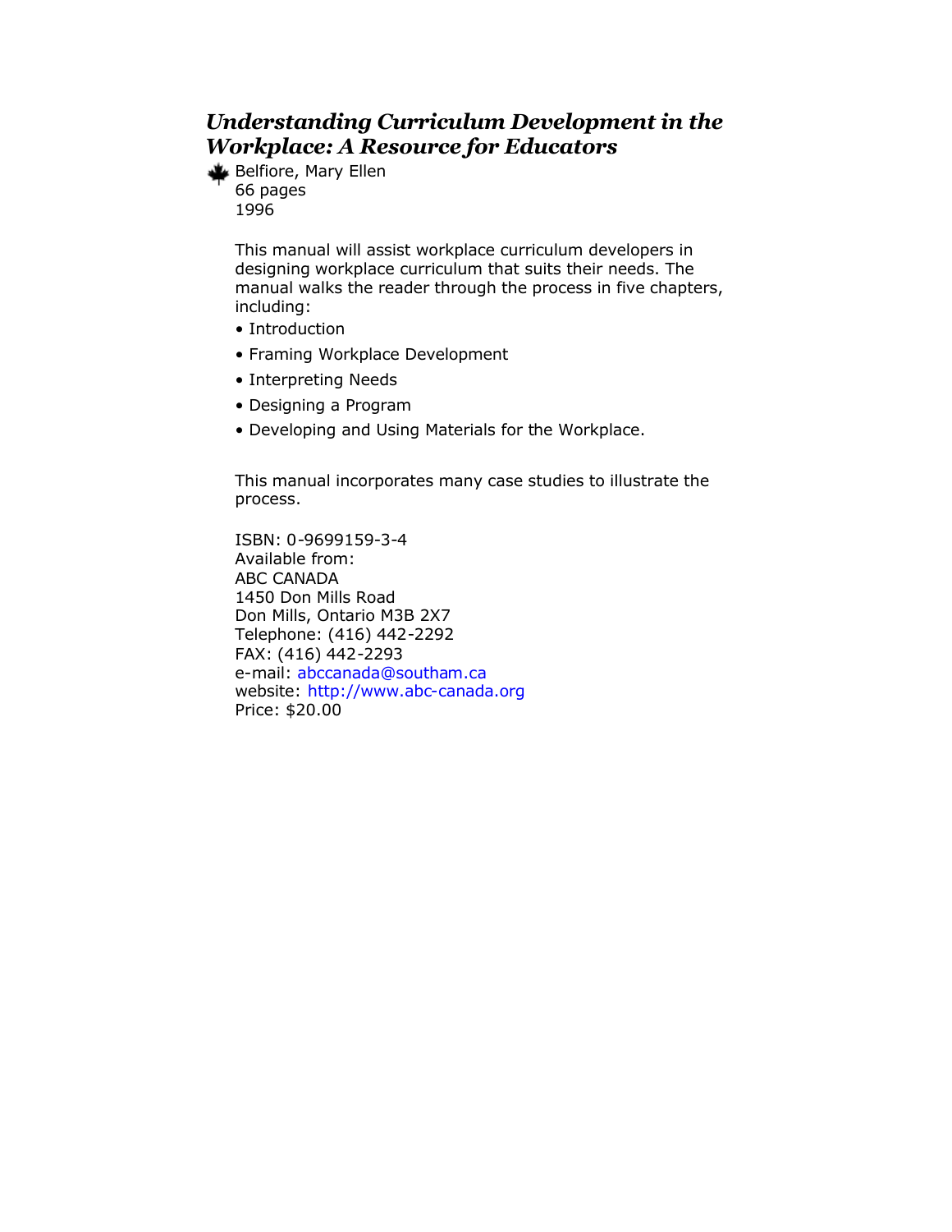## *Understanding Curriculum Development in the Workplace: A Resource for Educators*

Belfiore, Mary Ellen
66 pages
1996

This manual will assist workplace curriculum developers in designing workplace curriculum that suits their needs. The manual walks the reader through the process in five chapters, including:

- Introduction
- Framing Workplace Development
- Interpreting Needs
- Designing a Program
- Developing and Using Materials for the Workplace.

This manual incorporates many case studies to illustrate the process.

ISBN: 0-9699159-3-4
Available from:
ABC CANADA
1450 Don Mills Road
Don Mills, Ontario M3B 2X7
Telephone: (416) 442-2292
FAX: (416) 442-2293
e-mail: abccanada@southam.ca
website: http://www.abc-canada.org
Price: $20.00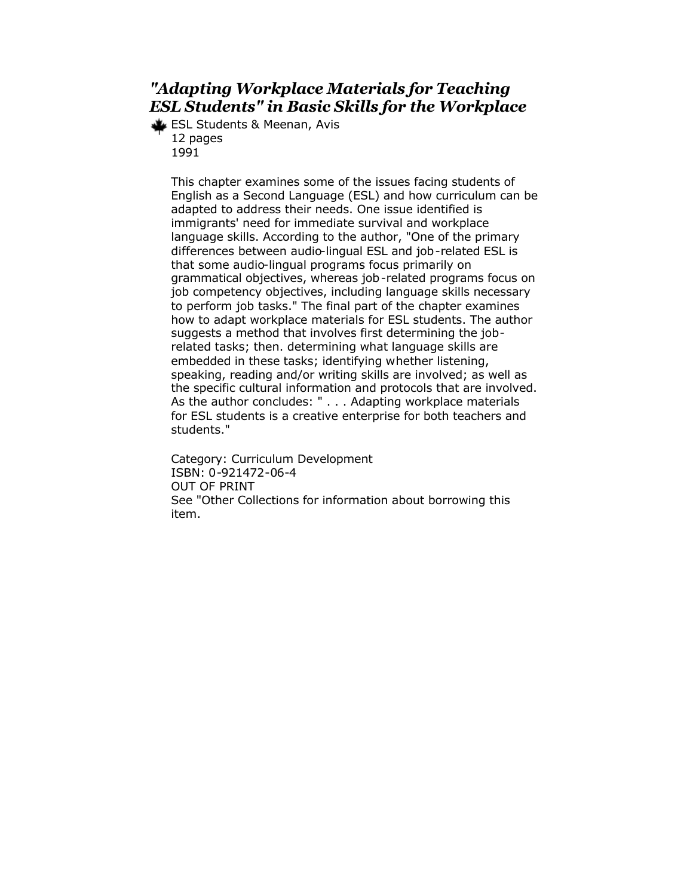## *"Adapting Workplace Materials for Teaching ESL Students" in Basic Skills for the Workplace*

ESL Students & Meenan, Avis
12 pages
1991

This chapter examines some of the issues facing students of English as a Second Language (ESL) and how curriculum can be adapted to address their needs. One issue identified is immigrants' need for immediate survival and workplace language skills. According to the author, "One of the primary differences between audio-lingual ESL and job-related ESL is that some audio-lingual programs focus primarily on grammatical objectives, whereas job-related programs focus on job competency objectives, including language skills necessary to perform job tasks." The final part of the chapter examines how to adapt workplace materials for ESL students. The author suggests a method that involves first determining the job-related tasks; then. determining what language skills are embedded in these tasks; identifying whether listening, speaking, reading and/or writing skills are involved; as well as the specific cultural information and protocols that are involved. As the author concludes: " . . . Adapting workplace materials for ESL students is a creative enterprise for both teachers and students."

Category: Curriculum Development
ISBN: 0-921472-06-4
OUT OF PRINT
See "Other Collections for information about borrowing this item.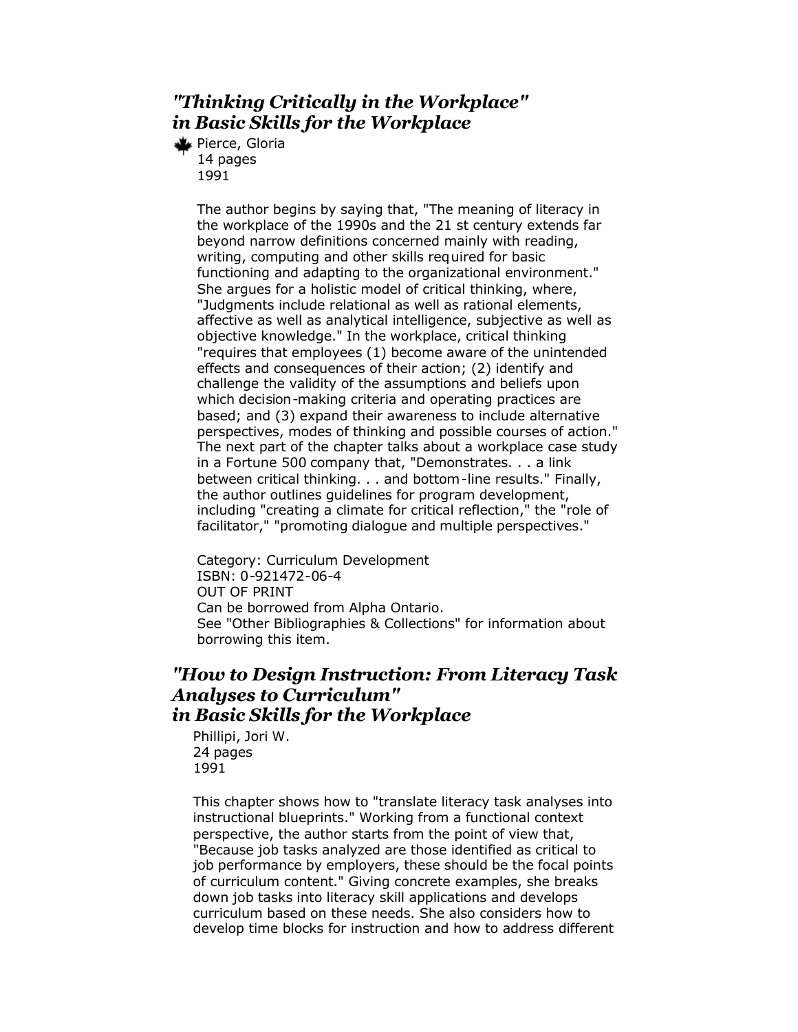### *"Thinking Critically in the Workplace" in Basic Skills for the Workplace*

Pierce, Gloria
14 pages
1991

The author begins by saying that, "The meaning of literacy in the workplace of the 1990s and the 21 st century extends far beyond narrow definitions concerned mainly with reading, writing, computing and other skills required for basic functioning and adapting to the organizational environment." She argues for a holistic model of critical thinking, where, "Judgments include relational as well as rational elements, affective as well as analytical intelligence, subjective as well as objective knowledge." In the workplace, critical thinking "requires that employees (1) become aware of the unintended effects and consequences of their action; (2) identify and challenge the validity of the assumptions and beliefs upon which decision-making criteria and operating practices are based; and (3) expand their awareness to include alternative perspectives, modes of thinking and possible courses of action." The next part of the chapter talks about a workplace case study in a Fortune 500 company that, "Demonstrates. . . a link between critical thinking. . . and bottom-line results." Finally, the author outlines guidelines for program development, including "creating a climate for critical reflection," the "role of facilitator," "promoting dialogue and multiple perspectives."

Category: Curriculum Development
ISBN: 0-921472-06-4
OUT OF PRINT
Can be borrowed from Alpha Ontario.
See "Other Bibliographies & Collections" for information about borrowing this item.

### *"How to Design Instruction: From Literacy Task Analyses to Curriculum" in Basic Skills for the Workplace*

Phillipi, Jori W.
24 pages
1991

This chapter shows how to "translate literacy task analyses into instructional blueprints." Working from a functional context perspective, the author starts from the point of view that, "Because job tasks analyzed are those identified as critical to job performance by employers, these should be the focal points of curriculum content." Giving concrete examples, she breaks down job tasks into literacy skill applications and develops curriculum based on these needs. She also considers how to develop time blocks for instruction and how to address different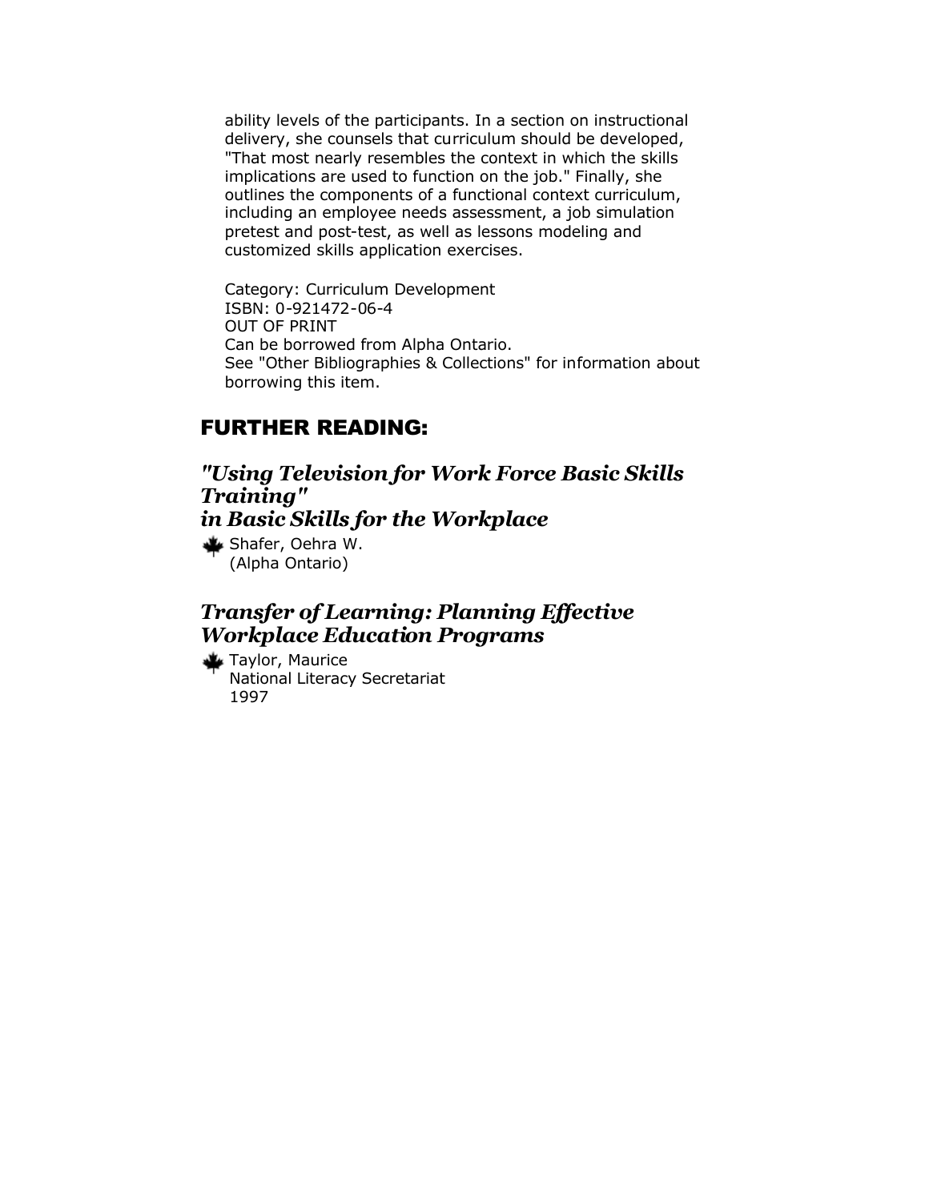ability levels of the participants. In a section on instructional delivery, she counsels that curriculum should be developed, "That most nearly resembles the context in which the skills implications are used to function on the job." Finally, she outlines the components of a functional context curriculum, including an employee needs assessment, a job simulation pretest and post-test, as well as lessons modeling and customized skills application exercises.

Category: Curriculum Development
ISBN: 0-921472-06-4
OUT OF PRINT
Can be borrowed from Alpha Ontario.
See "Other Bibliographies & Collections" for information about borrowing this item.

## FURTHER READING:

### *"Using Television for Work Force Basic Skills Training" in Basic Skills for the Workplace*

Shafer, Oehra W.
(Alpha Ontario)

### *Transfer of Learning: Planning Effective Workplace Education Programs*

Taylor, Maurice
National Literacy Secretariat
1997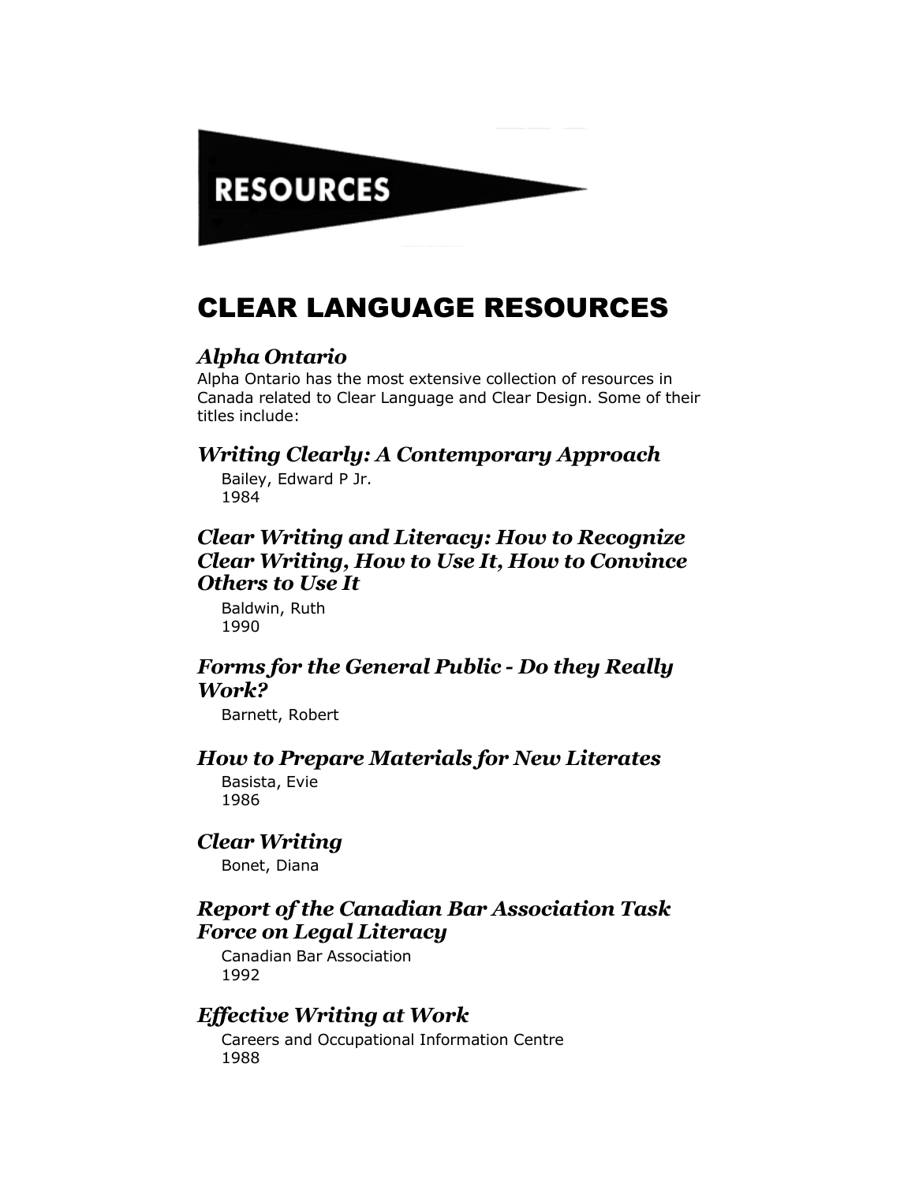# RESOURCES

## CLEAR LANGUAGE RESOURCES

### *Alpha Ontario*

Alpha Ontario has the most extensive collection of resources in Canada related to Clear Language and Clear Design. Some of their titles include:

### *Writing Clearly: A Contemporary Approach*

Bailey, Edward P Jr.
1984

### *Clear Writing and Literacy: How to Recognize Clear Writing, How to Use It, How to Convince Others to Use It*

Baldwin, Ruth
1990

### *Forms for the General Public - Do they Really Work?*

Barnett, Robert

### *How to Prepare Materials for New Literates*

Basista, Evie
1986

### *Clear Writing*

Bonet, Diana

### *Report of the Canadian Bar Association Task Force on Legal Literacy*

Canadian Bar Association
1992

### *Effective Writing at Work*

Careers and Occupational Information Centre
1988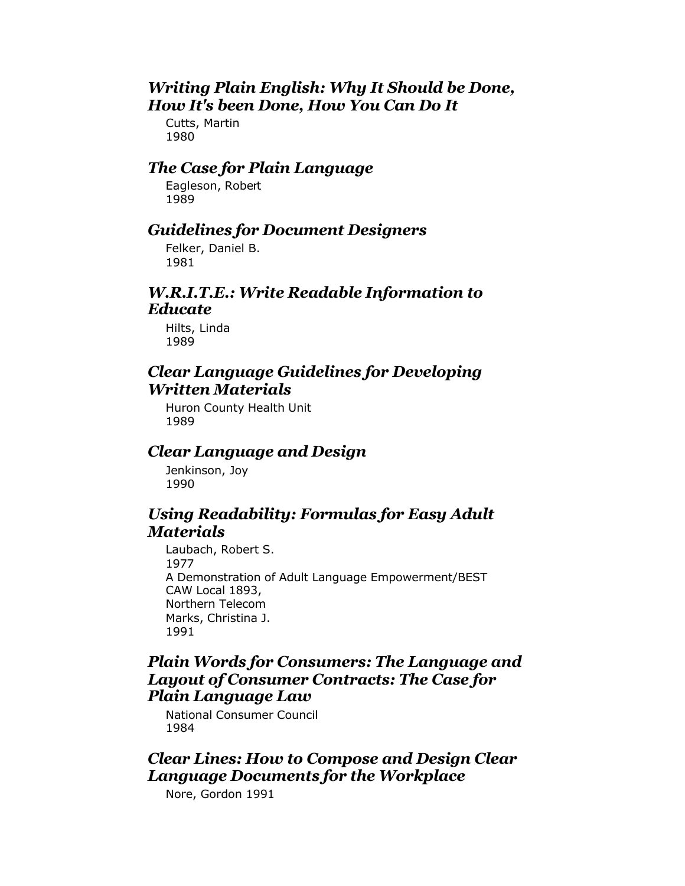### *Writing Plain English: Why It Should be Done, How It's been Done, How You Can Do It*

Cutts, Martin
1980

### *The Case for Plain Language*

Eagleson, Robert
1989

### *Guidelines for Document Designers*

Felker, Daniel B.
1981

### *W.R.I.T.E.: Write Readable Information to Educate*

Hilts, Linda
1989

### *Clear Language Guidelines for Developing Written Materials*

Huron County Health Unit
1989

### *Clear Language and Design*

Jenkinson, Joy
1990

### *Using Readability: Formulas for Easy Adult Materials*

Laubach, Robert S.
1977
A Demonstration of Adult Language Empowerment/BEST
CAW Local 1893,
Northern Telecom
Marks, Christina J.
1991

### *Plain Words for Consumers: The Language and Layout of Consumer Contracts: The Case for Plain Language Law*

National Consumer Council
1984

### *Clear Lines: How to Compose and Design Clear Language Documents for the Workplace*

Nore, Gordon 1991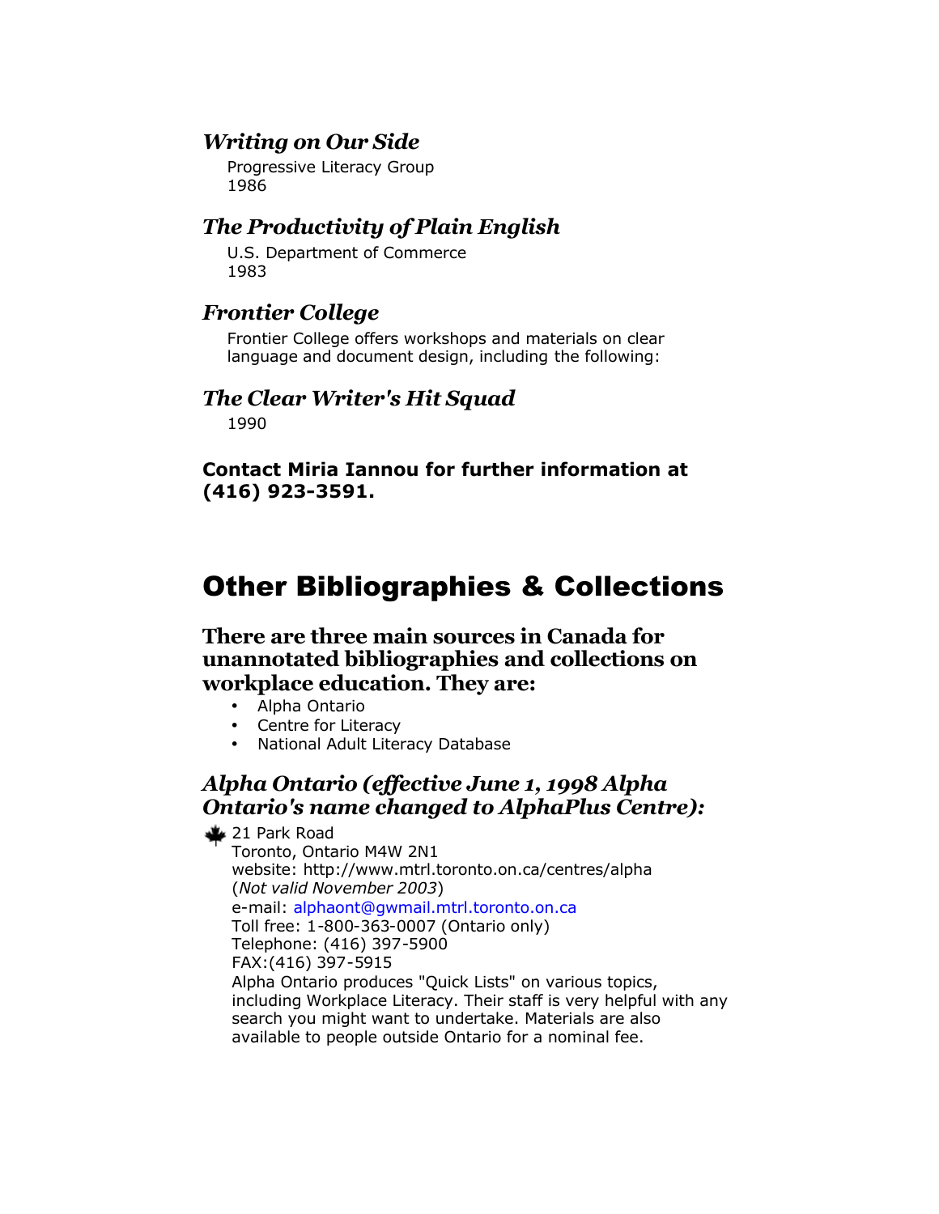### *Writing on Our Side*

Progressive Literacy Group
1986

### *The Productivity of Plain English*

U.S. Department of Commerce
1983

### *Frontier College*

Frontier College offers workshops and materials on clear language and document design, including the following:

### *The Clear Writer's Hit Squad*

1990

**Contact Miria Iannou for further information at (416) 923-3591.**

# Other Bibliographies & Collections

### There are three main sources in Canada for unannotated bibliographies and collections on workplace education. They are:

- Alpha Ontario
- Centre for Literacy
- National Adult Literacy Database

### *Alpha Ontario (effective June 1, 1998 Alpha Ontario's name changed to AlphaPlus Centre):*

21 Park Road
Toronto, Ontario M4W 2N1
website: http://www.mtrl.toronto.on.ca/centres/alpha (*Not valid November 2003*)
e-mail: alphaont@gwmail.mtrl.toronto.on.ca
Toll free: 1-800-363-0007 (Ontario only)
Telephone: (416) 397-5900
FAX:(416) 397-5915
Alpha Ontario produces "Quick Lists" on various topics, including Workplace Literacy. Their staff is very helpful with any search you might want to undertake. Materials are also available to people outside Ontario for a nominal fee.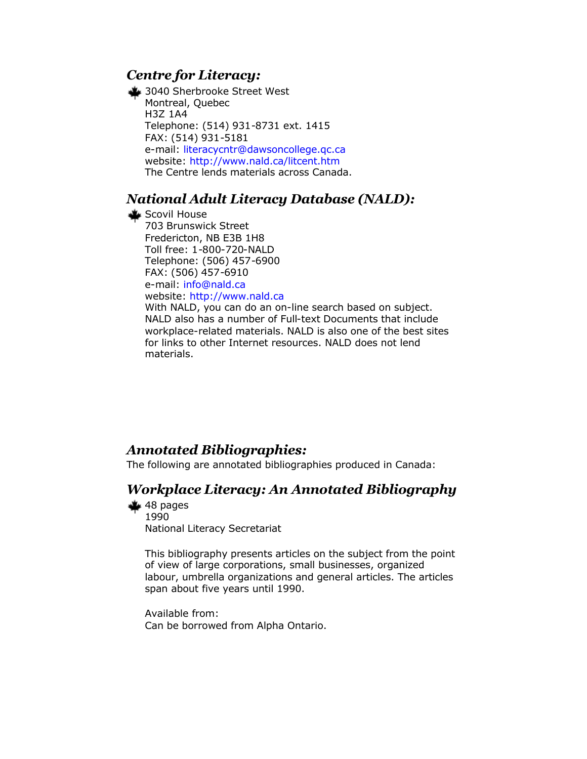## *Centre for Literacy:*

3040 Sherbrooke Street West
Montreal, Quebec
H3Z 1A4
Telephone: (514) 931-8731 ext. 1415
FAX: (514) 931-5181
e-mail: literacycntr@dawsoncollege.qc.ca
website: http://www.nald.ca/litcent.htm
The Centre lends materials across Canada.

## *National Adult Literacy Database (NALD):*

Scovil House
703 Brunswick Street
Fredericton, NB E3B 1H8
Toll free: 1-800-720-NALD
Telephone: (506) 457-6900
FAX: (506) 457-6910
e-mail: info@nald.ca
website: http://www.nald.ca
With NALD, you can do an on-line search based on subject. NALD also has a number of Full-text Documents that include workplace-related materials. NALD is also one of the best sites for links to other Internet resources. NALD does not lend materials.

## *Annotated Bibliographies:*

The following are annotated bibliographies produced in Canada:

## *Workplace Literacy: An Annotated Bibliography*

48 pages
1990
National Literacy Secretariat

This bibliography presents articles on the subject from the point of view of large corporations, small businesses, organized labour, umbrella organizations and general articles. The articles span about five years until 1990.

Available from:
Can be borrowed from Alpha Ontario.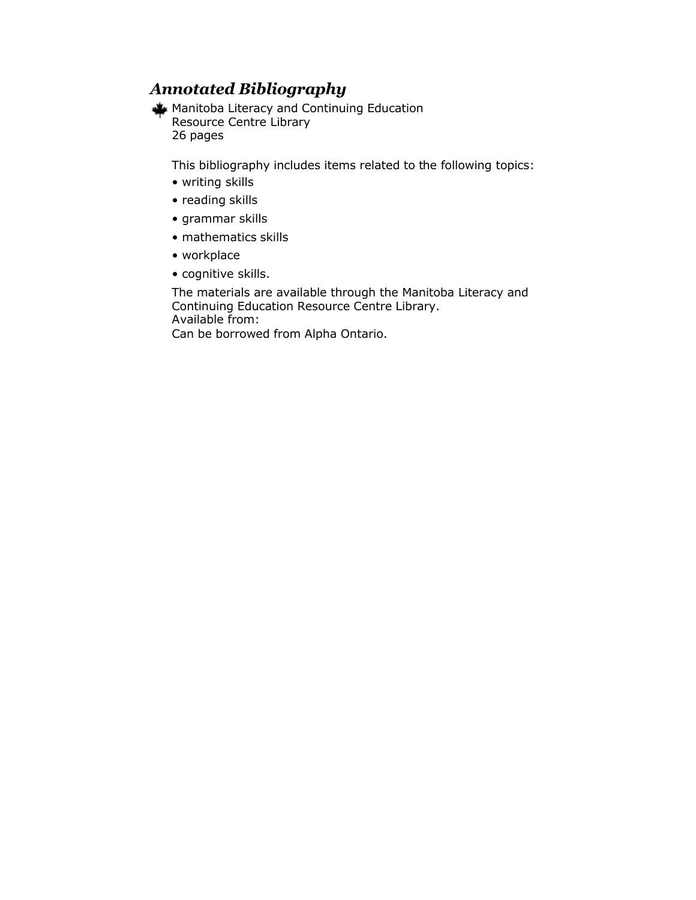### *Annotated Bibliography*

Manitoba Literacy and Continuing Education
Resource Centre Library
26 pages

This bibliography includes items related to the following topics:

- writing skills
- reading skills
- grammar skills
- mathematics skills
- workplace
- cognitive skills.

The materials are available through the Manitoba Literacy and Continuing Education Resource Centre Library.
Available from:
Can be borrowed from Alpha Ontario.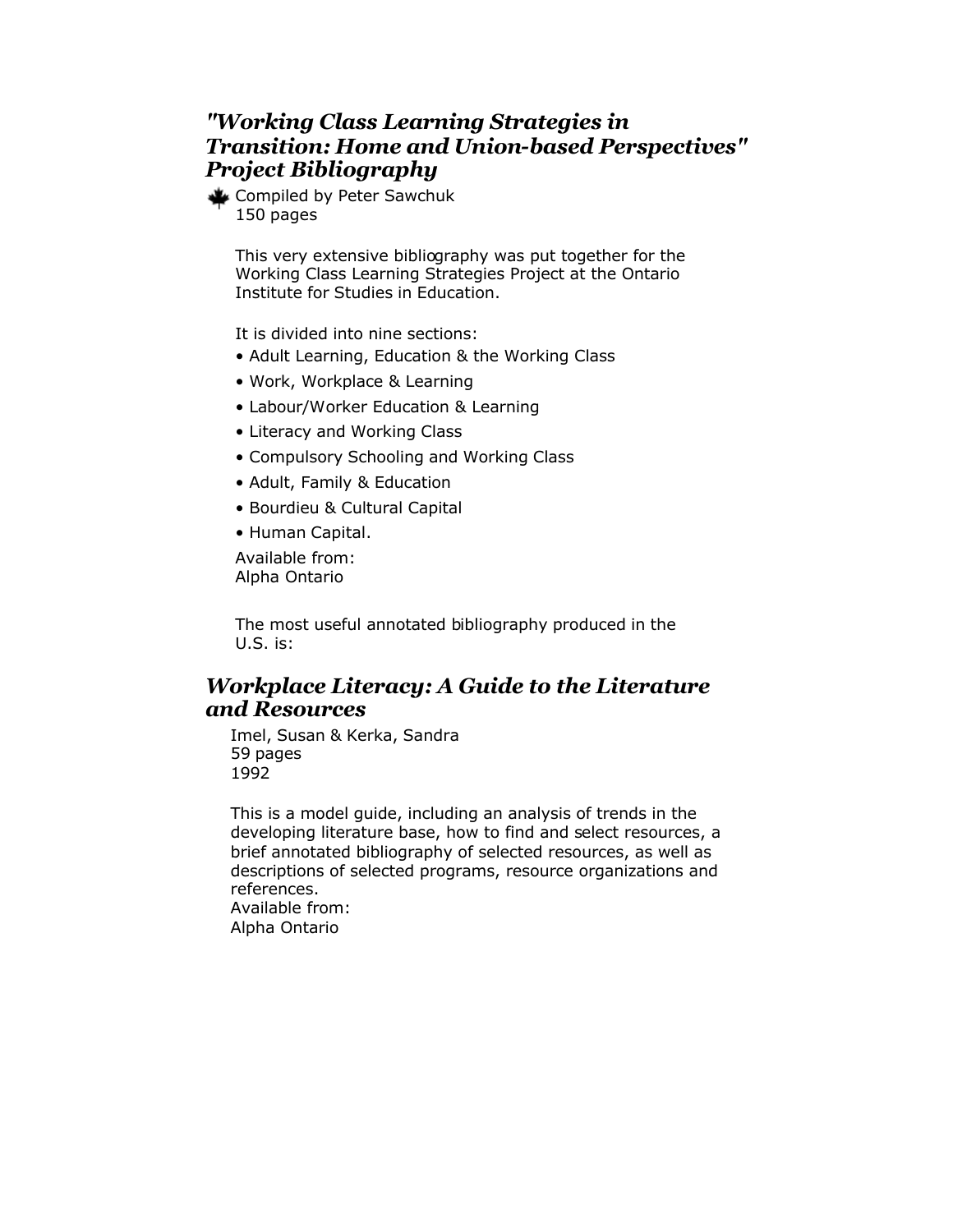### *"Working Class Learning Strategies in Transition: Home and Union-based Perspectives" Project Bibliography*

Compiled by Peter Sawchuk
150 pages

This very extensive bibliography was put together for the Working Class Learning Strategies Project at the Ontario Institute for Studies in Education.

It is divided into nine sections:

- Adult Learning, Education & the Working Class
- Work, Workplace & Learning
- Labour/Worker Education & Learning
- Literacy and Working Class
- Compulsory Schooling and Working Class
- Adult, Family & Education
- Bourdieu & Cultural Capital
- Human Capital.

Available from:
Alpha Ontario

The most useful annotated bibliography produced in the U.S. is:

### *Workplace Literacy: A Guide to the Literature and Resources*

Imel, Susan & Kerka, Sandra
59 pages
1992

This is a model guide, including an analysis of trends in the developing literature base, how to find and select resources, a brief annotated bibliography of selected resources, as well as descriptions of selected programs, resource organizations and references.
Available from:
Alpha Ontario